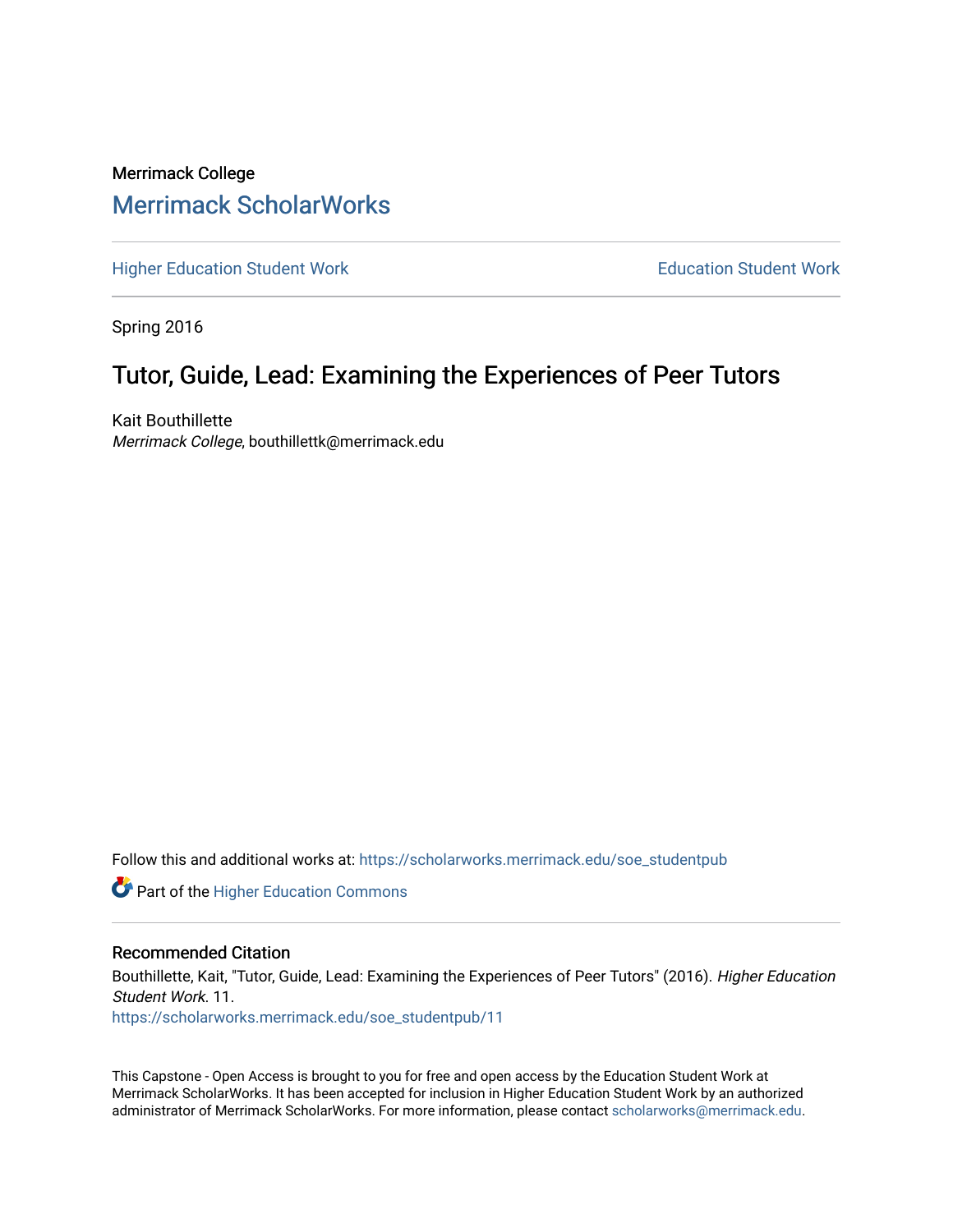Merrimack College

# Merrimack ScholarWorks

Higher Education Student Work | Education Student Work

Spring 2016

## Tutor, Guide, Lead: Examining the Experiences of Peer Tutors

Kait Bouthillette
*Merrimack College*, bouthillettk@merrimack.edu

Follow this and additional works at: https://scholarworks.merrimack.edu/soe_studentpub

Part of the Higher Education Commons

### Recommended Citation

Bouthillette, Kait, "Tutor, Guide, Lead: Examining the Experiences of Peer Tutors" (2016). *Higher Education Student Work*. 11.
https://scholarworks.merrimack.edu/soe_studentpub/11

This Capstone - Open Access is brought to you for free and open access by the Education Student Work at Merrimack ScholarWorks. It has been accepted for inclusion in Higher Education Student Work by an authorized administrator of Merrimack ScholarWorks. For more information, please contact scholarworks@merrimack.edu.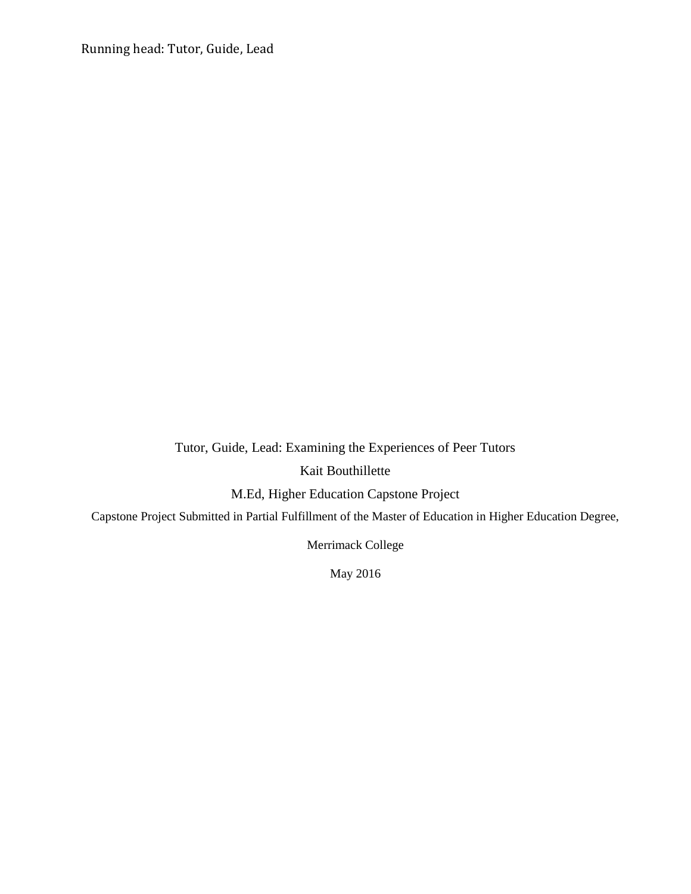Tutor, Guide, Lead: Examining the Experiences of Peer Tutors

Kait Bouthillette

M.Ed, Higher Education Capstone Project

Capstone Project Submitted in Partial Fulfillment of the Master of Education in Higher Education Degree,

Merrimack College

May 2016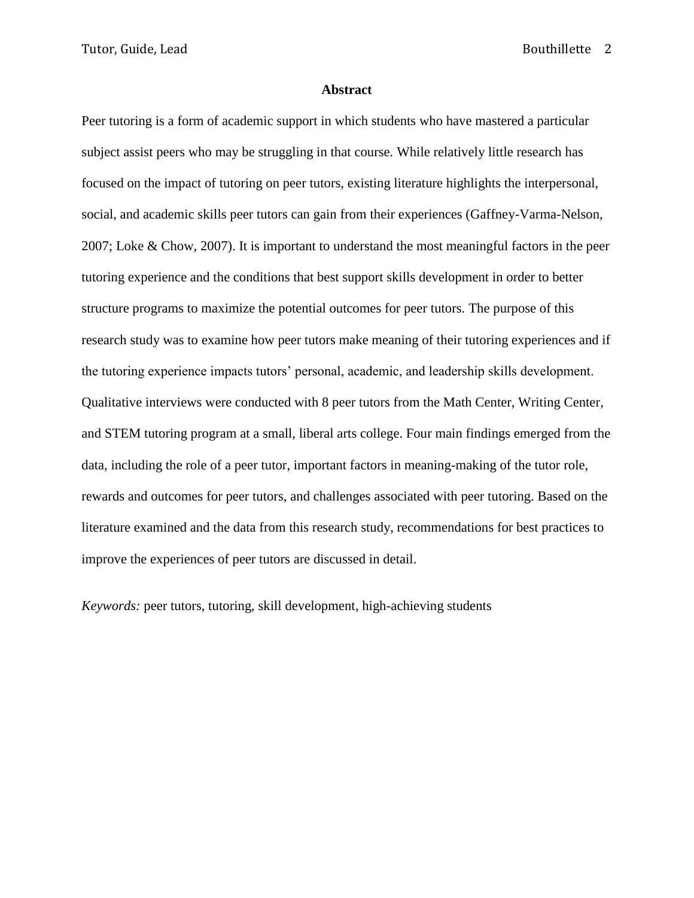## Abstract

Peer tutoring is a form of academic support in which students who have mastered a particular subject assist peers who may be struggling in that course. While relatively little research has focused on the impact of tutoring on peer tutors, existing literature highlights the interpersonal, social, and academic skills peer tutors can gain from their experiences (Gaffney-Varma-Nelson, 2007; Loke & Chow, 2007). It is important to understand the most meaningful factors in the peer tutoring experience and the conditions that best support skills development in order to better structure programs to maximize the potential outcomes for peer tutors. The purpose of this research study was to examine how peer tutors make meaning of their tutoring experiences and if the tutoring experience impacts tutors' personal, academic, and leadership skills development. Qualitative interviews were conducted with 8 peer tutors from the Math Center, Writing Center, and STEM tutoring program at a small, liberal arts college. Four main findings emerged from the data, including the role of a peer tutor, important factors in meaning-making of the tutor role, rewards and outcomes for peer tutors, and challenges associated with peer tutoring. Based on the literature examined and the data from this research study, recommendations for best practices to improve the experiences of peer tutors are discussed in detail.

*Keywords:* peer tutors, tutoring, skill development, high-achieving students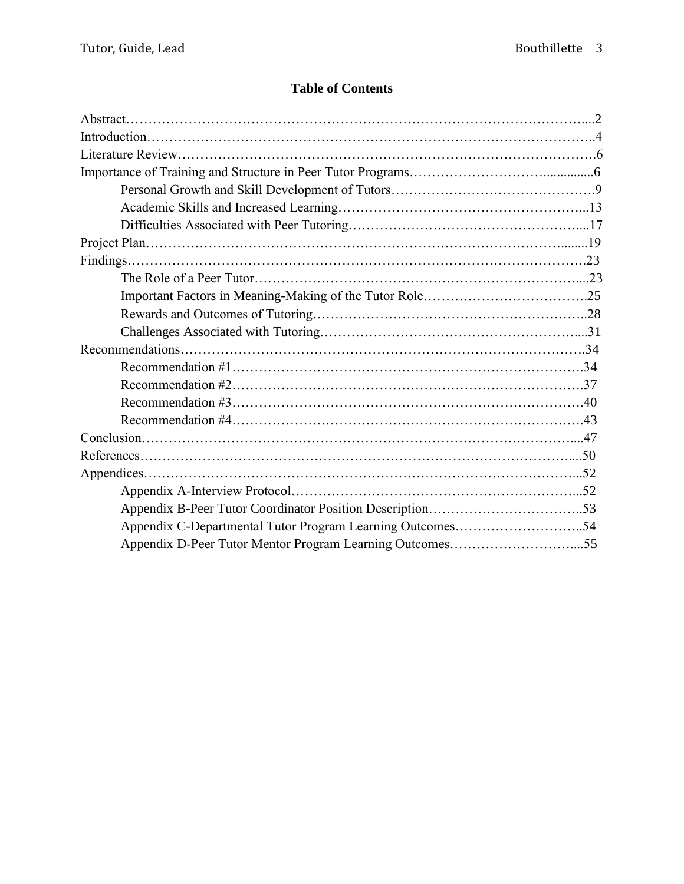## Table of Contents

Abstract....2
Introduction....4
Literature Review....6
Importance of Training and Structure in Peer Tutor Programs....6
  Personal Growth and Skill Development of Tutors....9
  Academic Skills and Increased Learning....13
  Difficulties Associated with Peer Tutoring....17
Project Plan....19
Findings....23
  The Role of a Peer Tutor....23
  Important Factors in Meaning-Making of the Tutor Role....25
  Rewards and Outcomes of Tutoring....28
  Challenges Associated with Tutoring....31
Recommendations....34
  Recommendation #1....34
  Recommendation #2....37
  Recommendation #3....40
  Recommendation #4....43
Conclusion....47
References....50
Appendices....52
  Appendix A-Interview Protocol....52
  Appendix B-Peer Tutor Coordinator Position Description....53
  Appendix C-Departmental Tutor Program Learning Outcomes....54
  Appendix D-Peer Tutor Mentor Program Learning Outcomes....55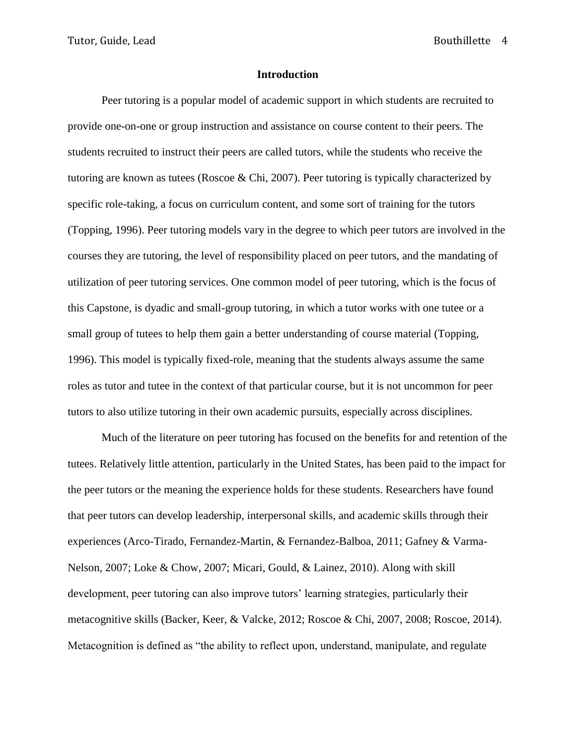## Introduction

Peer tutoring is a popular model of academic support in which students are recruited to provide one-on-one or group instruction and assistance on course content to their peers. The students recruited to instruct their peers are called tutors, while the students who receive the tutoring are known as tutees (Roscoe & Chi, 2007). Peer tutoring is typically characterized by specific role-taking, a focus on curriculum content, and some sort of training for the tutors (Topping, 1996). Peer tutoring models vary in the degree to which peer tutors are involved in the courses they are tutoring, the level of responsibility placed on peer tutors, and the mandating of utilization of peer tutoring services. One common model of peer tutoring, which is the focus of this Capstone, is dyadic and small-group tutoring, in which a tutor works with one tutee or a small group of tutees to help them gain a better understanding of course material (Topping, 1996). This model is typically fixed-role, meaning that the students always assume the same roles as tutor and tutee in the context of that particular course, but it is not uncommon for peer tutors to also utilize tutoring in their own academic pursuits, especially across disciplines.

Much of the literature on peer tutoring has focused on the benefits for and retention of the tutees. Relatively little attention, particularly in the United States, has been paid to the impact for the peer tutors or the meaning the experience holds for these students. Researchers have found that peer tutors can develop leadership, interpersonal skills, and academic skills through their experiences (Arco-Tirado, Fernandez-Martin, & Fernandez-Balboa, 2011; Gafney & Varma-Nelson, 2007; Loke & Chow, 2007; Micari, Gould, & Lainez, 2010). Along with skill development, peer tutoring can also improve tutors' learning strategies, particularly their metacognitive skills (Backer, Keer, & Valcke, 2012; Roscoe & Chi, 2007, 2008; Roscoe, 2014). Metacognition is defined as "the ability to reflect upon, understand, manipulate, and regulate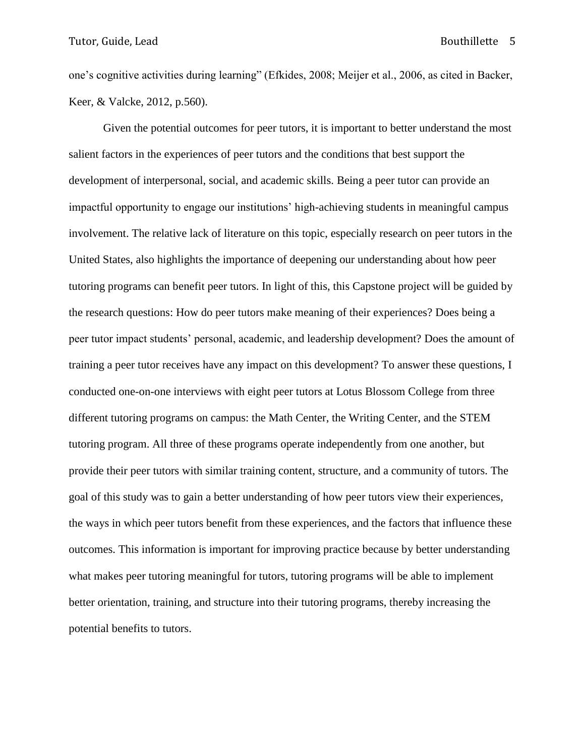one's cognitive activities during learning" (Efkides, 2008; Meijer et al., 2006, as cited in Backer, Keer, & Valcke, 2012, p.560).

Given the potential outcomes for peer tutors, it is important to better understand the most salient factors in the experiences of peer tutors and the conditions that best support the development of interpersonal, social, and academic skills. Being a peer tutor can provide an impactful opportunity to engage our institutions' high-achieving students in meaningful campus involvement. The relative lack of literature on this topic, especially research on peer tutors in the United States, also highlights the importance of deepening our understanding about how peer tutoring programs can benefit peer tutors. In light of this, this Capstone project will be guided by the research questions: How do peer tutors make meaning of their experiences? Does being a peer tutor impact students' personal, academic, and leadership development? Does the amount of training a peer tutor receives have any impact on this development? To answer these questions, I conducted one-on-one interviews with eight peer tutors at Lotus Blossom College from three different tutoring programs on campus: the Math Center, the Writing Center, and the STEM tutoring program. All three of these programs operate independently from one another, but provide their peer tutors with similar training content, structure, and a community of tutors. The goal of this study was to gain a better understanding of how peer tutors view their experiences, the ways in which peer tutors benefit from these experiences, and the factors that influence these outcomes. This information is important for improving practice because by better understanding what makes peer tutoring meaningful for tutors, tutoring programs will be able to implement better orientation, training, and structure into their tutoring programs, thereby increasing the potential benefits to tutors.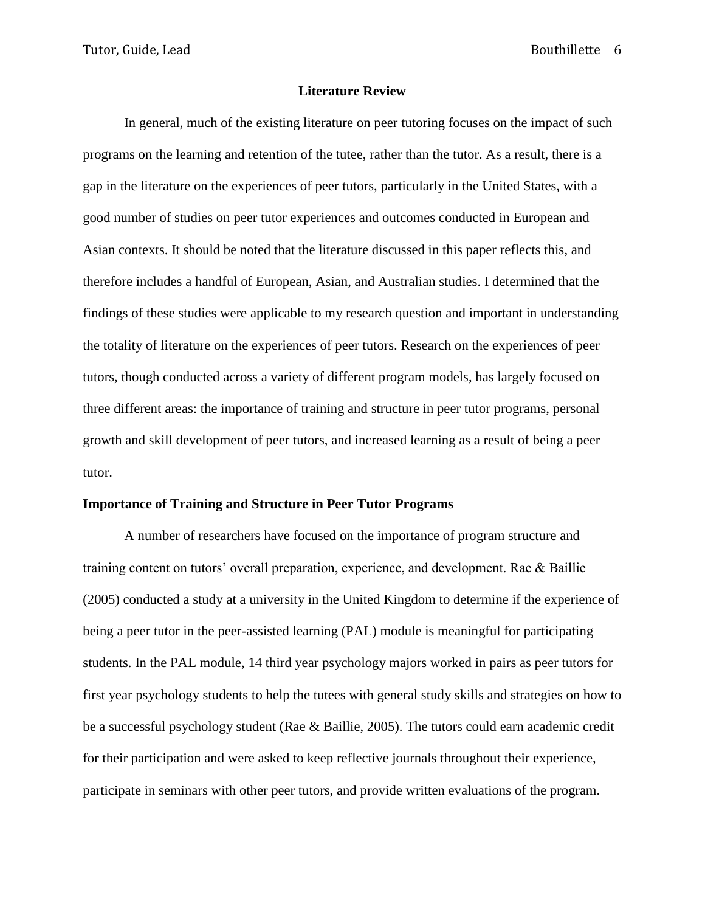## Literature Review

In general, much of the existing literature on peer tutoring focuses on the impact of such programs on the learning and retention of the tutee, rather than the tutor. As a result, there is a gap in the literature on the experiences of peer tutors, particularly in the United States, with a good number of studies on peer tutor experiences and outcomes conducted in European and Asian contexts. It should be noted that the literature discussed in this paper reflects this, and therefore includes a handful of European, Asian, and Australian studies. I determined that the findings of these studies were applicable to my research question and important in understanding the totality of literature on the experiences of peer tutors. Research on the experiences of peer tutors, though conducted across a variety of different program models, has largely focused on three different areas: the importance of training and structure in peer tutor programs, personal growth and skill development of peer tutors, and increased learning as a result of being a peer tutor.

### Importance of Training and Structure in Peer Tutor Programs

A number of researchers have focused on the importance of program structure and training content on tutors' overall preparation, experience, and development. Rae & Baillie (2005) conducted a study at a university in the United Kingdom to determine if the experience of being a peer tutor in the peer-assisted learning (PAL) module is meaningful for participating students. In the PAL module, 14 third year psychology majors worked in pairs as peer tutors for first year psychology students to help the tutees with general study skills and strategies on how to be a successful psychology student (Rae & Baillie, 2005). The tutors could earn academic credit for their participation and were asked to keep reflective journals throughout their experience, participate in seminars with other peer tutors, and provide written evaluations of the program.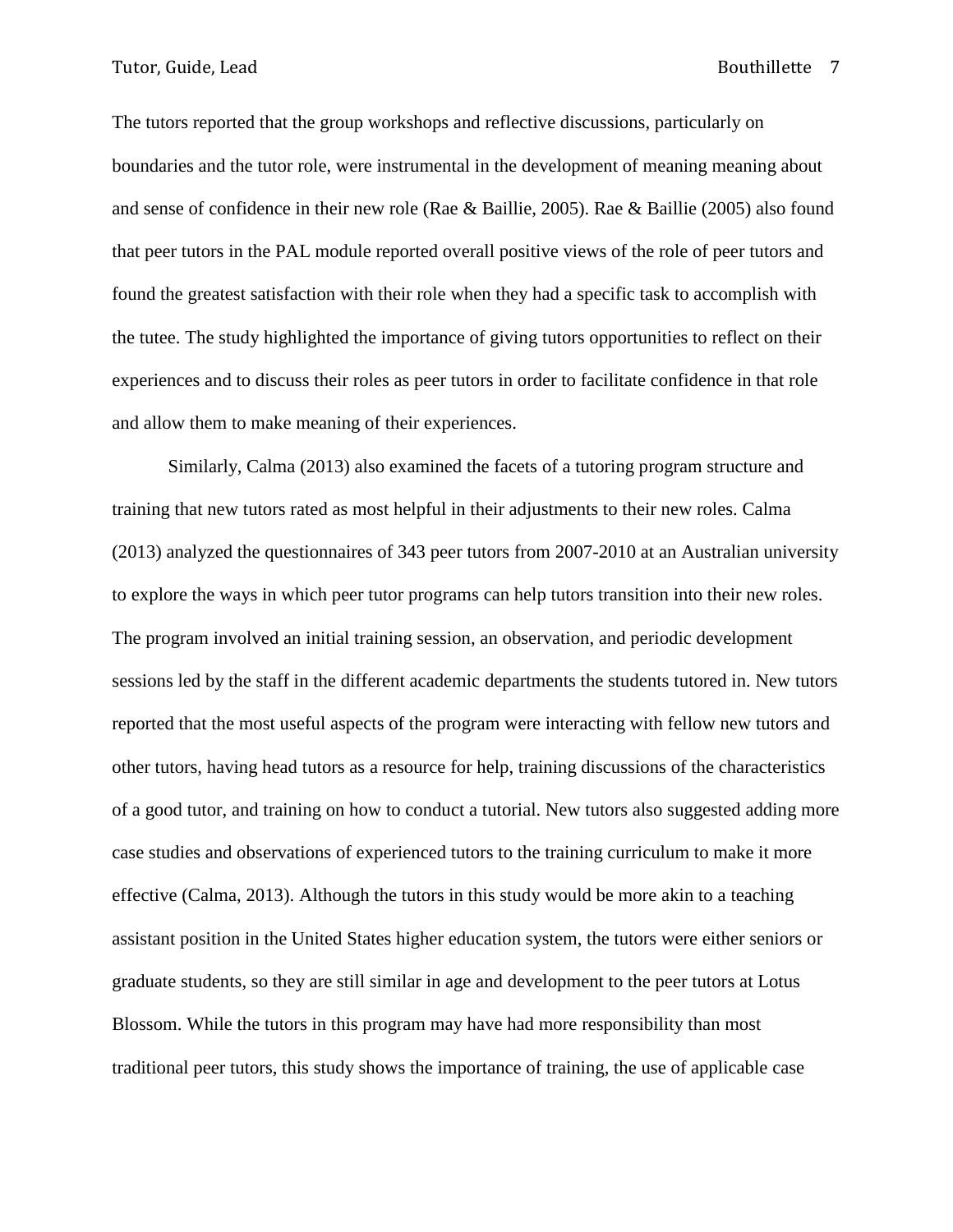The tutors reported that the group workshops and reflective discussions, particularly on boundaries and the tutor role, were instrumental in the development of meaning meaning about and sense of confidence in their new role (Rae & Baillie, 2005). Rae & Baillie (2005) also found that peer tutors in the PAL module reported overall positive views of the role of peer tutors and found the greatest satisfaction with their role when they had a specific task to accomplish with the tutee. The study highlighted the importance of giving tutors opportunities to reflect on their experiences and to discuss their roles as peer tutors in order to facilitate confidence in that role and allow them to make meaning of their experiences.

Similarly, Calma (2013) also examined the facets of a tutoring program structure and training that new tutors rated as most helpful in their adjustments to their new roles. Calma (2013) analyzed the questionnaires of 343 peer tutors from 2007-2010 at an Australian university to explore the ways in which peer tutor programs can help tutors transition into their new roles. The program involved an initial training session, an observation, and periodic development sessions led by the staff in the different academic departments the students tutored in. New tutors reported that the most useful aspects of the program were interacting with fellow new tutors and other tutors, having head tutors as a resource for help, training discussions of the characteristics of a good tutor, and training on how to conduct a tutorial. New tutors also suggested adding more case studies and observations of experienced tutors to the training curriculum to make it more effective (Calma, 2013). Although the tutors in this study would be more akin to a teaching assistant position in the United States higher education system, the tutors were either seniors or graduate students, so they are still similar in age and development to the peer tutors at Lotus Blossom. While the tutors in this program may have had more responsibility than most traditional peer tutors, this study shows the importance of training, the use of applicable case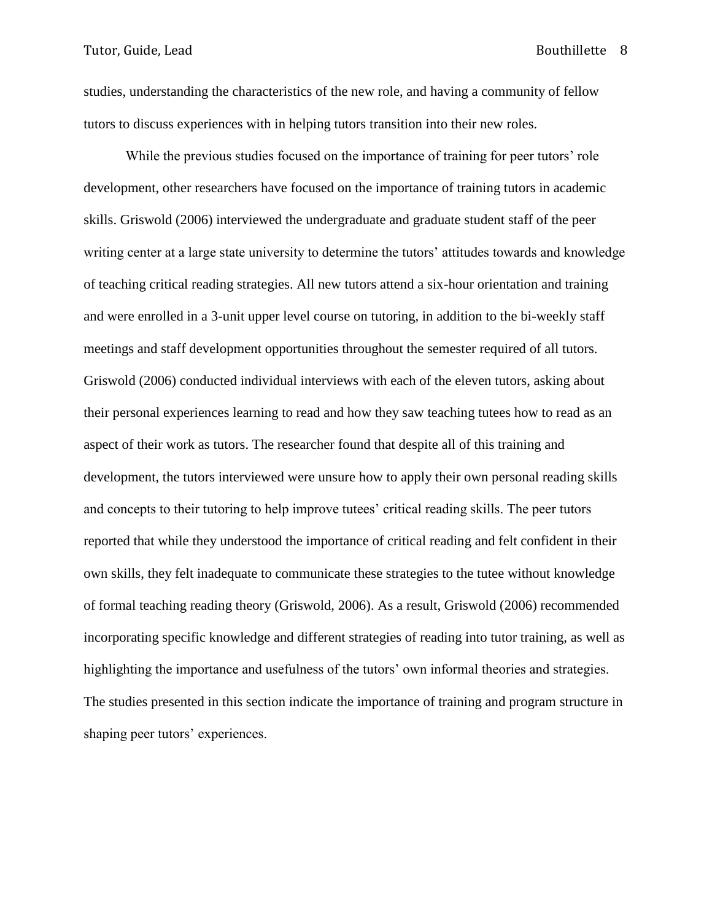studies, understanding the characteristics of the new role, and having a community of fellow tutors to discuss experiences with in helping tutors transition into their new roles.

While the previous studies focused on the importance of training for peer tutors' role development, other researchers have focused on the importance of training tutors in academic skills. Griswold (2006) interviewed the undergraduate and graduate student staff of the peer writing center at a large state university to determine the tutors' attitudes towards and knowledge of teaching critical reading strategies. All new tutors attend a six-hour orientation and training and were enrolled in a 3-unit upper level course on tutoring, in addition to the bi-weekly staff meetings and staff development opportunities throughout the semester required of all tutors. Griswold (2006) conducted individual interviews with each of the eleven tutors, asking about their personal experiences learning to read and how they saw teaching tutees how to read as an aspect of their work as tutors. The researcher found that despite all of this training and development, the tutors interviewed were unsure how to apply their own personal reading skills and concepts to their tutoring to help improve tutees' critical reading skills. The peer tutors reported that while they understood the importance of critical reading and felt confident in their own skills, they felt inadequate to communicate these strategies to the tutee without knowledge of formal teaching reading theory (Griswold, 2006). As a result, Griswold (2006) recommended incorporating specific knowledge and different strategies of reading into tutor training, as well as highlighting the importance and usefulness of the tutors' own informal theories and strategies. The studies presented in this section indicate the importance of training and program structure in shaping peer tutors' experiences.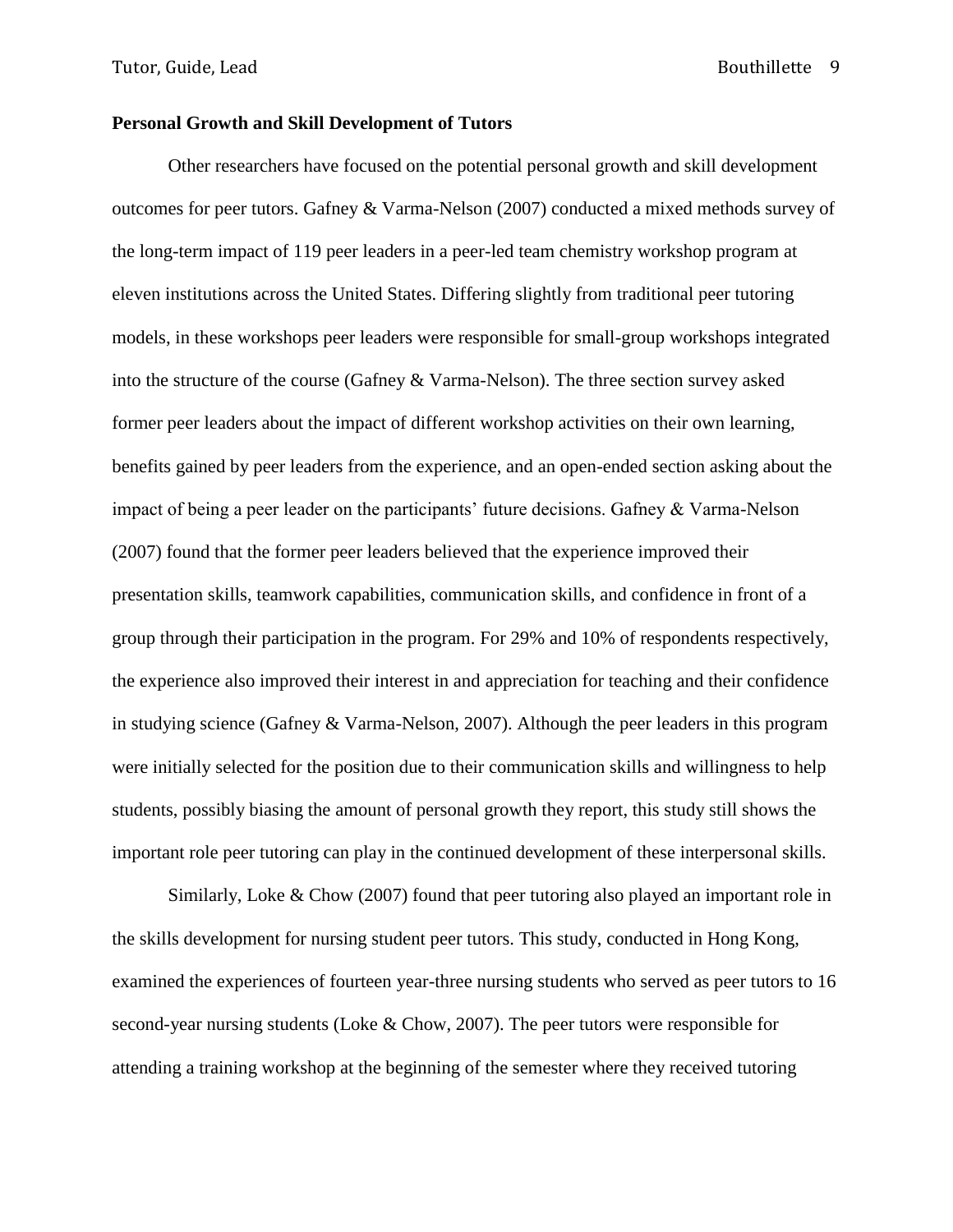**Personal Growth and Skill Development of Tutors**

Other researchers have focused on the potential personal growth and skill development outcomes for peer tutors. Gafney & Varma-Nelson (2007) conducted a mixed methods survey of the long-term impact of 119 peer leaders in a peer-led team chemistry workshop program at eleven institutions across the United States. Differing slightly from traditional peer tutoring models, in these workshops peer leaders were responsible for small-group workshops integrated into the structure of the course (Gafney & Varma-Nelson). The three section survey asked former peer leaders about the impact of different workshop activities on their own learning, benefits gained by peer leaders from the experience, and an open-ended section asking about the impact of being a peer leader on the participants' future decisions. Gafney & Varma-Nelson (2007) found that the former peer leaders believed that the experience improved their presentation skills, teamwork capabilities, communication skills, and confidence in front of a group through their participation in the program. For 29% and 10% of respondents respectively, the experience also improved their interest in and appreciation for teaching and their confidence in studying science (Gafney & Varma-Nelson, 2007). Although the peer leaders in this program were initially selected for the position due to their communication skills and willingness to help students, possibly biasing the amount of personal growth they report, this study still shows the important role peer tutoring can play in the continued development of these interpersonal skills.

Similarly, Loke & Chow (2007) found that peer tutoring also played an important role in the skills development for nursing student peer tutors. This study, conducted in Hong Kong, examined the experiences of fourteen year-three nursing students who served as peer tutors to 16 second-year nursing students (Loke & Chow, 2007). The peer tutors were responsible for attending a training workshop at the beginning of the semester where they received tutoring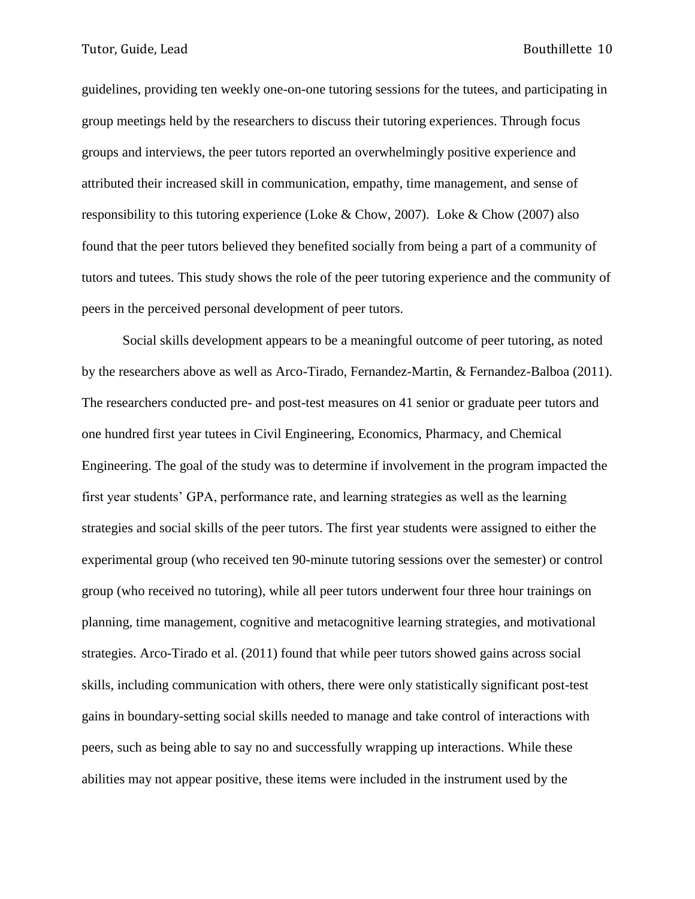guidelines, providing ten weekly one-on-one tutoring sessions for the tutees, and participating in group meetings held by the researchers to discuss their tutoring experiences. Through focus groups and interviews, the peer tutors reported an overwhelmingly positive experience and attributed their increased skill in communication, empathy, time management, and sense of responsibility to this tutoring experience (Loke & Chow, 2007). Loke & Chow (2007) also found that the peer tutors believed they benefited socially from being a part of a community of tutors and tutees. This study shows the role of the peer tutoring experience and the community of peers in the perceived personal development of peer tutors.

Social skills development appears to be a meaningful outcome of peer tutoring, as noted by the researchers above as well as Arco-Tirado, Fernandez-Martin, & Fernandez-Balboa (2011). The researchers conducted pre- and post-test measures on 41 senior or graduate peer tutors and one hundred first year tutees in Civil Engineering, Economics, Pharmacy, and Chemical Engineering. The goal of the study was to determine if involvement in the program impacted the first year students' GPA, performance rate, and learning strategies as well as the learning strategies and social skills of the peer tutors. The first year students were assigned to either the experimental group (who received ten 90-minute tutoring sessions over the semester) or control group (who received no tutoring), while all peer tutors underwent four three hour trainings on planning, time management, cognitive and metacognitive learning strategies, and motivational strategies. Arco-Tirado et al. (2011) found that while peer tutors showed gains across social skills, including communication with others, there were only statistically significant post-test gains in boundary-setting social skills needed to manage and take control of interactions with peers, such as being able to say no and successfully wrapping up interactions. While these abilities may not appear positive, these items were included in the instrument used by the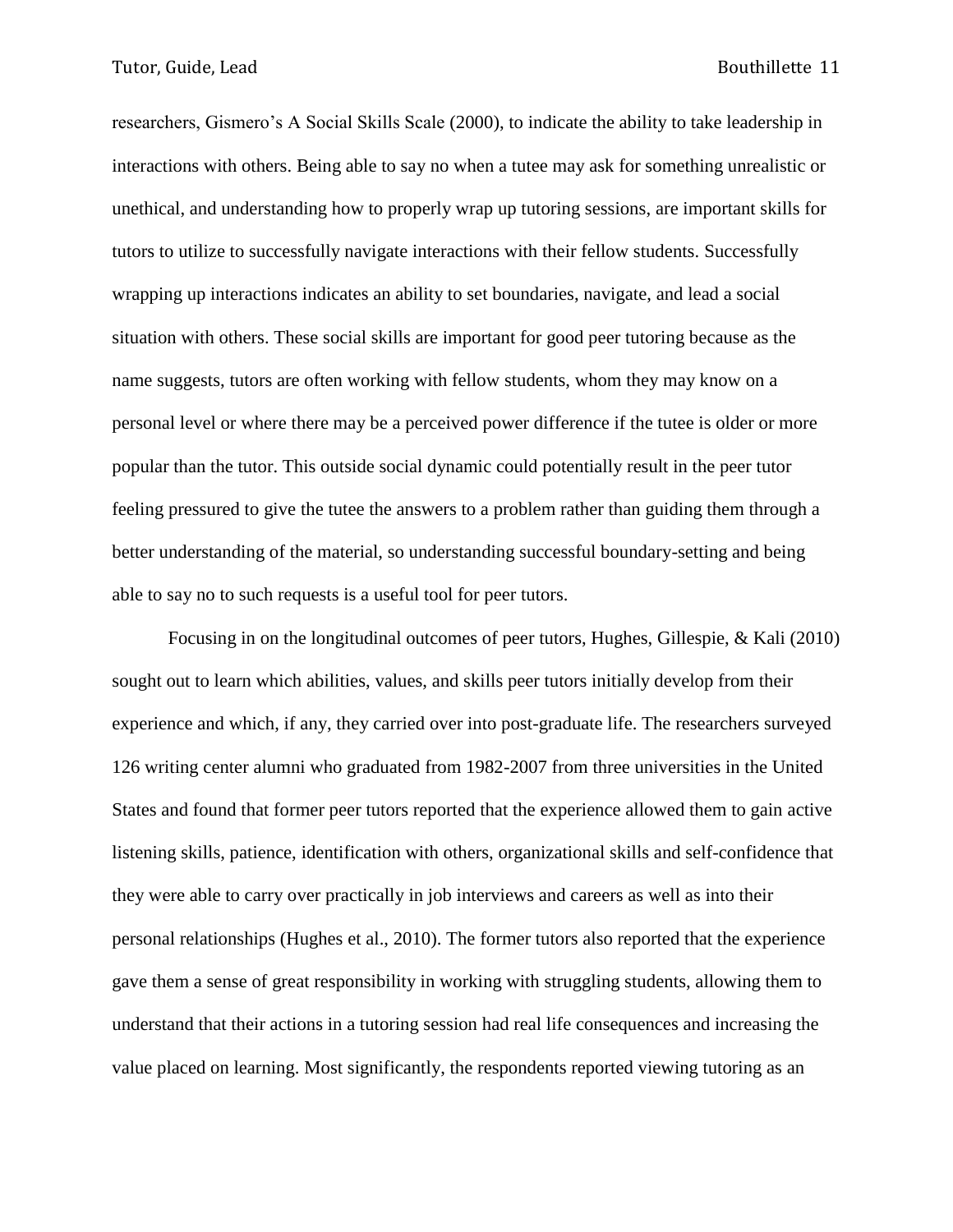researchers, Gismero's A Social Skills Scale (2000), to indicate the ability to take leadership in interactions with others. Being able to say no when a tutee may ask for something unrealistic or unethical, and understanding how to properly wrap up tutoring sessions, are important skills for tutors to utilize to successfully navigate interactions with their fellow students. Successfully wrapping up interactions indicates an ability to set boundaries, navigate, and lead a social situation with others. These social skills are important for good peer tutoring because as the name suggests, tutors are often working with fellow students, whom they may know on a personal level or where there may be a perceived power difference if the tutee is older or more popular than the tutor. This outside social dynamic could potentially result in the peer tutor feeling pressured to give the tutee the answers to a problem rather than guiding them through a better understanding of the material, so understanding successful boundary-setting and being able to say no to such requests is a useful tool for peer tutors.

Focusing in on the longitudinal outcomes of peer tutors, Hughes, Gillespie, & Kali (2010) sought out to learn which abilities, values, and skills peer tutors initially develop from their experience and which, if any, they carried over into post-graduate life. The researchers surveyed 126 writing center alumni who graduated from 1982-2007 from three universities in the United States and found that former peer tutors reported that the experience allowed them to gain active listening skills, patience, identification with others, organizational skills and self-confidence that they were able to carry over practically in job interviews and careers as well as into their personal relationships (Hughes et al., 2010). The former tutors also reported that the experience gave them a sense of great responsibility in working with struggling students, allowing them to understand that their actions in a tutoring session had real life consequences and increasing the value placed on learning. Most significantly, the respondents reported viewing tutoring as an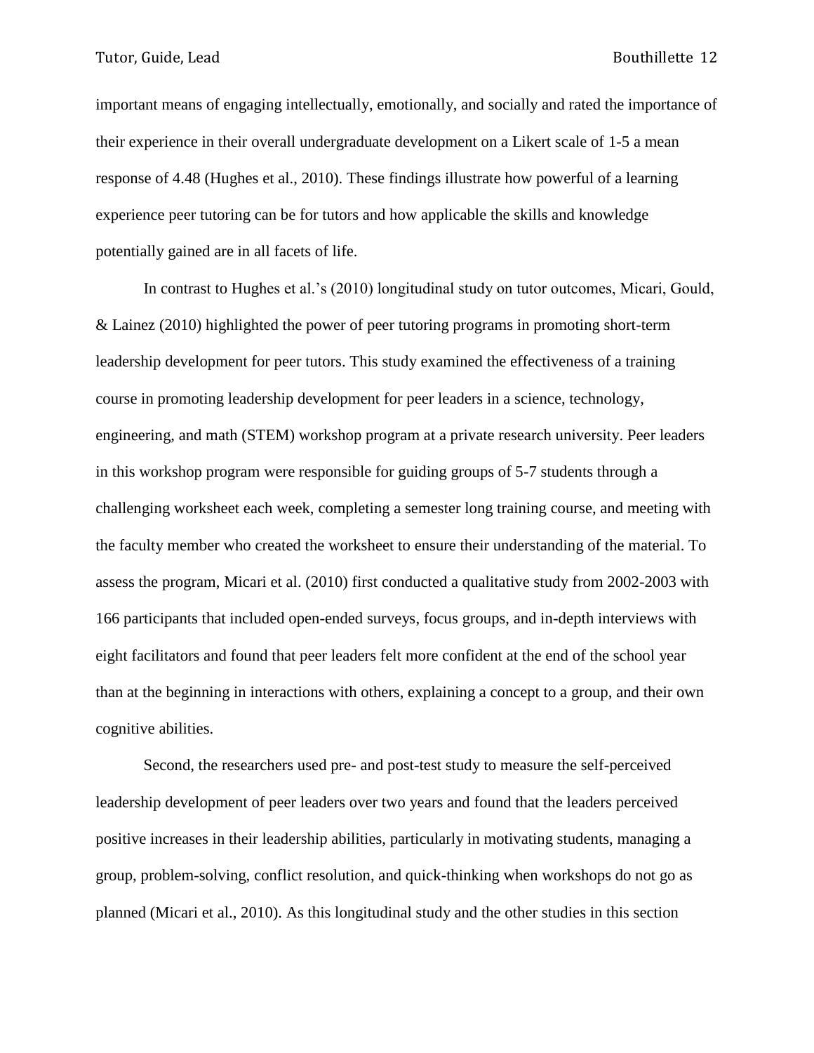important means of engaging intellectually, emotionally, and socially and rated the importance of their experience in their overall undergraduate development on a Likert scale of 1-5 a mean response of 4.48 (Hughes et al., 2010). These findings illustrate how powerful of a learning experience peer tutoring can be for tutors and how applicable the skills and knowledge potentially gained are in all facets of life.

In contrast to Hughes et al.'s (2010) longitudinal study on tutor outcomes, Micari, Gould, & Lainez (2010) highlighted the power of peer tutoring programs in promoting short-term leadership development for peer tutors. This study examined the effectiveness of a training course in promoting leadership development for peer leaders in a science, technology, engineering, and math (STEM) workshop program at a private research university. Peer leaders in this workshop program were responsible for guiding groups of 5-7 students through a challenging worksheet each week, completing a semester long training course, and meeting with the faculty member who created the worksheet to ensure their understanding of the material. To assess the program, Micari et al. (2010) first conducted a qualitative study from 2002-2003 with 166 participants that included open-ended surveys, focus groups, and in-depth interviews with eight facilitators and found that peer leaders felt more confident at the end of the school year than at the beginning in interactions with others, explaining a concept to a group, and their own cognitive abilities.

Second, the researchers used pre- and post-test study to measure the self-perceived leadership development of peer leaders over two years and found that the leaders perceived positive increases in their leadership abilities, particularly in motivating students, managing a group, problem-solving, conflict resolution, and quick-thinking when workshops do not go as planned (Micari et al., 2010). As this longitudinal study and the other studies in this section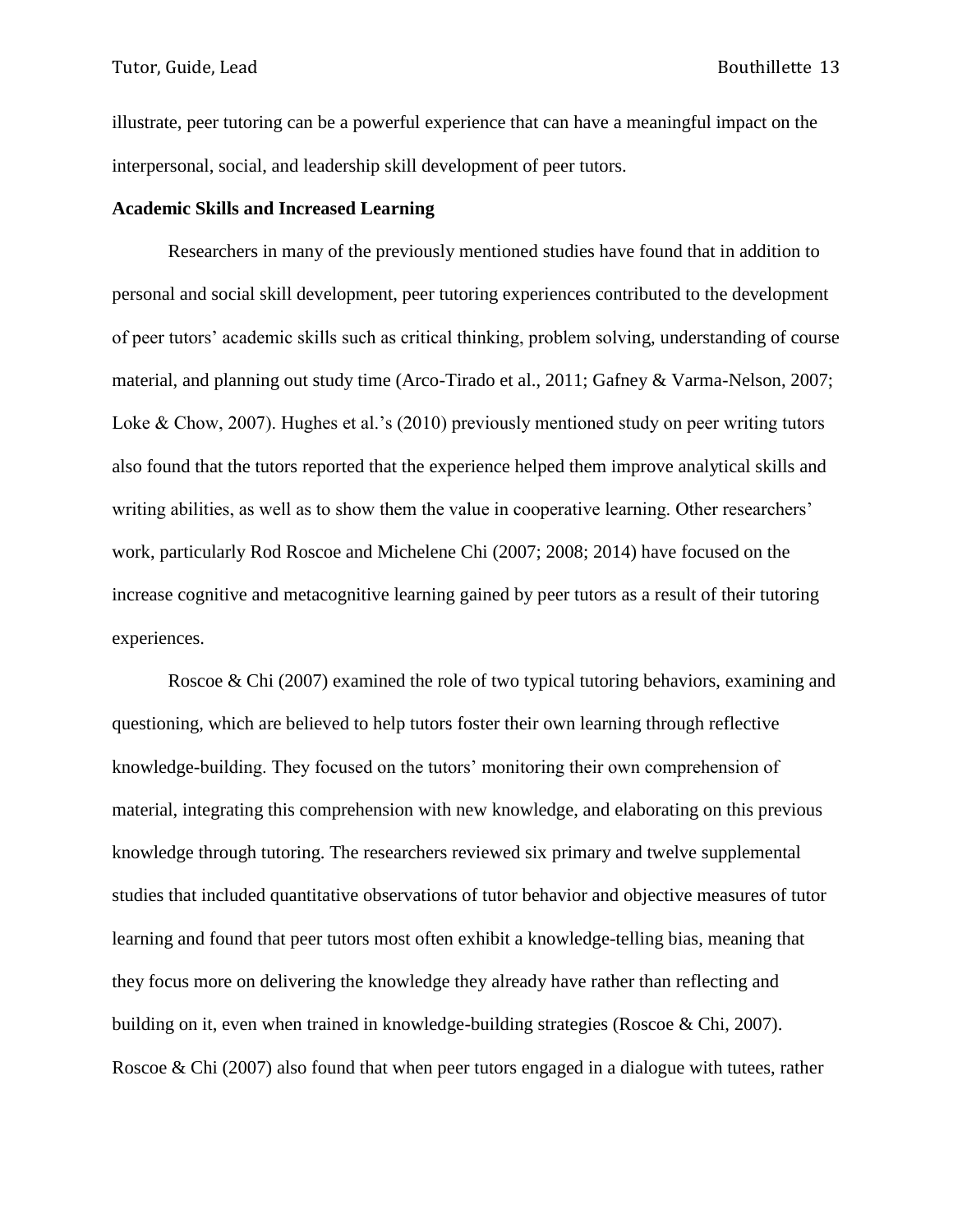illustrate, peer tutoring can be a powerful experience that can have a meaningful impact on the interpersonal, social, and leadership skill development of peer tutors.

**Academic Skills and Increased Learning**

Researchers in many of the previously mentioned studies have found that in addition to personal and social skill development, peer tutoring experiences contributed to the development of peer tutors' academic skills such as critical thinking, problem solving, understanding of course material, and planning out study time (Arco-Tirado et al., 2011; Gafney & Varma-Nelson, 2007; Loke & Chow, 2007). Hughes et al.'s (2010) previously mentioned study on peer writing tutors also found that the tutors reported that the experience helped them improve analytical skills and writing abilities, as well as to show them the value in cooperative learning. Other researchers' work, particularly Rod Roscoe and Michelene Chi (2007; 2008; 2014) have focused on the increase cognitive and metacognitive learning gained by peer tutors as a result of their tutoring experiences.

Roscoe & Chi (2007) examined the role of two typical tutoring behaviors, examining and questioning, which are believed to help tutors foster their own learning through reflective knowledge-building. They focused on the tutors' monitoring their own comprehension of material, integrating this comprehension with new knowledge, and elaborating on this previous knowledge through tutoring. The researchers reviewed six primary and twelve supplemental studies that included quantitative observations of tutor behavior and objective measures of tutor learning and found that peer tutors most often exhibit a knowledge-telling bias, meaning that they focus more on delivering the knowledge they already have rather than reflecting and building on it, even when trained in knowledge-building strategies (Roscoe & Chi, 2007). Roscoe & Chi (2007) also found that when peer tutors engaged in a dialogue with tutees, rather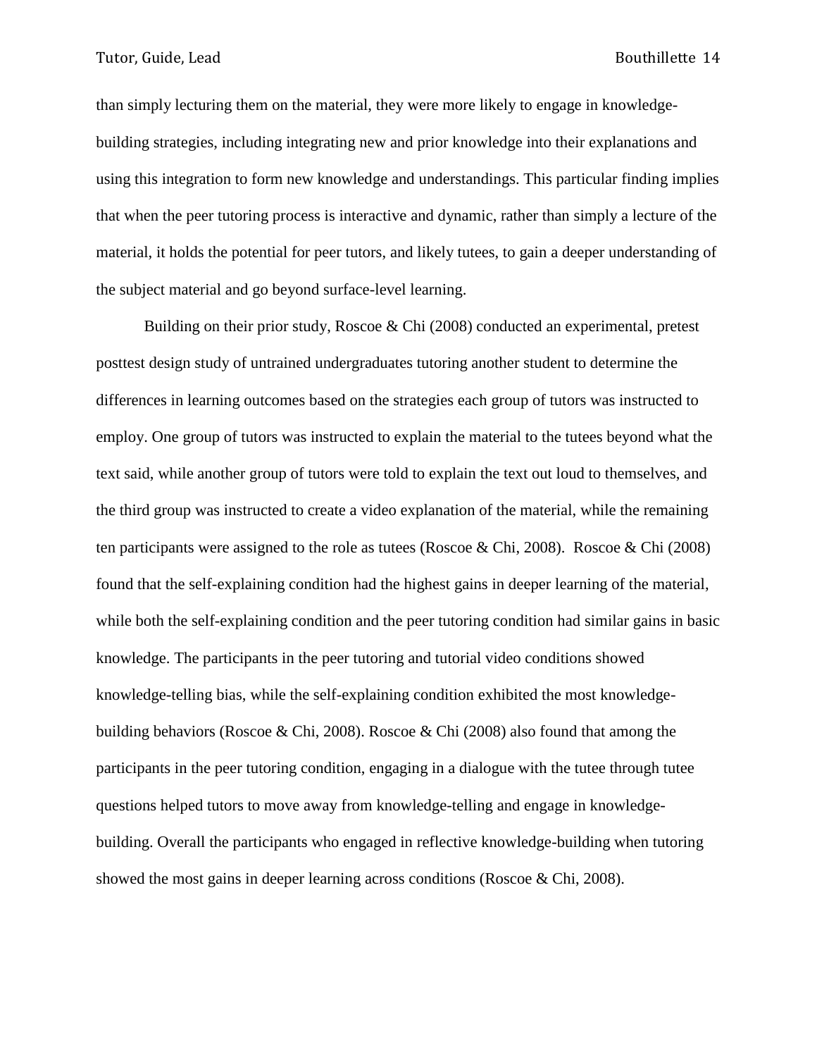than simply lecturing them on the material, they were more likely to engage in knowledge-building strategies, including integrating new and prior knowledge into their explanations and using this integration to form new knowledge and understandings. This particular finding implies that when the peer tutoring process is interactive and dynamic, rather than simply a lecture of the material, it holds the potential for peer tutors, and likely tutees, to gain a deeper understanding of the subject material and go beyond surface-level learning.

Building on their prior study, Roscoe & Chi (2008) conducted an experimental, pretest posttest design study of untrained undergraduates tutoring another student to determine the differences in learning outcomes based on the strategies each group of tutors was instructed to employ. One group of tutors was instructed to explain the material to the tutees beyond what the text said, while another group of tutors were told to explain the text out loud to themselves, and the third group was instructed to create a video explanation of the material, while the remaining ten participants were assigned to the role as tutees (Roscoe & Chi, 2008). Roscoe & Chi (2008) found that the self-explaining condition had the highest gains in deeper learning of the material, while both the self-explaining condition and the peer tutoring condition had similar gains in basic knowledge. The participants in the peer tutoring and tutorial video conditions showed knowledge-telling bias, while the self-explaining condition exhibited the most knowledge-building behaviors (Roscoe & Chi, 2008). Roscoe & Chi (2008) also found that among the participants in the peer tutoring condition, engaging in a dialogue with the tutee through tutee questions helped tutors to move away from knowledge-telling and engage in knowledge-building. Overall the participants who engaged in reflective knowledge-building when tutoring showed the most gains in deeper learning across conditions (Roscoe & Chi, 2008).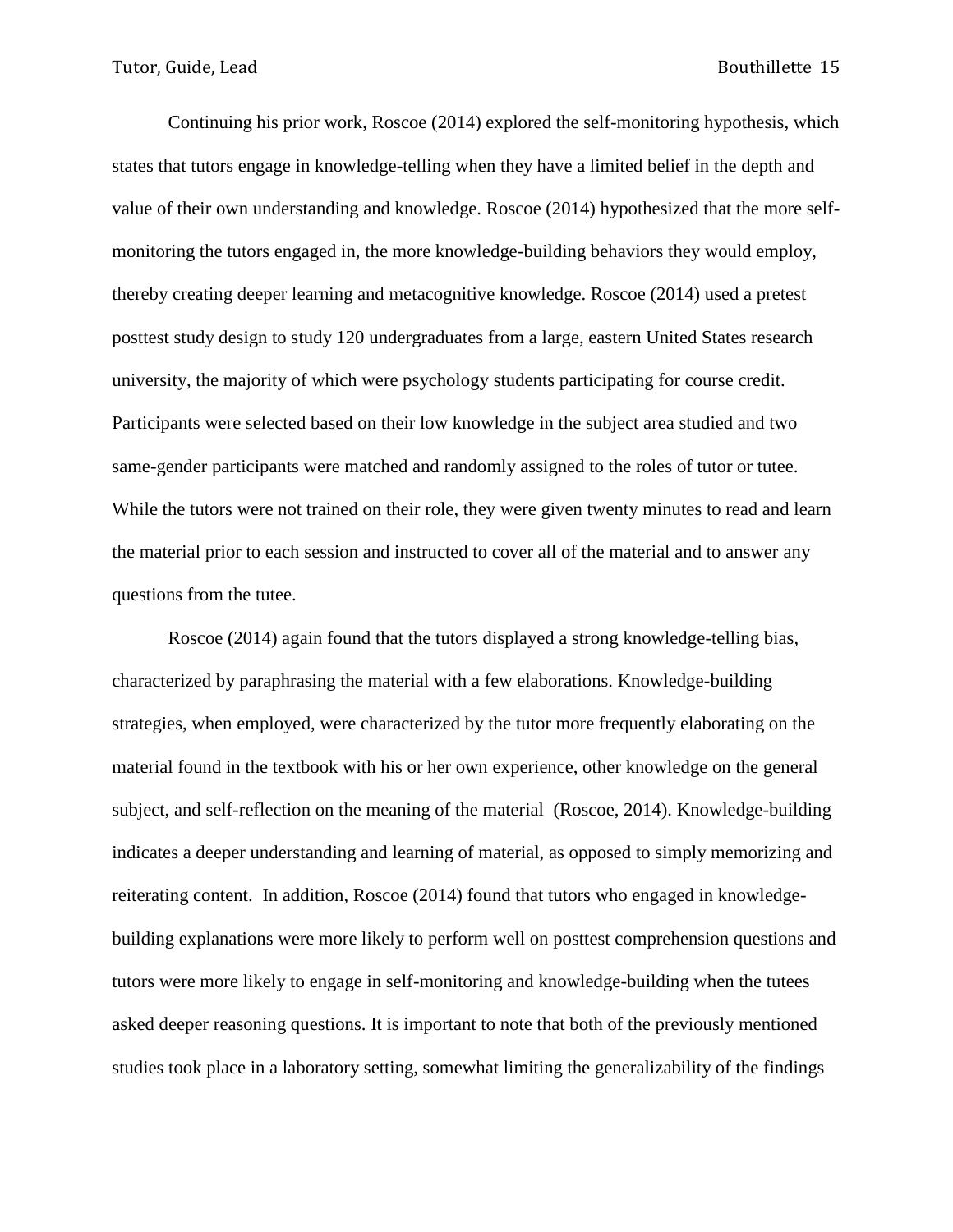Continuing his prior work, Roscoe (2014) explored the self-monitoring hypothesis, which states that tutors engage in knowledge-telling when they have a limited belief in the depth and value of their own understanding and knowledge. Roscoe (2014) hypothesized that the more self-monitoring the tutors engaged in, the more knowledge-building behaviors they would employ, thereby creating deeper learning and metacognitive knowledge. Roscoe (2014) used a pretest posttest study design to study 120 undergraduates from a large, eastern United States research university, the majority of which were psychology students participating for course credit. Participants were selected based on their low knowledge in the subject area studied and two same-gender participants were matched and randomly assigned to the roles of tutor or tutee. While the tutors were not trained on their role, they were given twenty minutes to read and learn the material prior to each session and instructed to cover all of the material and to answer any questions from the tutee.

Roscoe (2014) again found that the tutors displayed a strong knowledge-telling bias, characterized by paraphrasing the material with a few elaborations. Knowledge-building strategies, when employed, were characterized by the tutor more frequently elaborating on the material found in the textbook with his or her own experience, other knowledge on the general subject, and self-reflection on the meaning of the material (Roscoe, 2014). Knowledge-building indicates a deeper understanding and learning of material, as opposed to simply memorizing and reiterating content. In addition, Roscoe (2014) found that tutors who engaged in knowledge-building explanations were more likely to perform well on posttest comprehension questions and tutors were more likely to engage in self-monitoring and knowledge-building when the tutees asked deeper reasoning questions. It is important to note that both of the previously mentioned studies took place in a laboratory setting, somewhat limiting the generalizability of the findings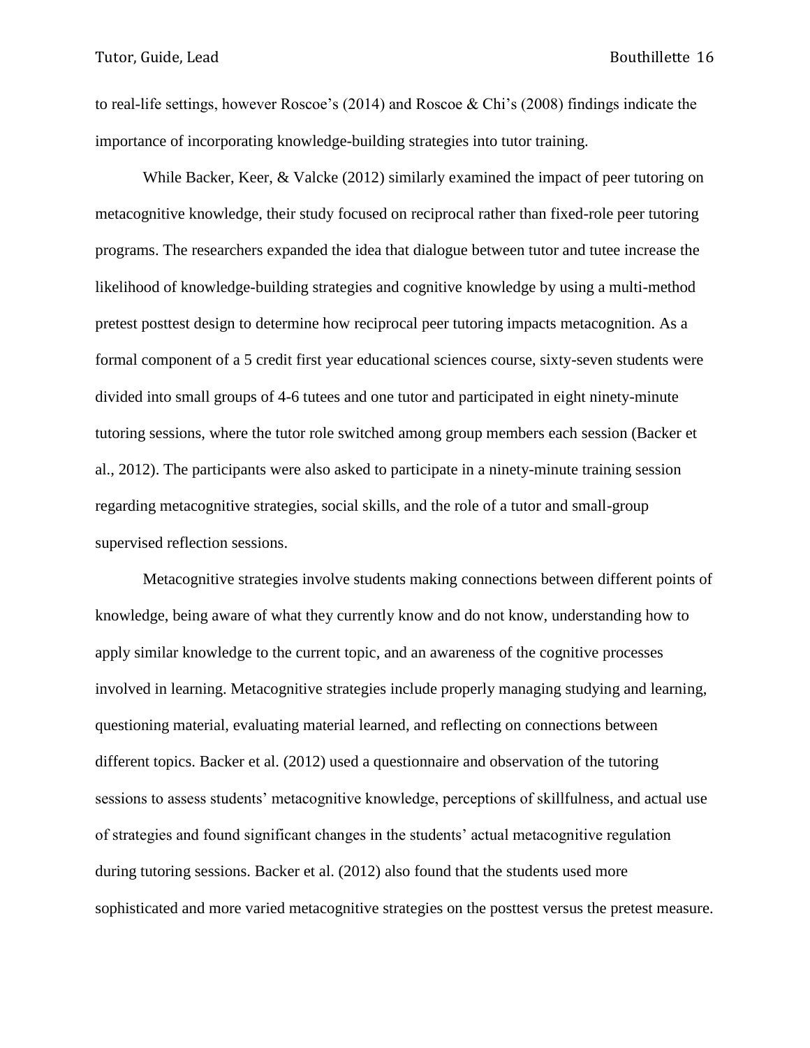to real-life settings, however Roscoe's (2014) and Roscoe & Chi's (2008) findings indicate the importance of incorporating knowledge-building strategies into tutor training.

While Backer, Keer, & Valcke (2012) similarly examined the impact of peer tutoring on metacognitive knowledge, their study focused on reciprocal rather than fixed-role peer tutoring programs. The researchers expanded the idea that dialogue between tutor and tutee increase the likelihood of knowledge-building strategies and cognitive knowledge by using a multi-method pretest posttest design to determine how reciprocal peer tutoring impacts metacognition. As a formal component of a 5 credit first year educational sciences course, sixty-seven students were divided into small groups of 4-6 tutees and one tutor and participated in eight ninety-minute tutoring sessions, where the tutor role switched among group members each session (Backer et al., 2012). The participants were also asked to participate in a ninety-minute training session regarding metacognitive strategies, social skills, and the role of a tutor and small-group supervised reflection sessions.

Metacognitive strategies involve students making connections between different points of knowledge, being aware of what they currently know and do not know, understanding how to apply similar knowledge to the current topic, and an awareness of the cognitive processes involved in learning. Metacognitive strategies include properly managing studying and learning, questioning material, evaluating material learned, and reflecting on connections between different topics. Backer et al. (2012) used a questionnaire and observation of the tutoring sessions to assess students' metacognitive knowledge, perceptions of skillfulness, and actual use of strategies and found significant changes in the students' actual metacognitive regulation during tutoring sessions. Backer et al. (2012) also found that the students used more sophisticated and more varied metacognitive strategies on the posttest versus the pretest measure.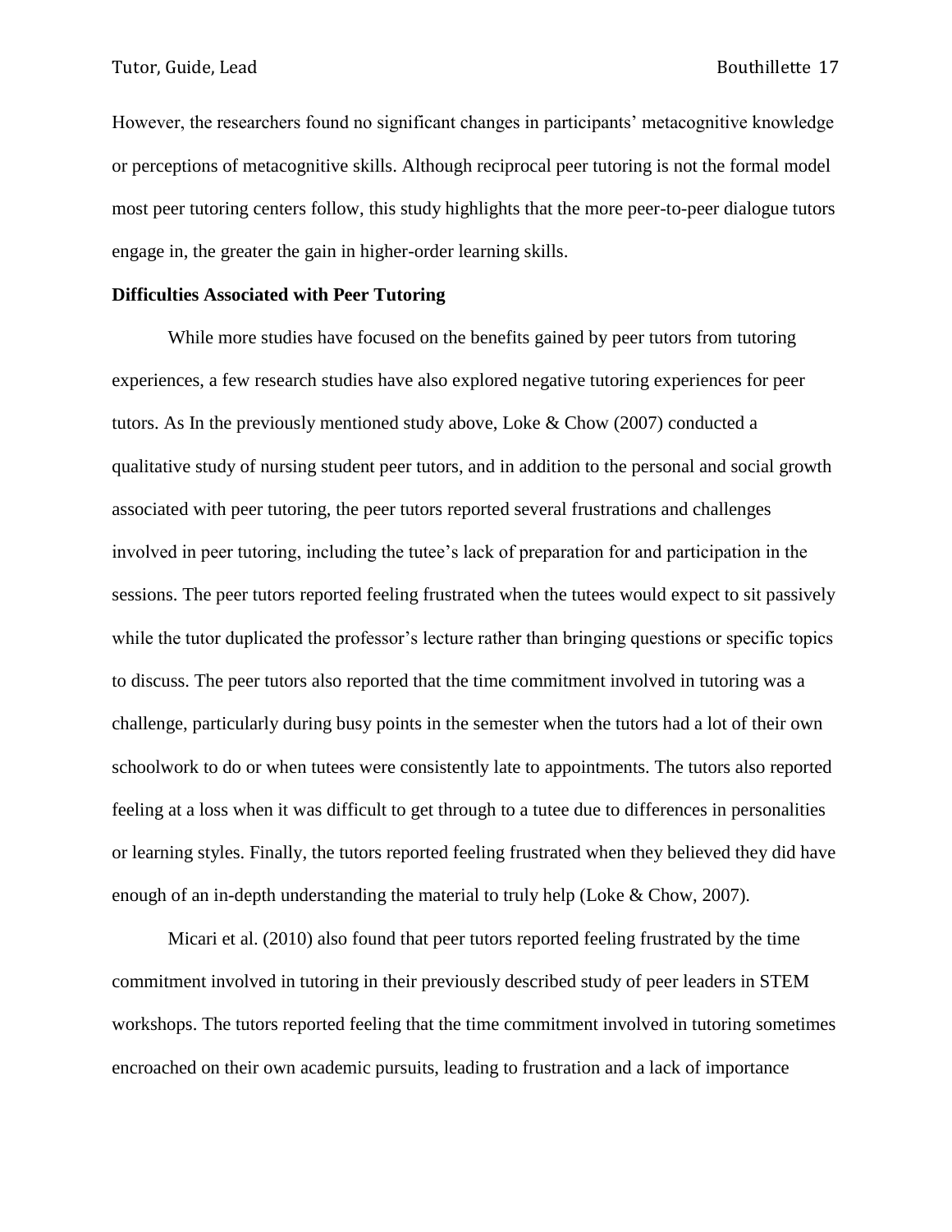However, the researchers found no significant changes in participants' metacognitive knowledge or perceptions of metacognitive skills. Although reciprocal peer tutoring is not the formal model most peer tutoring centers follow, this study highlights that the more peer-to-peer dialogue tutors engage in, the greater the gain in higher-order learning skills.

**Difficulties Associated with Peer Tutoring**

While more studies have focused on the benefits gained by peer tutors from tutoring experiences, a few research studies have also explored negative tutoring experiences for peer tutors. As In the previously mentioned study above, Loke & Chow (2007) conducted a qualitative study of nursing student peer tutors, and in addition to the personal and social growth associated with peer tutoring, the peer tutors reported several frustrations and challenges involved in peer tutoring, including the tutee's lack of preparation for and participation in the sessions. The peer tutors reported feeling frustrated when the tutees would expect to sit passively while the tutor duplicated the professor's lecture rather than bringing questions or specific topics to discuss. The peer tutors also reported that the time commitment involved in tutoring was a challenge, particularly during busy points in the semester when the tutors had a lot of their own schoolwork to do or when tutees were consistently late to appointments. The tutors also reported feeling at a loss when it was difficult to get through to a tutee due to differences in personalities or learning styles. Finally, the tutors reported feeling frustrated when they believed they did have enough of an in-depth understanding the material to truly help (Loke & Chow, 2007).

Micari et al. (2010) also found that peer tutors reported feeling frustrated by the time commitment involved in tutoring in their previously described study of peer leaders in STEM workshops. The tutors reported feeling that the time commitment involved in tutoring sometimes encroached on their own academic pursuits, leading to frustration and a lack of importance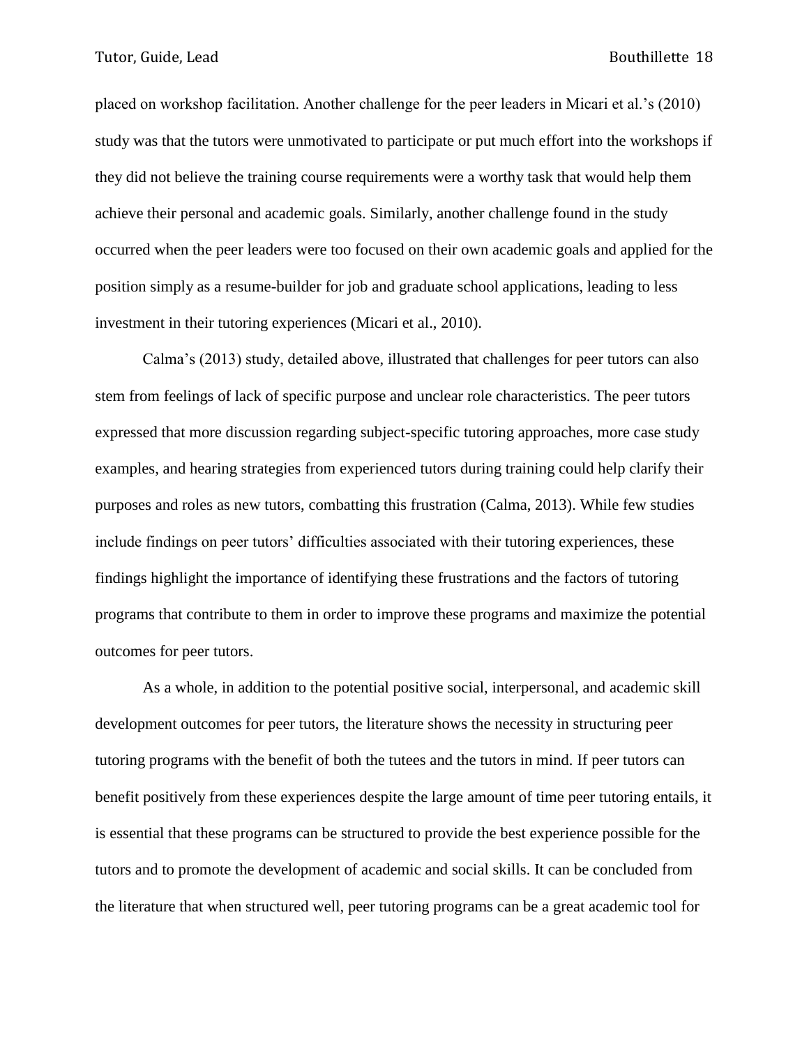placed on workshop facilitation. Another challenge for the peer leaders in Micari et al.'s (2010) study was that the tutors were unmotivated to participate or put much effort into the workshops if they did not believe the training course requirements were a worthy task that would help them achieve their personal and academic goals. Similarly, another challenge found in the study occurred when the peer leaders were too focused on their own academic goals and applied for the position simply as a resume-builder for job and graduate school applications, leading to less investment in their tutoring experiences (Micari et al., 2010).

Calma's (2013) study, detailed above, illustrated that challenges for peer tutors can also stem from feelings of lack of specific purpose and unclear role characteristics. The peer tutors expressed that more discussion regarding subject-specific tutoring approaches, more case study examples, and hearing strategies from experienced tutors during training could help clarify their purposes and roles as new tutors, combatting this frustration (Calma, 2013). While few studies include findings on peer tutors' difficulties associated with their tutoring experiences, these findings highlight the importance of identifying these frustrations and the factors of tutoring programs that contribute to them in order to improve these programs and maximize the potential outcomes for peer tutors.

As a whole, in addition to the potential positive social, interpersonal, and academic skill development outcomes for peer tutors, the literature shows the necessity in structuring peer tutoring programs with the benefit of both the tutees and the tutors in mind. If peer tutors can benefit positively from these experiences despite the large amount of time peer tutoring entails, it is essential that these programs can be structured to provide the best experience possible for the tutors and to promote the development of academic and social skills. It can be concluded from the literature that when structured well, peer tutoring programs can be a great academic tool for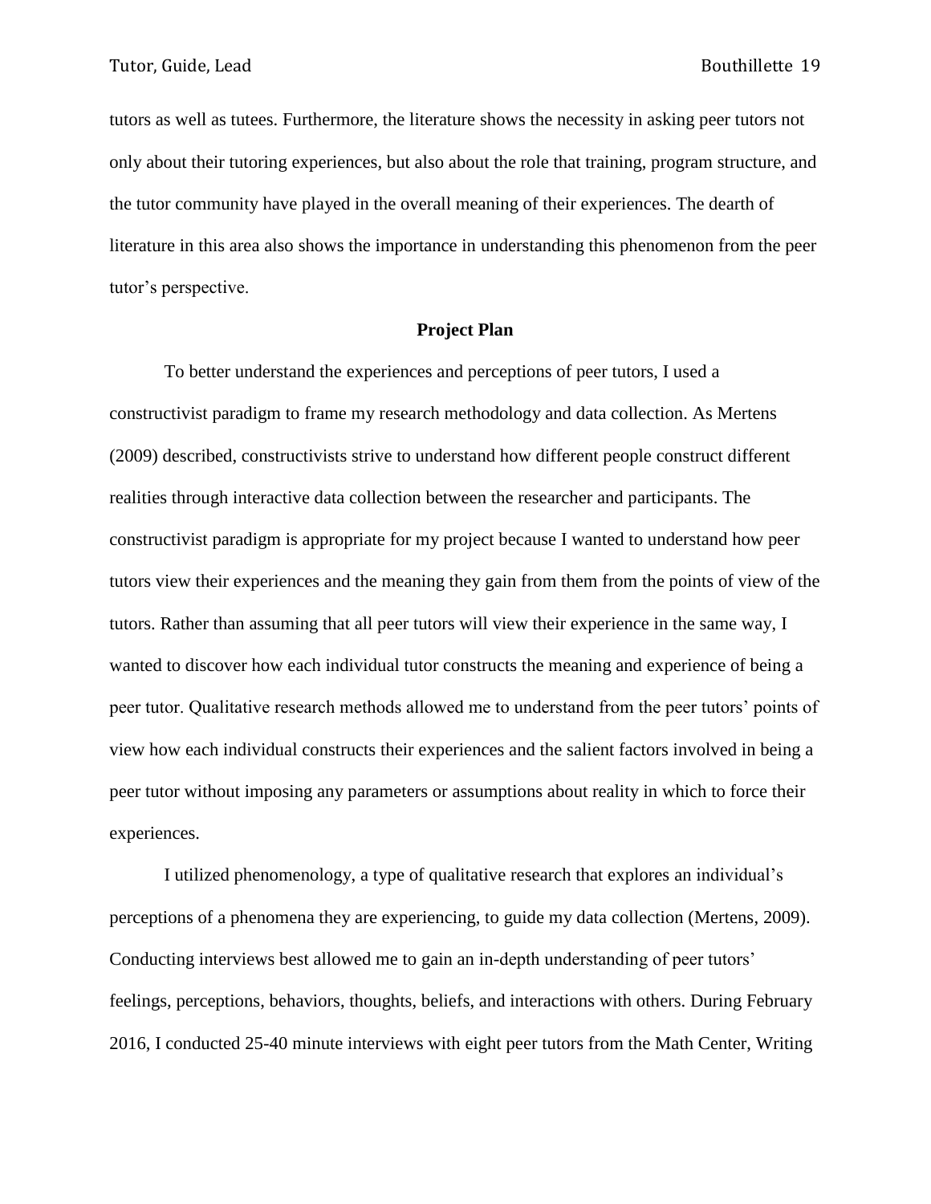tutors as well as tutees. Furthermore, the literature shows the necessity in asking peer tutors not only about their tutoring experiences, but also about the role that training, program structure, and the tutor community have played in the overall meaning of their experiences. The dearth of literature in this area also shows the importance in understanding this phenomenon from the peer tutor's perspective.

## Project Plan

To better understand the experiences and perceptions of peer tutors, I used a constructivist paradigm to frame my research methodology and data collection. As Mertens (2009) described, constructivists strive to understand how different people construct different realities through interactive data collection between the researcher and participants. The constructivist paradigm is appropriate for my project because I wanted to understand how peer tutors view their experiences and the meaning they gain from them from the points of view of the tutors. Rather than assuming that all peer tutors will view their experience in the same way, I wanted to discover how each individual tutor constructs the meaning and experience of being a peer tutor. Qualitative research methods allowed me to understand from the peer tutors' points of view how each individual constructs their experiences and the salient factors involved in being a peer tutor without imposing any parameters or assumptions about reality in which to force their experiences.

I utilized phenomenology, a type of qualitative research that explores an individual's perceptions of a phenomena they are experiencing, to guide my data collection (Mertens, 2009). Conducting interviews best allowed me to gain an in-depth understanding of peer tutors' feelings, perceptions, behaviors, thoughts, beliefs, and interactions with others. During February 2016, I conducted 25-40 minute interviews with eight peer tutors from the Math Center, Writing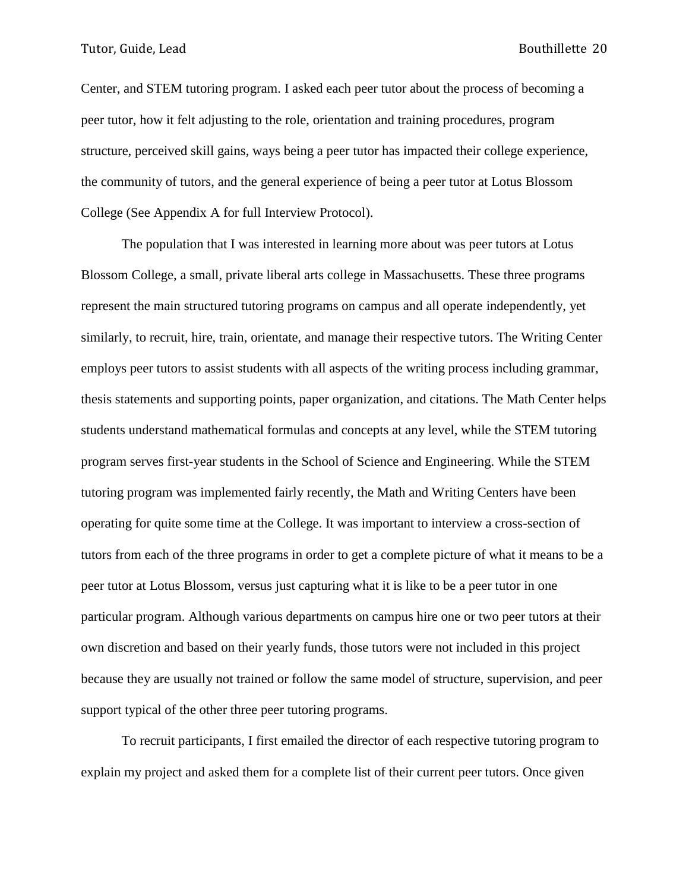Center, and STEM tutoring program. I asked each peer tutor about the process of becoming a peer tutor, how it felt adjusting to the role, orientation and training procedures, program structure, perceived skill gains, ways being a peer tutor has impacted their college experience, the community of tutors, and the general experience of being a peer tutor at Lotus Blossom College (See Appendix A for full Interview Protocol).

The population that I was interested in learning more about was peer tutors at Lotus Blossom College, a small, private liberal arts college in Massachusetts. These three programs represent the main structured tutoring programs on campus and all operate independently, yet similarly, to recruit, hire, train, orientate, and manage their respective tutors. The Writing Center employs peer tutors to assist students with all aspects of the writing process including grammar, thesis statements and supporting points, paper organization, and citations. The Math Center helps students understand mathematical formulas and concepts at any level, while the STEM tutoring program serves first-year students in the School of Science and Engineering. While the STEM tutoring program was implemented fairly recently, the Math and Writing Centers have been operating for quite some time at the College. It was important to interview a cross-section of tutors from each of the three programs in order to get a complete picture of what it means to be a peer tutor at Lotus Blossom, versus just capturing what it is like to be a peer tutor in one particular program. Although various departments on campus hire one or two peer tutors at their own discretion and based on their yearly funds, those tutors were not included in this project because they are usually not trained or follow the same model of structure, supervision, and peer support typical of the other three peer tutoring programs.

To recruit participants, I first emailed the director of each respective tutoring program to explain my project and asked them for a complete list of their current peer tutors. Once given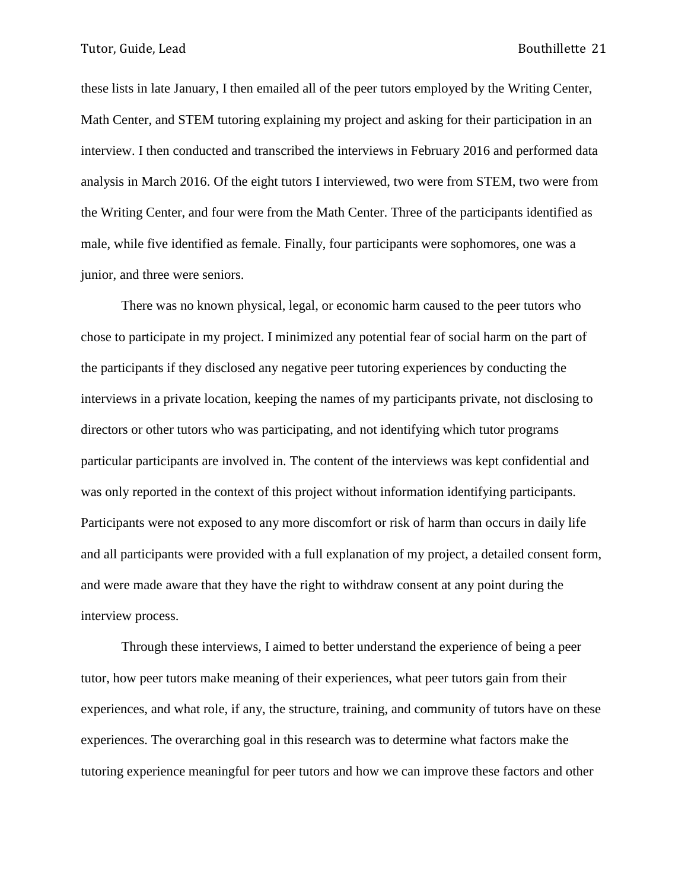these lists in late January, I then emailed all of the peer tutors employed by the Writing Center, Math Center, and STEM tutoring explaining my project and asking for their participation in an interview. I then conducted and transcribed the interviews in February 2016 and performed data analysis in March 2016. Of the eight tutors I interviewed, two were from STEM, two were from the Writing Center, and four were from the Math Center. Three of the participants identified as male, while five identified as female. Finally, four participants were sophomores, one was a junior, and three were seniors.

There was no known physical, legal, or economic harm caused to the peer tutors who chose to participate in my project. I minimized any potential fear of social harm on the part of the participants if they disclosed any negative peer tutoring experiences by conducting the interviews in a private location, keeping the names of my participants private, not disclosing to directors or other tutors who was participating, and not identifying which tutor programs particular participants are involved in. The content of the interviews was kept confidential and was only reported in the context of this project without information identifying participants. Participants were not exposed to any more discomfort or risk of harm than occurs in daily life and all participants were provided with a full explanation of my project, a detailed consent form, and were made aware that they have the right to withdraw consent at any point during the interview process.

Through these interviews, I aimed to better understand the experience of being a peer tutor, how peer tutors make meaning of their experiences, what peer tutors gain from their experiences, and what role, if any, the structure, training, and community of tutors have on these experiences. The overarching goal in this research was to determine what factors make the tutoring experience meaningful for peer tutors and how we can improve these factors and other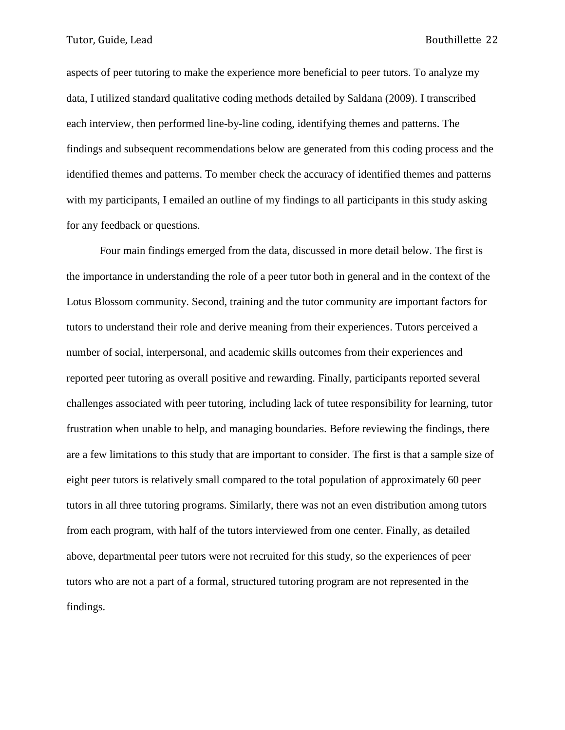aspects of peer tutoring to make the experience more beneficial to peer tutors. To analyze my data, I utilized standard qualitative coding methods detailed by Saldana (2009). I transcribed each interview, then performed line-by-line coding, identifying themes and patterns. The findings and subsequent recommendations below are generated from this coding process and the identified themes and patterns. To member check the accuracy of identified themes and patterns with my participants, I emailed an outline of my findings to all participants in this study asking for any feedback or questions.

Four main findings emerged from the data, discussed in more detail below. The first is the importance in understanding the role of a peer tutor both in general and in the context of the Lotus Blossom community. Second, training and the tutor community are important factors for tutors to understand their role and derive meaning from their experiences. Tutors perceived a number of social, interpersonal, and academic skills outcomes from their experiences and reported peer tutoring as overall positive and rewarding. Finally, participants reported several challenges associated with peer tutoring, including lack of tutee responsibility for learning, tutor frustration when unable to help, and managing boundaries. Before reviewing the findings, there are a few limitations to this study that are important to consider. The first is that a sample size of eight peer tutors is relatively small compared to the total population of approximately 60 peer tutors in all three tutoring programs. Similarly, there was not an even distribution among tutors from each program, with half of the tutors interviewed from one center. Finally, as detailed above, departmental peer tutors were not recruited for this study, so the experiences of peer tutors who are not a part of a formal, structured tutoring program are not represented in the findings.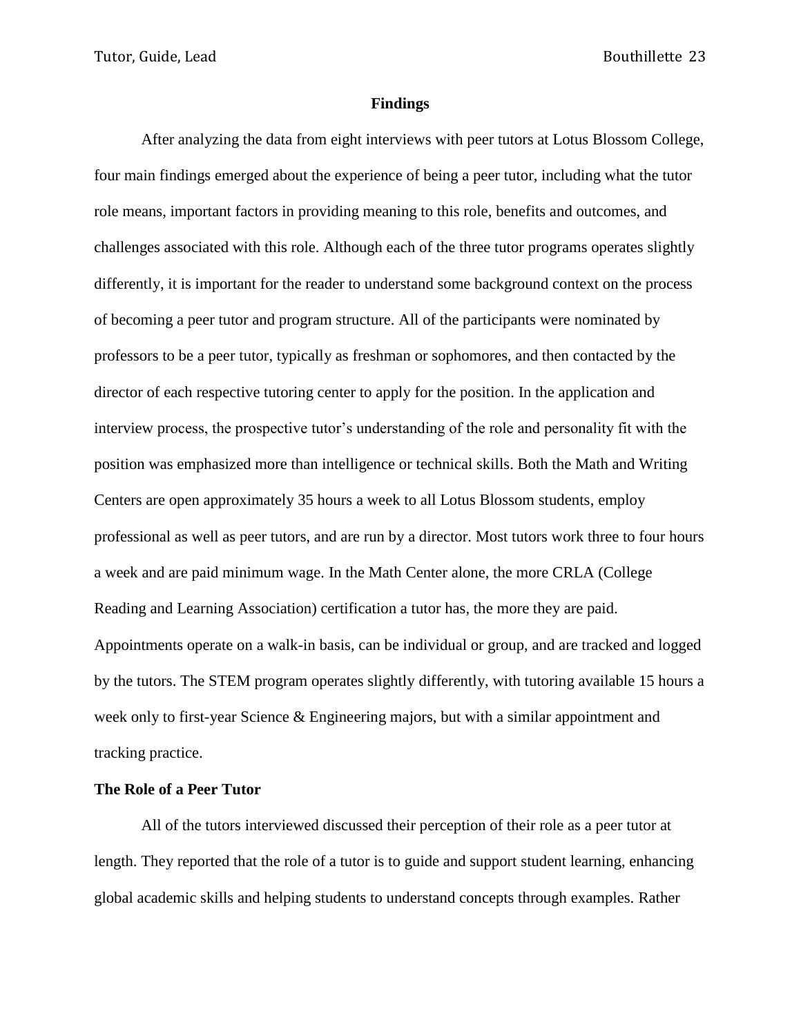## Findings

After analyzing the data from eight interviews with peer tutors at Lotus Blossom College, four main findings emerged about the experience of being a peer tutor, including what the tutor role means, important factors in providing meaning to this role, benefits and outcomes, and challenges associated with this role. Although each of the three tutor programs operates slightly differently, it is important for the reader to understand some background context on the process of becoming a peer tutor and program structure. All of the participants were nominated by professors to be a peer tutor, typically as freshman or sophomores, and then contacted by the director of each respective tutoring center to apply for the position. In the application and interview process, the prospective tutor's understanding of the role and personality fit with the position was emphasized more than intelligence or technical skills. Both the Math and Writing Centers are open approximately 35 hours a week to all Lotus Blossom students, employ professional as well as peer tutors, and are run by a director. Most tutors work three to four hours a week and are paid minimum wage. In the Math Center alone, the more CRLA (College Reading and Learning Association) certification a tutor has, the more they are paid. Appointments operate on a walk-in basis, can be individual or group, and are tracked and logged by the tutors. The STEM program operates slightly differently, with tutoring available 15 hours a week only to first-year Science & Engineering majors, but with a similar appointment and tracking practice.

### The Role of a Peer Tutor

All of the tutors interviewed discussed their perception of their role as a peer tutor at length. They reported that the role of a tutor is to guide and support student learning, enhancing global academic skills and helping students to understand concepts through examples. Rather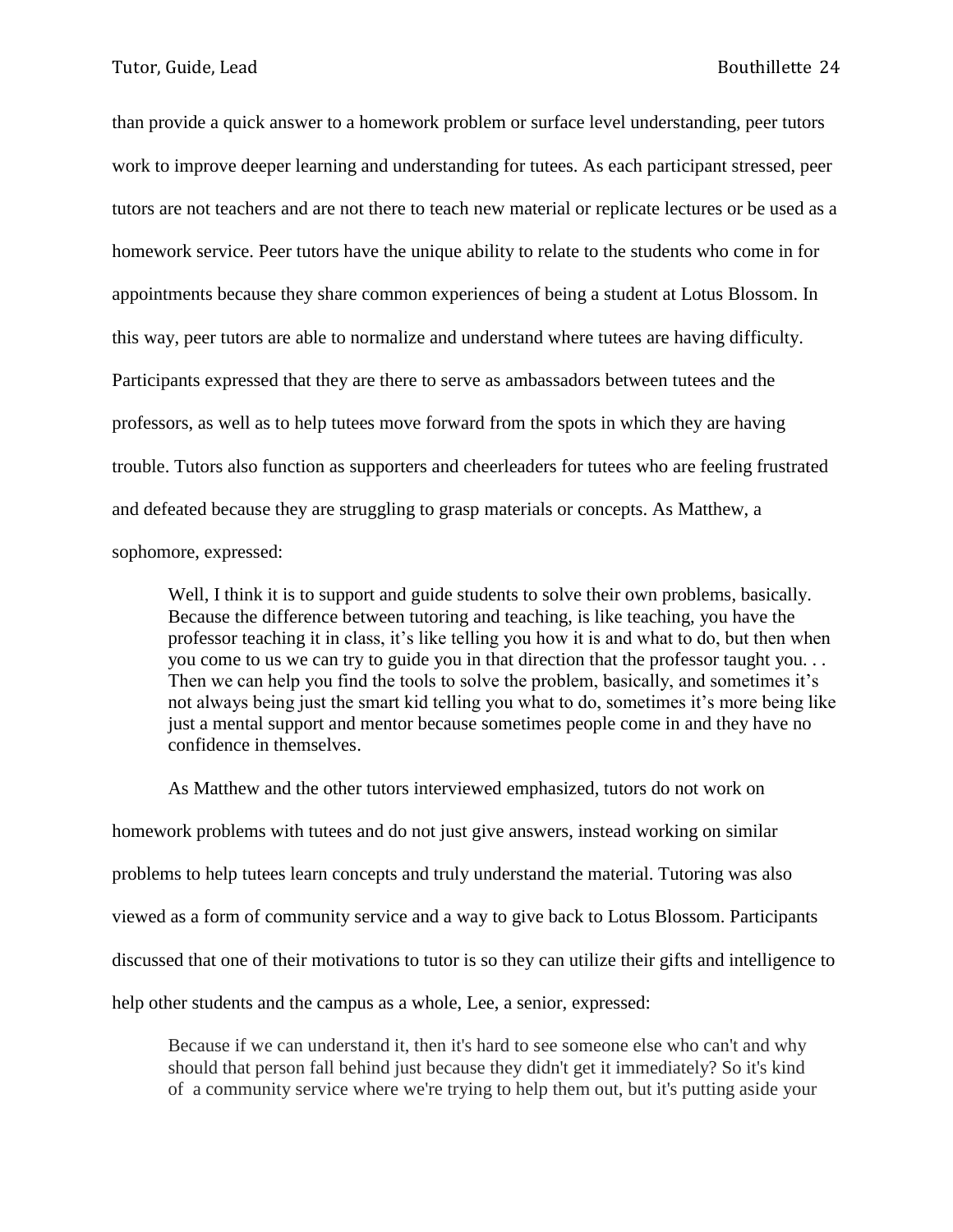than provide a quick answer to a homework problem or surface level understanding, peer tutors work to improve deeper learning and understanding for tutees. As each participant stressed, peer tutors are not teachers and are not there to teach new material or replicate lectures or be used as a homework service. Peer tutors have the unique ability to relate to the students who come in for appointments because they share common experiences of being a student at Lotus Blossom. In this way, peer tutors are able to normalize and understand where tutees are having difficulty. Participants expressed that they are there to serve as ambassadors between tutees and the professors, as well as to help tutees move forward from the spots in which they are having trouble. Tutors also function as supporters and cheerleaders for tutees who are feeling frustrated and defeated because they are struggling to grasp materials or concepts. As Matthew, a sophomore, expressed:

> Well, I think it is to support and guide students to solve their own problems, basically. Because the difference between tutoring and teaching, is like teaching, you have the professor teaching it in class, it's like telling you how it is and what to do, but then when you come to us we can try to guide you in that direction that the professor taught you. . . Then we can help you find the tools to solve the problem, basically, and sometimes it's not always being just the smart kid telling you what to do, sometimes it's more being like just a mental support and mentor because sometimes people come in and they have no confidence in themselves.

As Matthew and the other tutors interviewed emphasized, tutors do not work on homework problems with tutees and do not just give answers, instead working on similar problems to help tutees learn concepts and truly understand the material. Tutoring was also viewed as a form of community service and a way to give back to Lotus Blossom. Participants discussed that one of their motivations to tutor is so they can utilize their gifts and intelligence to help other students and the campus as a whole, Lee, a senior, expressed:

> Because if we can understand it, then it's hard to see someone else who can't and why should that person fall behind just because they didn't get it immediately? So it's kind of a community service where we're trying to help them out, but it's putting aside your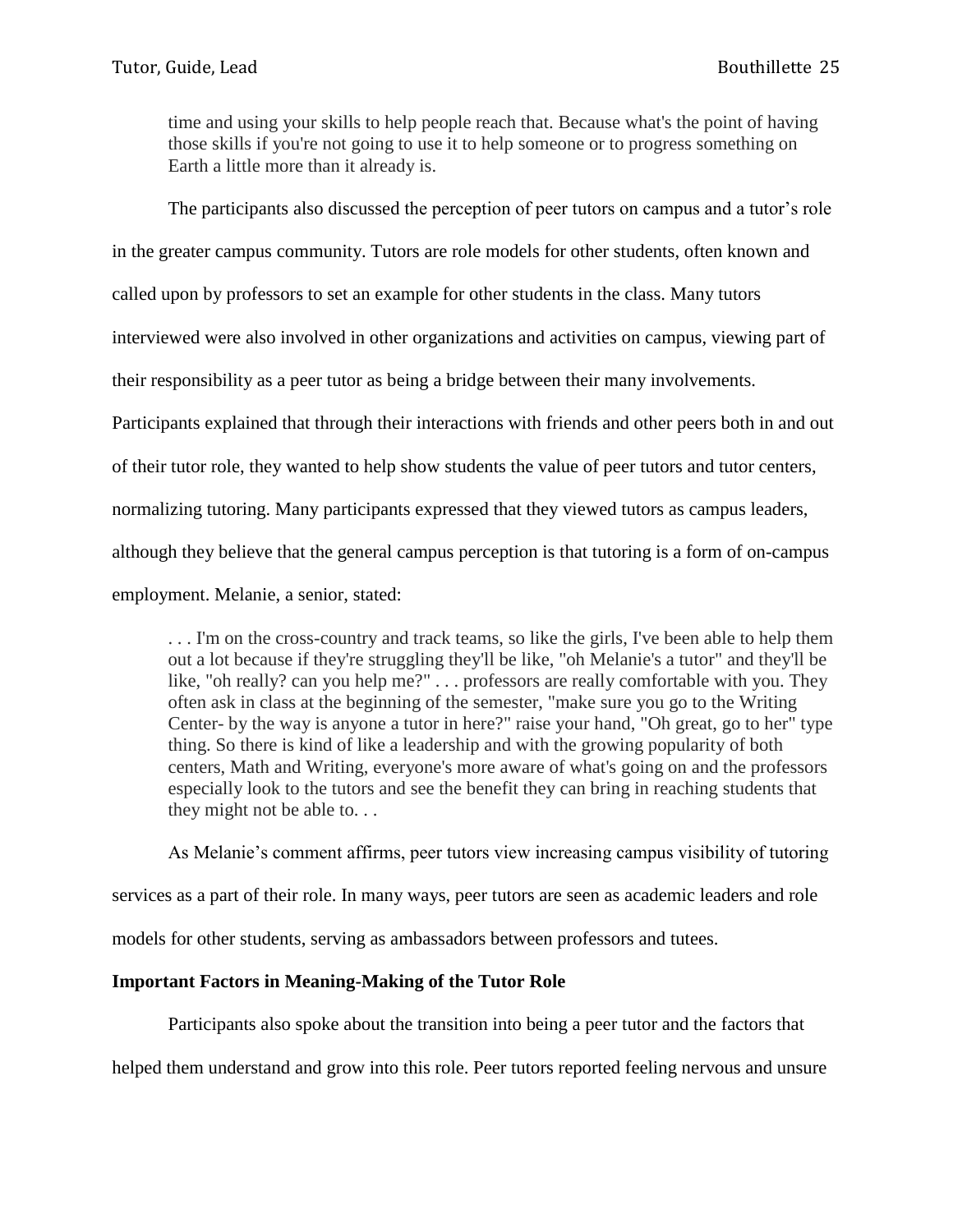> time and using your skills to help people reach that. Because what's the point of having those skills if you're not going to use it to help someone or to progress something on Earth a little more than it already is.

The participants also discussed the perception of peer tutors on campus and a tutor's role in the greater campus community. Tutors are role models for other students, often known and called upon by professors to set an example for other students in the class. Many tutors interviewed were also involved in other organizations and activities on campus, viewing part of their responsibility as a peer tutor as being a bridge between their many involvements. Participants explained that through their interactions with friends and other peers both in and out of their tutor role, they wanted to help show students the value of peer tutors and tutor centers, normalizing tutoring. Many participants expressed that they viewed tutors as campus leaders, although they believe that the general campus perception is that tutoring is a form of on-campus employment. Melanie, a senior, stated:

> . . . I'm on the cross-country and track teams, so like the girls, I've been able to help them out a lot because if they're struggling they'll be like, "oh Melanie's a tutor" and they'll be like, "oh really? can you help me?" . . . professors are really comfortable with you. They often ask in class at the beginning of the semester, "make sure you go to the Writing Center- by the way is anyone a tutor in here?" raise your hand, "Oh great, go to her" type thing. So there is kind of like a leadership and with the growing popularity of both centers, Math and Writing, everyone's more aware of what's going on and the professors especially look to the tutors and see the benefit they can bring in reaching students that they might not be able to. . .

As Melanie's comment affirms, peer tutors view increasing campus visibility of tutoring services as a part of their role. In many ways, peer tutors are seen as academic leaders and role models for other students, serving as ambassadors between professors and tutees.

**Important Factors in Meaning-Making of the Tutor Role**

Participants also spoke about the transition into being a peer tutor and the factors that helped them understand and grow into this role. Peer tutors reported feeling nervous and unsure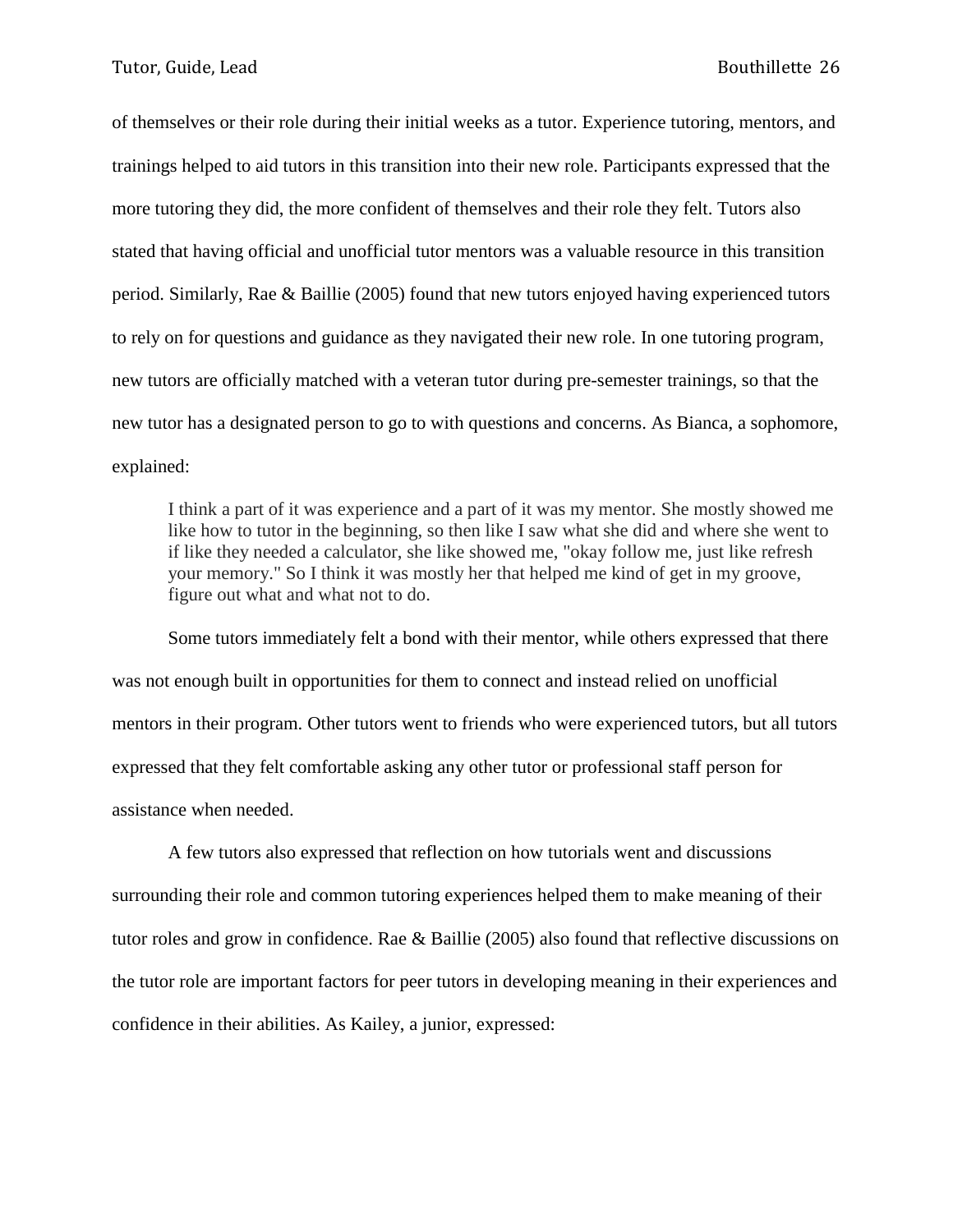of themselves or their role during their initial weeks as a tutor. Experience tutoring, mentors, and trainings helped to aid tutors in this transition into their new role. Participants expressed that the more tutoring they did, the more confident of themselves and their role they felt. Tutors also stated that having official and unofficial tutor mentors was a valuable resource in this transition period. Similarly, Rae & Baillie (2005) found that new tutors enjoyed having experienced tutors to rely on for questions and guidance as they navigated their new role. In one tutoring program, new tutors are officially matched with a veteran tutor during pre-semester trainings, so that the new tutor has a designated person to go to with questions and concerns. As Bianca, a sophomore, explained:

> I think a part of it was experience and a part of it was my mentor. She mostly showed me like how to tutor in the beginning, so then like I saw what she did and where she went to if like they needed a calculator, she like showed me, "okay follow me, just like refresh your memory." So I think it was mostly her that helped me kind of get in my groove, figure out what and what not to do.

Some tutors immediately felt a bond with their mentor, while others expressed that there was not enough built in opportunities for them to connect and instead relied on unofficial mentors in their program. Other tutors went to friends who were experienced tutors, but all tutors expressed that they felt comfortable asking any other tutor or professional staff person for assistance when needed.

A few tutors also expressed that reflection on how tutorials went and discussions surrounding their role and common tutoring experiences helped them to make meaning of their tutor roles and grow in confidence. Rae & Baillie (2005) also found that reflective discussions on the tutor role are important factors for peer tutors in developing meaning in their experiences and confidence in their abilities. As Kailey, a junior, expressed: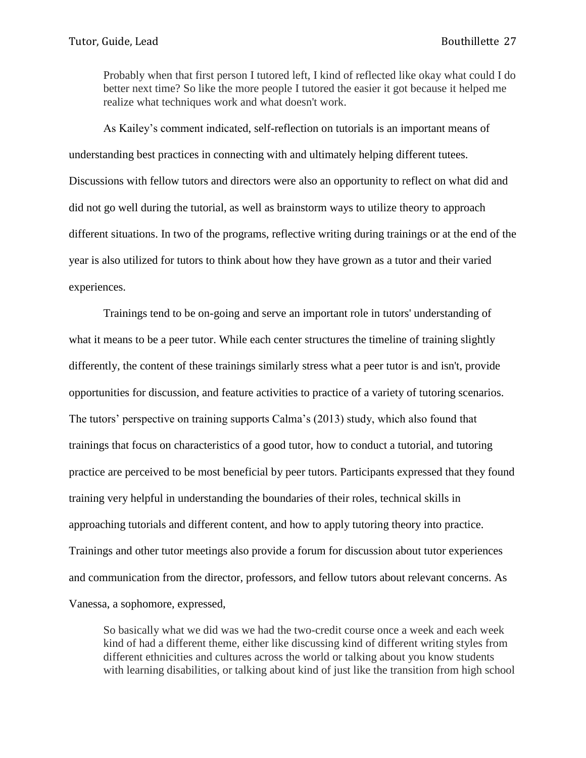> Probably when that first person I tutored left, I kind of reflected like okay what could I do better next time? So like the more people I tutored the easier it got because it helped me realize what techniques work and what doesn't work.

As Kailey's comment indicated, self-reflection on tutorials is an important means of understanding best practices in connecting with and ultimately helping different tutees. Discussions with fellow tutors and directors were also an opportunity to reflect on what did and did not go well during the tutorial, as well as brainstorm ways to utilize theory to approach different situations. In two of the programs, reflective writing during trainings or at the end of the year is also utilized for tutors to think about how they have grown as a tutor and their varied experiences.

Trainings tend to be on-going and serve an important role in tutors' understanding of what it means to be a peer tutor. While each center structures the timeline of training slightly differently, the content of these trainings similarly stress what a peer tutor is and isn't, provide opportunities for discussion, and feature activities to practice of a variety of tutoring scenarios. The tutors' perspective on training supports Calma's (2013) study, which also found that trainings that focus on characteristics of a good tutor, how to conduct a tutorial, and tutoring practice are perceived to be most beneficial by peer tutors. Participants expressed that they found training very helpful in understanding the boundaries of their roles, technical skills in approaching tutorials and different content, and how to apply tutoring theory into practice. Trainings and other tutor meetings also provide a forum for discussion about tutor experiences and communication from the director, professors, and fellow tutors about relevant concerns. As Vanessa, a sophomore, expressed,

> So basically what we did was we had the two-credit course once a week and each week kind of had a different theme, either like discussing kind of different writing styles from different ethnicities and cultures across the world or talking about you know students with learning disabilities, or talking about kind of just like the transition from high school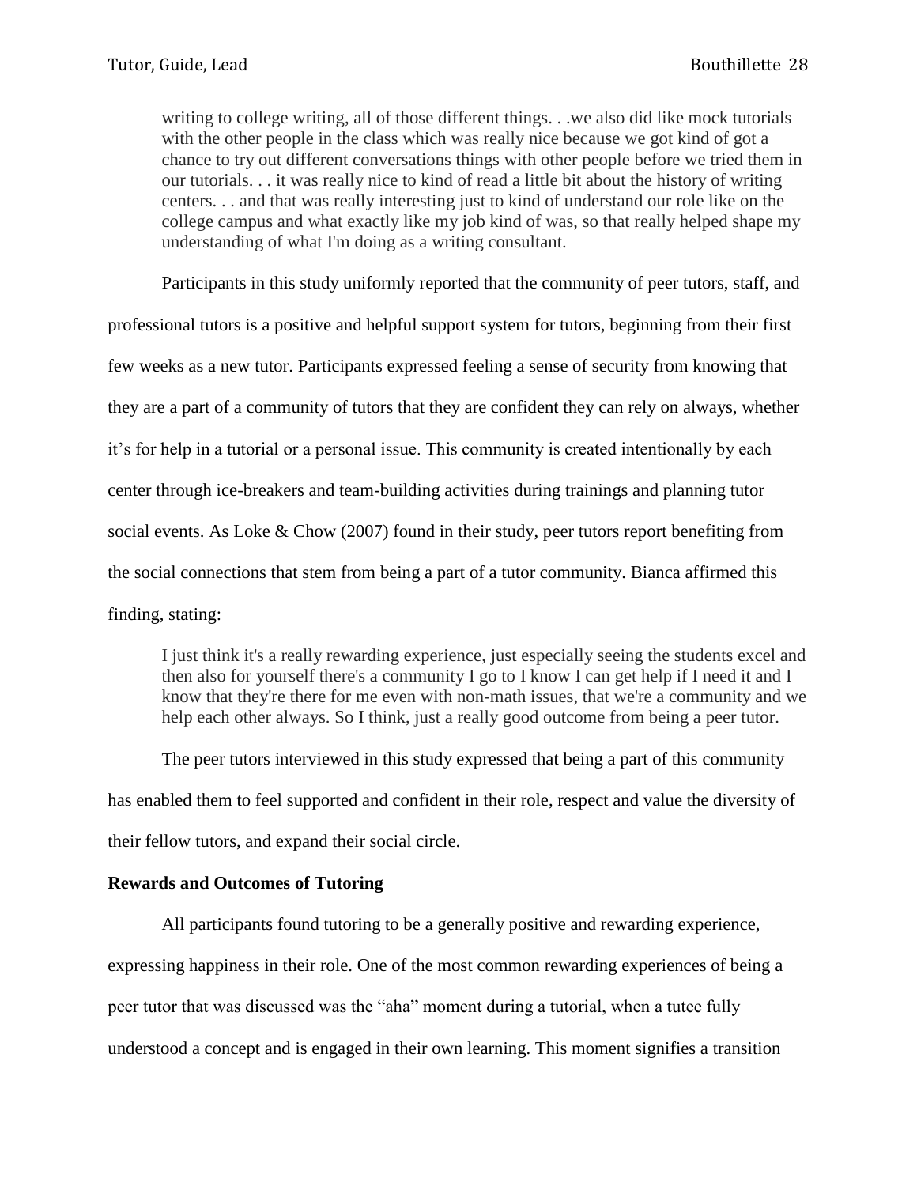> writing to college writing, all of those different things. . .we also did like mock tutorials with the other people in the class which was really nice because we got kind of got a chance to try out different conversations things with other people before we tried them in our tutorials. . . it was really nice to kind of read a little bit about the history of writing centers. . . and that was really interesting just to kind of understand our role like on the college campus and what exactly like my job kind of was, so that really helped shape my understanding of what I'm doing as a writing consultant.

Participants in this study uniformly reported that the community of peer tutors, staff, and professional tutors is a positive and helpful support system for tutors, beginning from their first few weeks as a new tutor. Participants expressed feeling a sense of security from knowing that they are a part of a community of tutors that they are confident they can rely on always, whether it's for help in a tutorial or a personal issue. This community is created intentionally by each center through ice-breakers and team-building activities during trainings and planning tutor social events. As Loke & Chow (2007) found in their study, peer tutors report benefiting from the social connections that stem from being a part of a tutor community. Bianca affirmed this finding, stating:

> I just think it's a really rewarding experience, just especially seeing the students excel and then also for yourself there's a community I go to I know I can get help if I need it and I know that they're there for me even with non-math issues, that we're a community and we help each other always. So I think, just a really good outcome from being a peer tutor.

The peer tutors interviewed in this study expressed that being a part of this community has enabled them to feel supported and confident in their role, respect and value the diversity of their fellow tutors, and expand their social circle.

**Rewards and Outcomes of Tutoring**

All participants found tutoring to be a generally positive and rewarding experience, expressing happiness in their role. One of the most common rewarding experiences of being a peer tutor that was discussed was the "aha" moment during a tutorial, when a tutee fully understood a concept and is engaged in their own learning. This moment signifies a transition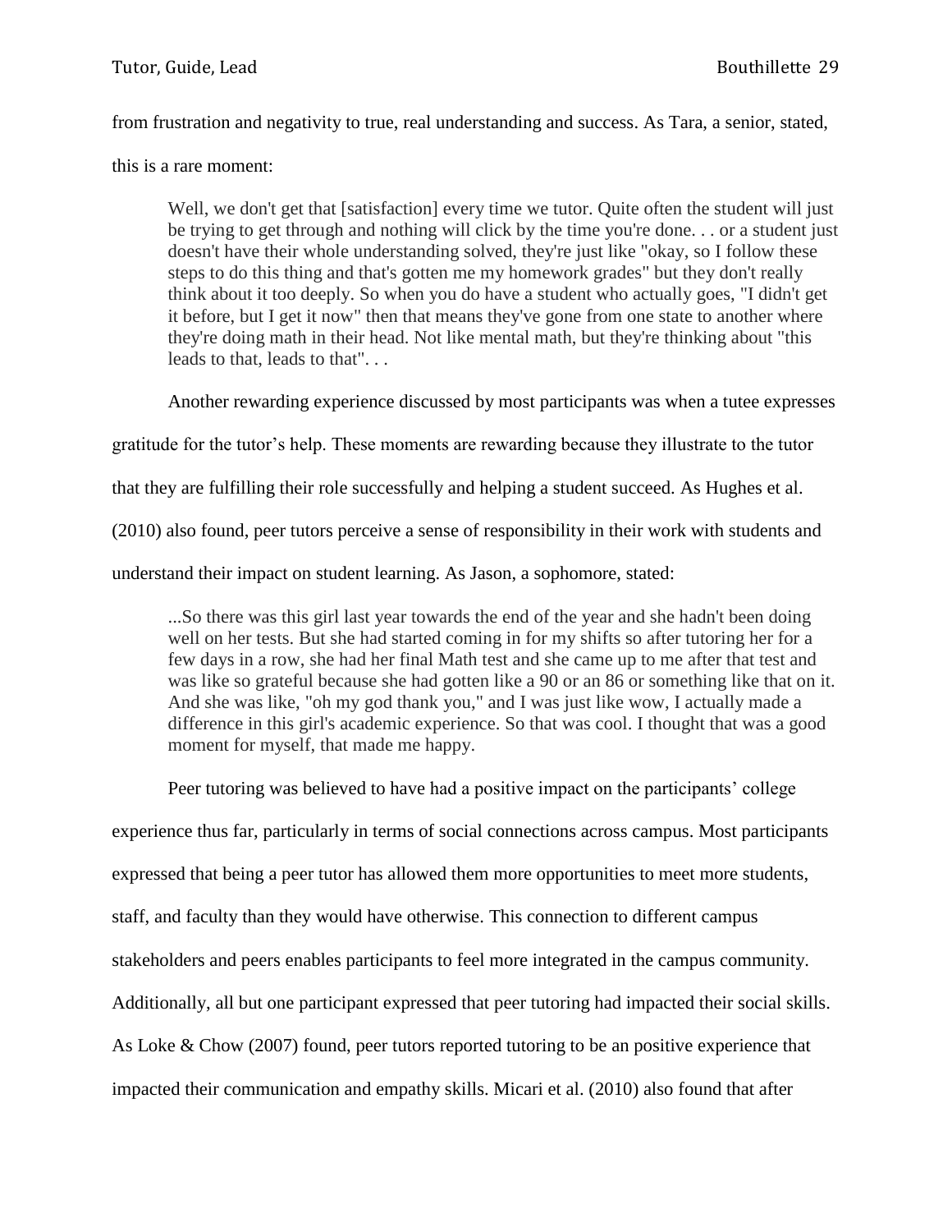from frustration and negativity to true, real understanding and success. As Tara, a senior, stated, this is a rare moment:

> Well, we don't get that [satisfaction] every time we tutor. Quite often the student will just be trying to get through and nothing will click by the time you're done. . . or a student just doesn't have their whole understanding solved, they're just like "okay, so I follow these steps to do this thing and that's gotten me my homework grades" but they don't really think about it too deeply. So when you do have a student who actually goes, "I didn't get it before, but I get it now" then that means they've gone from one state to another where they're doing math in their head. Not like mental math, but they're thinking about "this leads to that, leads to that". . .

Another rewarding experience discussed by most participants was when a tutee expresses gratitude for the tutor's help. These moments are rewarding because they illustrate to the tutor that they are fulfilling their role successfully and helping a student succeed. As Hughes et al. (2010) also found, peer tutors perceive a sense of responsibility in their work with students and understand their impact on student learning. As Jason, a sophomore, stated:

> ...So there was this girl last year towards the end of the year and she hadn't been doing well on her tests. But she had started coming in for my shifts so after tutoring her for a few days in a row, she had her final Math test and she came up to me after that test and was like so grateful because she had gotten like a 90 or an 86 or something like that on it. And she was like, "oh my god thank you," and I was just like wow, I actually made a difference in this girl's academic experience. So that was cool. I thought that was a good moment for myself, that made me happy.

Peer tutoring was believed to have had a positive impact on the participants' college experience thus far, particularly in terms of social connections across campus. Most participants expressed that being a peer tutor has allowed them more opportunities to meet more students, staff, and faculty than they would have otherwise. This connection to different campus stakeholders and peers enables participants to feel more integrated in the campus community. Additionally, all but one participant expressed that peer tutoring had impacted their social skills. As Loke & Chow (2007) found, peer tutors reported tutoring to be an positive experience that impacted their communication and empathy skills. Micari et al. (2010) also found that after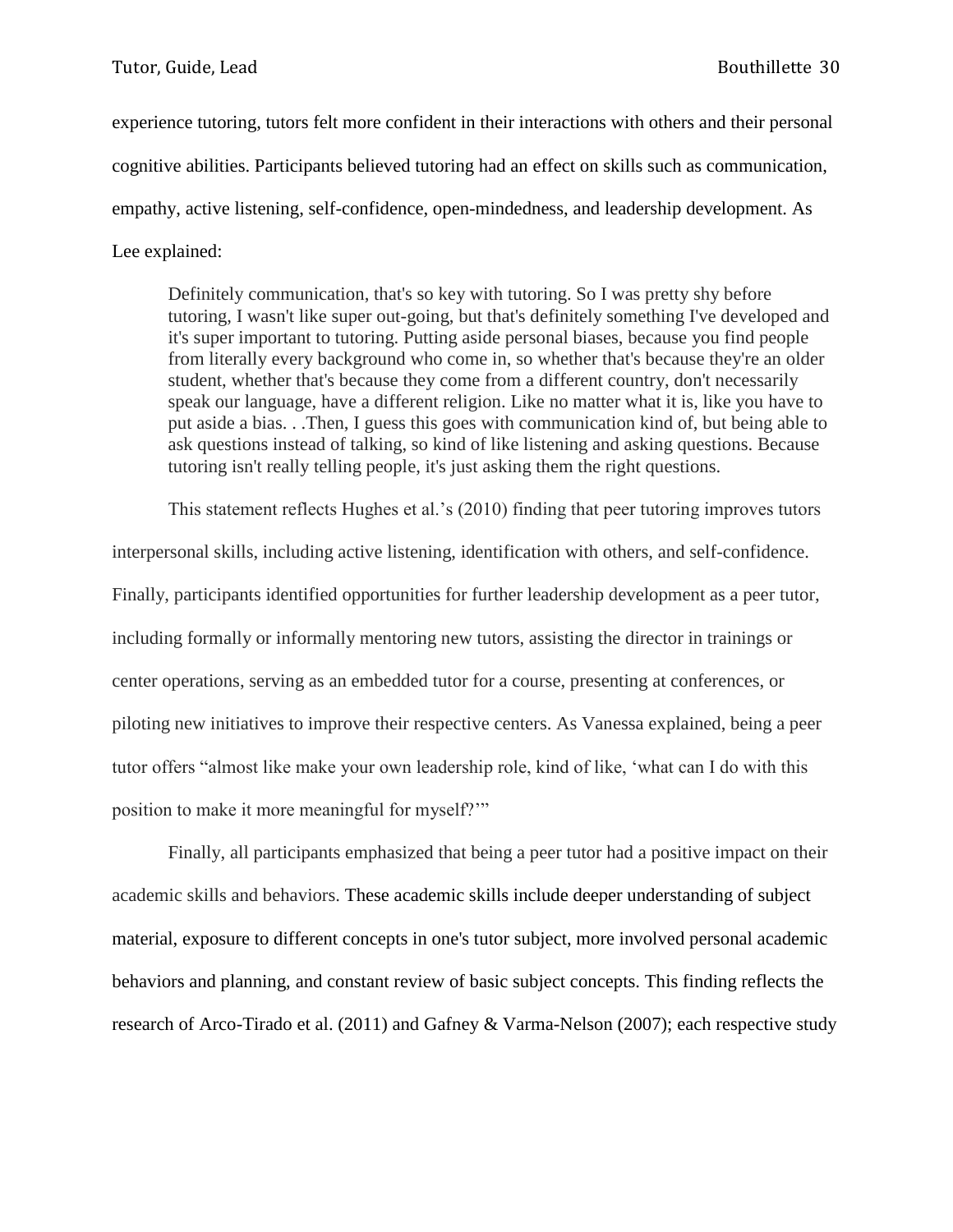experience tutoring, tutors felt more confident in their interactions with others and their personal cognitive abilities. Participants believed tutoring had an effect on skills such as communication, empathy, active listening, self-confidence, open-mindedness, and leadership development. As Lee explained:

> Definitely communication, that's so key with tutoring. So I was pretty shy before tutoring, I wasn't like super out-going, but that's definitely something I've developed and it's super important to tutoring. Putting aside personal biases, because you find people from literally every background who come in, so whether that's because they're an older student, whether that's because they come from a different country, don't necessarily speak our language, have a different religion. Like no matter what it is, like you have to put aside a bias. . .Then, I guess this goes with communication kind of, but being able to ask questions instead of talking, so kind of like listening and asking questions. Because tutoring isn't really telling people, it's just asking them the right questions.

This statement reflects Hughes et al.'s (2010) finding that peer tutoring improves tutors interpersonal skills, including active listening, identification with others, and self-confidence. Finally, participants identified opportunities for further leadership development as a peer tutor, including formally or informally mentoring new tutors, assisting the director in trainings or center operations, serving as an embedded tutor for a course, presenting at conferences, or piloting new initiatives to improve their respective centers. As Vanessa explained, being a peer tutor offers "almost like make your own leadership role, kind of like, 'what can I do with this position to make it more meaningful for myself?'"

Finally, all participants emphasized that being a peer tutor had a positive impact on their academic skills and behaviors. These academic skills include deeper understanding of subject material, exposure to different concepts in one's tutor subject, more involved personal academic behaviors and planning, and constant review of basic subject concepts. This finding reflects the research of Arco-Tirado et al. (2011) and Gafney & Varma-Nelson (2007); each respective study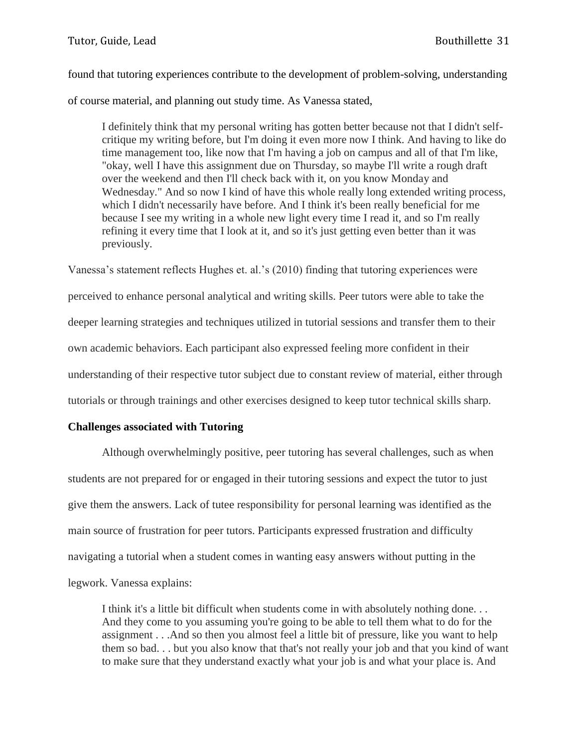found that tutoring experiences contribute to the development of problem-solving, understanding of course material, and planning out study time. As Vanessa stated,

> I definitely think that my personal writing has gotten better because not that I didn't self-critique my writing before, but I'm doing it even more now I think. And having to like do time management too, like now that I'm having a job on campus and all of that I'm like, "okay, well I have this assignment due on Thursday, so maybe I'll write a rough draft over the weekend and then I'll check back with it, on you know Monday and Wednesday." And so now I kind of have this whole really long extended writing process, which I didn't necessarily have before. And I think it's been really beneficial for me because I see my writing in a whole new light every time I read it, and so I'm really refining it every time that I look at it, and so it's just getting even better than it was previously.

Vanessa's statement reflects Hughes et. al.'s (2010) finding that tutoring experiences were perceived to enhance personal analytical and writing skills. Peer tutors were able to take the deeper learning strategies and techniques utilized in tutorial sessions and transfer them to their own academic behaviors. Each participant also expressed feeling more confident in their understanding of their respective tutor subject due to constant review of material, either through tutorials or through trainings and other exercises designed to keep tutor technical skills sharp.

**Challenges associated with Tutoring**

Although overwhelmingly positive, peer tutoring has several challenges, such as when students are not prepared for or engaged in their tutoring sessions and expect the tutor to just give them the answers. Lack of tutee responsibility for personal learning was identified as the main source of frustration for peer tutors. Participants expressed frustration and difficulty navigating a tutorial when a student comes in wanting easy answers without putting in the legwork. Vanessa explains:

> I think it's a little bit difficult when students come in with absolutely nothing done. . . And they come to you assuming you're going to be able to tell them what to do for the assignment . . .And so then you almost feel a little bit of pressure, like you want to help them so bad. . . but you also know that that's not really your job and that you kind of want to make sure that they understand exactly what your job is and what your place is. And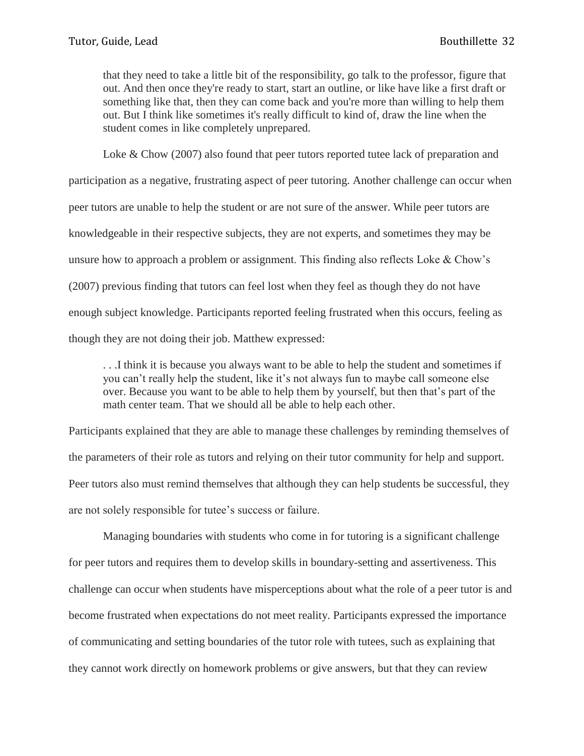> that they need to take a little bit of the responsibility, go talk to the professor, figure that out. And then once they're ready to start, start an outline, or like have like a first draft or something like that, then they can come back and you're more than willing to help them out. But I think like sometimes it's really difficult to kind of, draw the line when the student comes in like completely unprepared.

Loke & Chow (2007) also found that peer tutors reported tutee lack of preparation and participation as a negative, frustrating aspect of peer tutoring. Another challenge can occur when peer tutors are unable to help the student or are not sure of the answer. While peer tutors are knowledgeable in their respective subjects, they are not experts, and sometimes they may be unsure how to approach a problem or assignment. This finding also reflects Loke & Chow's (2007) previous finding that tutors can feel lost when they feel as though they do not have enough subject knowledge. Participants reported feeling frustrated when this occurs, feeling as though they are not doing their job. Matthew expressed:

> . . .I think it is because you always want to be able to help the student and sometimes if you can't really help the student, like it's not always fun to maybe call someone else over. Because you want to be able to help them by yourself, but then that's part of the math center team. That we should all be able to help each other.

Participants explained that they are able to manage these challenges by reminding themselves of the parameters of their role as tutors and relying on their tutor community for help and support. Peer tutors also must remind themselves that although they can help students be successful, they are not solely responsible for tutee's success or failure.

Managing boundaries with students who come in for tutoring is a significant challenge for peer tutors and requires them to develop skills in boundary-setting and assertiveness. This challenge can occur when students have misperceptions about what the role of a peer tutor is and become frustrated when expectations do not meet reality. Participants expressed the importance of communicating and setting boundaries of the tutor role with tutees, such as explaining that they cannot work directly on homework problems or give answers, but that they can review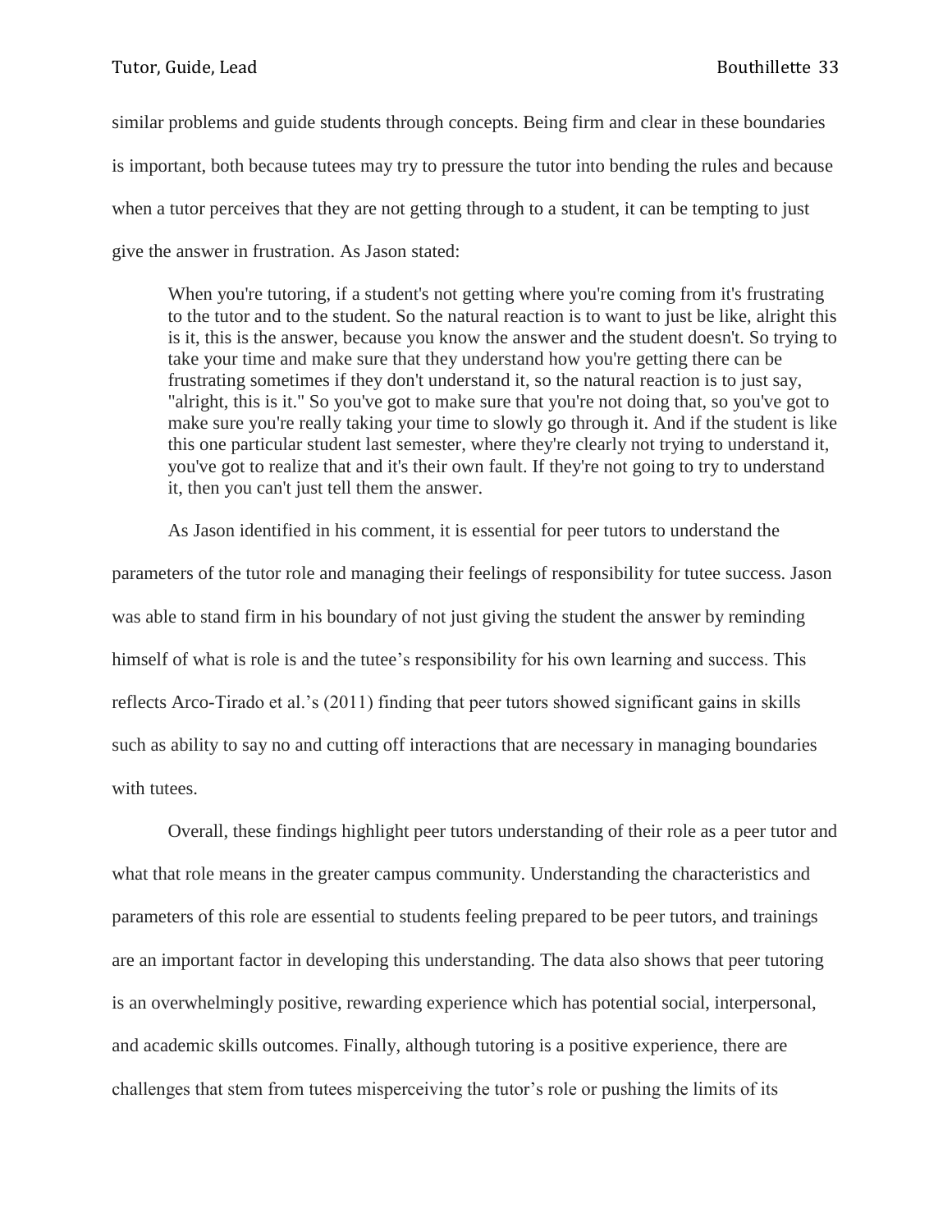similar problems and guide students through concepts. Being firm and clear in these boundaries is important, both because tutees may try to pressure the tutor into bending the rules and because when a tutor perceives that they are not getting through to a student, it can be tempting to just give the answer in frustration. As Jason stated:

> When you're tutoring, if a student's not getting where you're coming from it's frustrating to the tutor and to the student. So the natural reaction is to want to just be like, alright this is it, this is the answer, because you know the answer and the student doesn't. So trying to take your time and make sure that they understand how you're getting there can be frustrating sometimes if they don't understand it, so the natural reaction is to just say, "alright, this is it." So you've got to make sure that you're not doing that, so you've got to make sure you're really taking your time to slowly go through it. And if the student is like this one particular student last semester, where they're clearly not trying to understand it, you've got to realize that and it's their own fault. If they're not going to try to understand it, then you can't just tell them the answer.

As Jason identified in his comment, it is essential for peer tutors to understand the parameters of the tutor role and managing their feelings of responsibility for tutee success. Jason was able to stand firm in his boundary of not just giving the student the answer by reminding himself of what is role is and the tutee's responsibility for his own learning and success. This reflects Arco-Tirado et al.'s (2011) finding that peer tutors showed significant gains in skills such as ability to say no and cutting off interactions that are necessary in managing boundaries with tutees.

Overall, these findings highlight peer tutors understanding of their role as a peer tutor and what that role means in the greater campus community. Understanding the characteristics and parameters of this role are essential to students feeling prepared to be peer tutors, and trainings are an important factor in developing this understanding. The data also shows that peer tutoring is an overwhelmingly positive, rewarding experience which has potential social, interpersonal, and academic skills outcomes. Finally, although tutoring is a positive experience, there are challenges that stem from tutees misperceiving the tutor's role or pushing the limits of its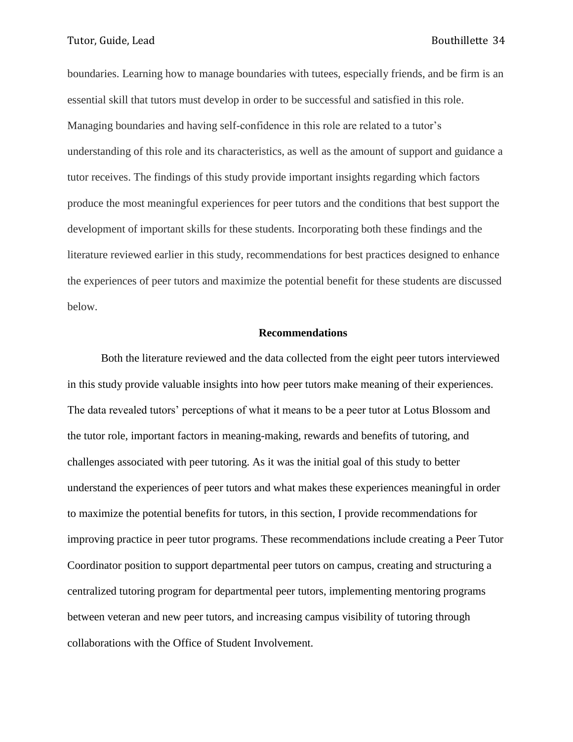boundaries. Learning how to manage boundaries with tutees, especially friends, and be firm is an essential skill that tutors must develop in order to be successful and satisfied in this role. Managing boundaries and having self-confidence in this role are related to a tutor's understanding of this role and its characteristics, as well as the amount of support and guidance a tutor receives. The findings of this study provide important insights regarding which factors produce the most meaningful experiences for peer tutors and the conditions that best support the development of important skills for these students. Incorporating both these findings and the literature reviewed earlier in this study, recommendations for best practices designed to enhance the experiences of peer tutors and maximize the potential benefit for these students are discussed below.

## Recommendations

Both the literature reviewed and the data collected from the eight peer tutors interviewed in this study provide valuable insights into how peer tutors make meaning of their experiences. The data revealed tutors' perceptions of what it means to be a peer tutor at Lotus Blossom and the tutor role, important factors in meaning-making, rewards and benefits of tutoring, and challenges associated with peer tutoring. As it was the initial goal of this study to better understand the experiences of peer tutors and what makes these experiences meaningful in order to maximize the potential benefits for tutors, in this section, I provide recommendations for improving practice in peer tutor programs. These recommendations include creating a Peer Tutor Coordinator position to support departmental peer tutors on campus, creating and structuring a centralized tutoring program for departmental peer tutors, implementing mentoring programs between veteran and new peer tutors, and increasing campus visibility of tutoring through collaborations with the Office of Student Involvement.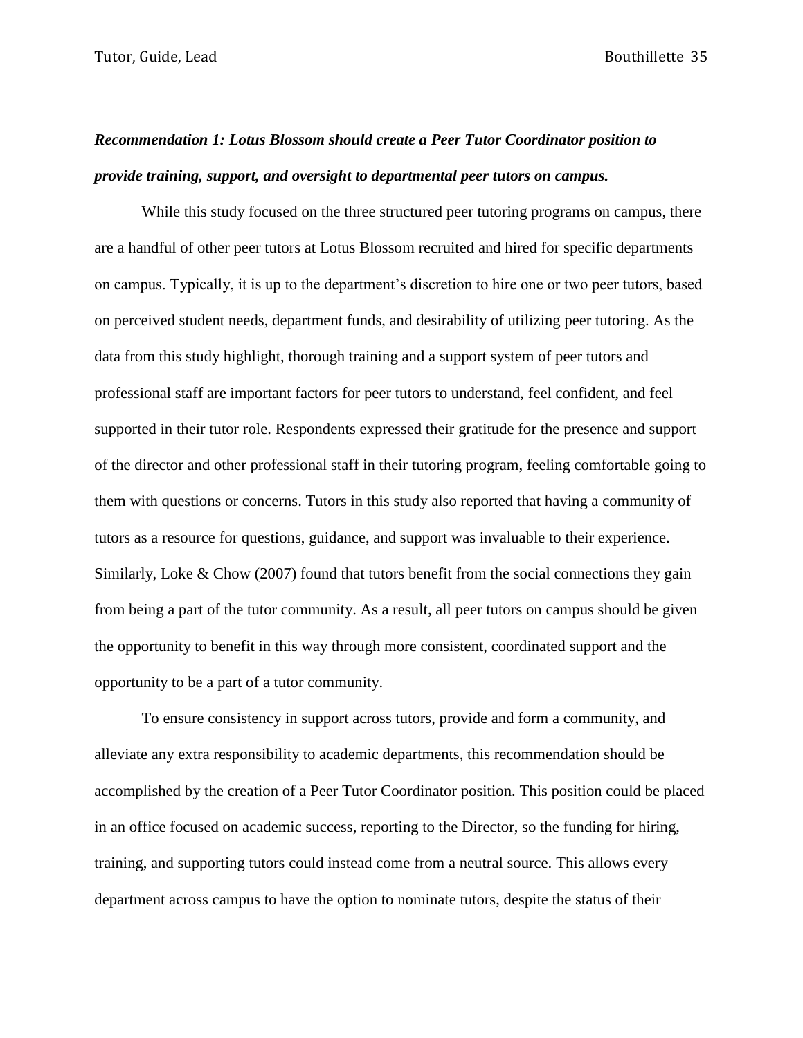***Recommendation 1: Lotus Blossom should create a Peer Tutor Coordinator position to provide training, support, and oversight to departmental peer tutors on campus.***

While this study focused on the three structured peer tutoring programs on campus, there are a handful of other peer tutors at Lotus Blossom recruited and hired for specific departments on campus. Typically, it is up to the department's discretion to hire one or two peer tutors, based on perceived student needs, department funds, and desirability of utilizing peer tutoring. As the data from this study highlight, thorough training and a support system of peer tutors and professional staff are important factors for peer tutors to understand, feel confident, and feel supported in their tutor role. Respondents expressed their gratitude for the presence and support of the director and other professional staff in their tutoring program, feeling comfortable going to them with questions or concerns. Tutors in this study also reported that having a community of tutors as a resource for questions, guidance, and support was invaluable to their experience. Similarly, Loke & Chow (2007) found that tutors benefit from the social connections they gain from being a part of the tutor community. As a result, all peer tutors on campus should be given the opportunity to benefit in this way through more consistent, coordinated support and the opportunity to be a part of a tutor community.

To ensure consistency in support across tutors, provide and form a community, and alleviate any extra responsibility to academic departments, this recommendation should be accomplished by the creation of a Peer Tutor Coordinator position. This position could be placed in an office focused on academic success, reporting to the Director, so the funding for hiring, training, and supporting tutors could instead come from a neutral source. This allows every department across campus to have the option to nominate tutors, despite the status of their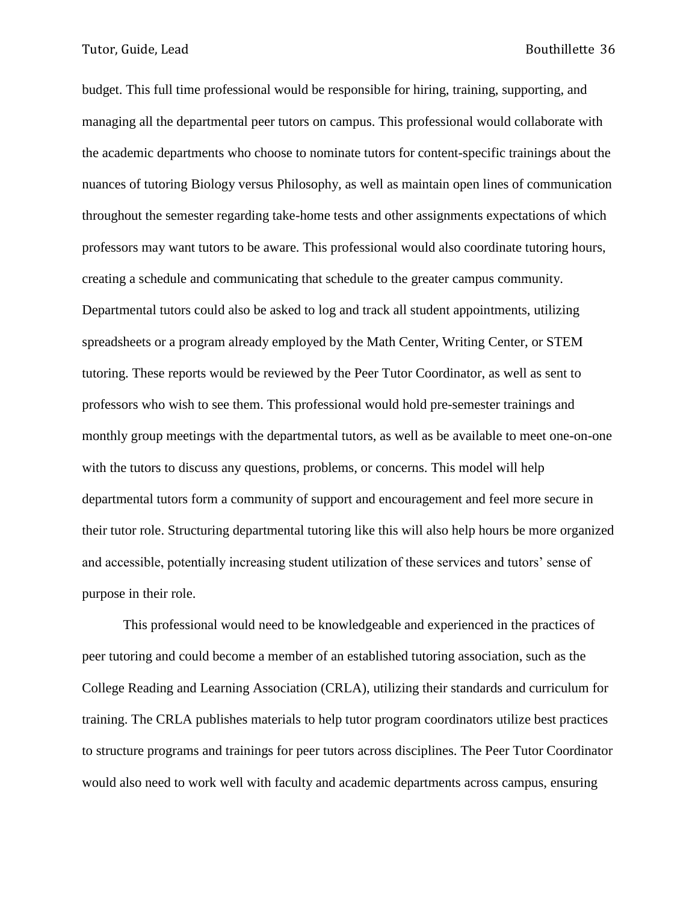budget. This full time professional would be responsible for hiring, training, supporting, and managing all the departmental peer tutors on campus. This professional would collaborate with the academic departments who choose to nominate tutors for content-specific trainings about the nuances of tutoring Biology versus Philosophy, as well as maintain open lines of communication throughout the semester regarding take-home tests and other assignments expectations of which professors may want tutors to be aware. This professional would also coordinate tutoring hours, creating a schedule and communicating that schedule to the greater campus community. Departmental tutors could also be asked to log and track all student appointments, utilizing spreadsheets or a program already employed by the Math Center, Writing Center, or STEM tutoring. These reports would be reviewed by the Peer Tutor Coordinator, as well as sent to professors who wish to see them. This professional would hold pre-semester trainings and monthly group meetings with the departmental tutors, as well as be available to meet one-on-one with the tutors to discuss any questions, problems, or concerns. This model will help departmental tutors form a community of support and encouragement and feel more secure in their tutor role. Structuring departmental tutoring like this will also help hours be more organized and accessible, potentially increasing student utilization of these services and tutors' sense of purpose in their role.

This professional would need to be knowledgeable and experienced in the practices of peer tutoring and could become a member of an established tutoring association, such as the College Reading and Learning Association (CRLA), utilizing their standards and curriculum for training. The CRLA publishes materials to help tutor program coordinators utilize best practices to structure programs and trainings for peer tutors across disciplines. The Peer Tutor Coordinator would also need to work well with faculty and academic departments across campus, ensuring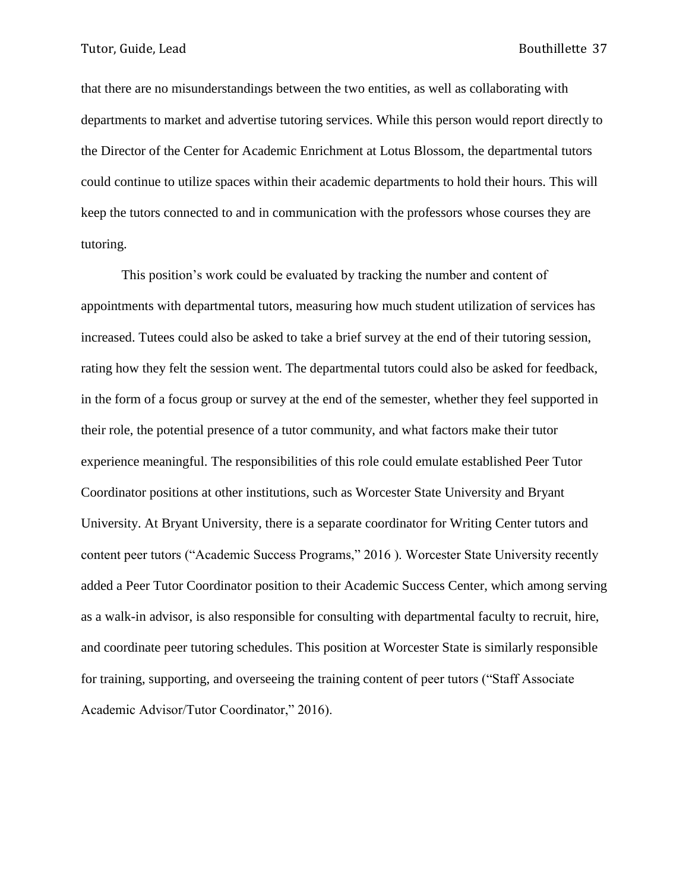that there are no misunderstandings between the two entities, as well as collaborating with departments to market and advertise tutoring services. While this person would report directly to the Director of the Center for Academic Enrichment at Lotus Blossom, the departmental tutors could continue to utilize spaces within their academic departments to hold their hours. This will keep the tutors connected to and in communication with the professors whose courses they are tutoring.

This position's work could be evaluated by tracking the number and content of appointments with departmental tutors, measuring how much student utilization of services has increased. Tutees could also be asked to take a brief survey at the end of their tutoring session, rating how they felt the session went. The departmental tutors could also be asked for feedback, in the form of a focus group or survey at the end of the semester, whether they feel supported in their role, the potential presence of a tutor community, and what factors make their tutor experience meaningful. The responsibilities of this role could emulate established Peer Tutor Coordinator positions at other institutions, such as Worcester State University and Bryant University. At Bryant University, there is a separate coordinator for Writing Center tutors and content peer tutors ("Academic Success Programs," 2016 ). Worcester State University recently added a Peer Tutor Coordinator position to their Academic Success Center, which among serving as a walk-in advisor, is also responsible for consulting with departmental faculty to recruit, hire, and coordinate peer tutoring schedules. This position at Worcester State is similarly responsible for training, supporting, and overseeing the training content of peer tutors ("Staff Associate Academic Advisor/Tutor Coordinator," 2016).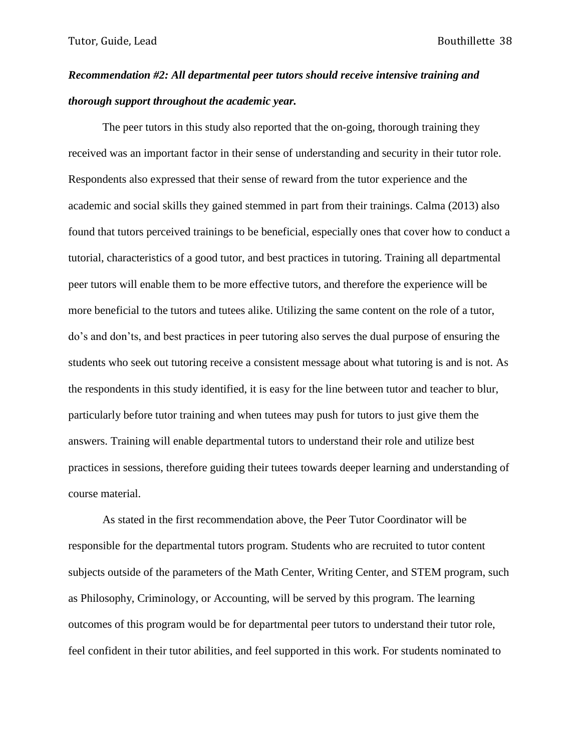***Recommendation #2: All departmental peer tutors should receive intensive training and thorough support throughout the academic year.***

The peer tutors in this study also reported that the on-going, thorough training they received was an important factor in their sense of understanding and security in their tutor role. Respondents also expressed that their sense of reward from the tutor experience and the academic and social skills they gained stemmed in part from their trainings. Calma (2013) also found that tutors perceived trainings to be beneficial, especially ones that cover how to conduct a tutorial, characteristics of a good tutor, and best practices in tutoring. Training all departmental peer tutors will enable them to be more effective tutors, and therefore the experience will be more beneficial to the tutors and tutees alike. Utilizing the same content on the role of a tutor, do's and don'ts, and best practices in peer tutoring also serves the dual purpose of ensuring the students who seek out tutoring receive a consistent message about what tutoring is and is not. As the respondents in this study identified, it is easy for the line between tutor and teacher to blur, particularly before tutor training and when tutees may push for tutors to just give them the answers. Training will enable departmental tutors to understand their role and utilize best practices in sessions, therefore guiding their tutees towards deeper learning and understanding of course material.

As stated in the first recommendation above, the Peer Tutor Coordinator will be responsible for the departmental tutors program. Students who are recruited to tutor content subjects outside of the parameters of the Math Center, Writing Center, and STEM program, such as Philosophy, Criminology, or Accounting, will be served by this program. The learning outcomes of this program would be for departmental peer tutors to understand their tutor role, feel confident in their tutor abilities, and feel supported in this work. For students nominated to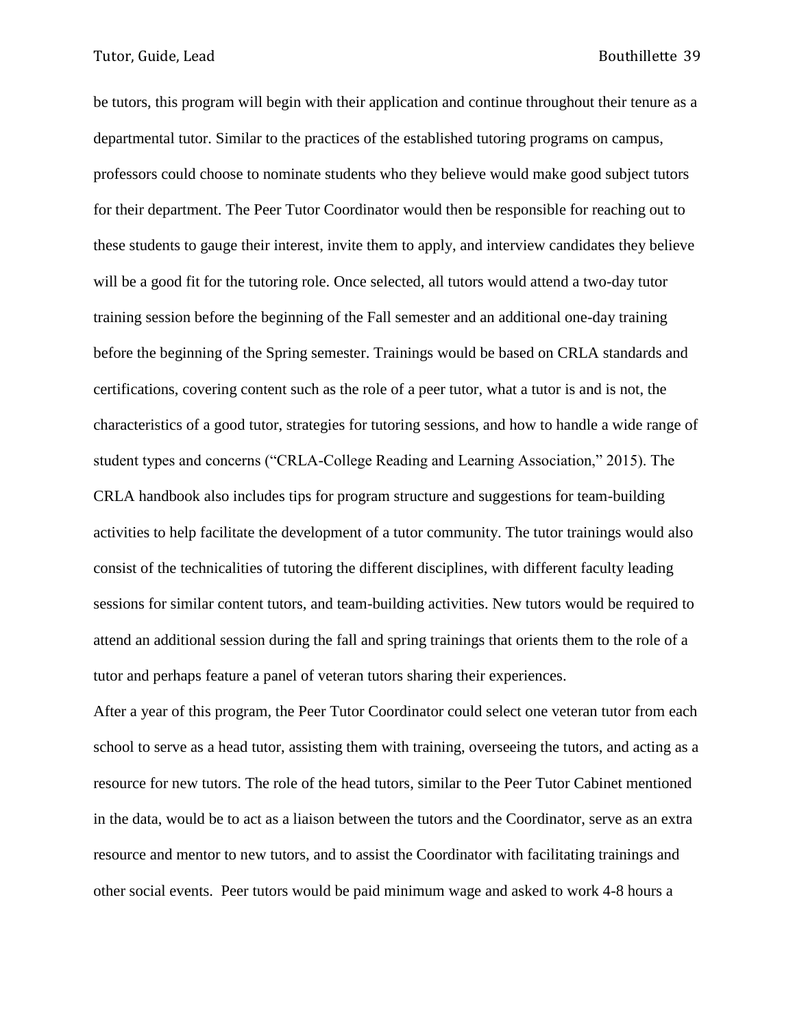be tutors, this program will begin with their application and continue throughout their tenure as a departmental tutor. Similar to the practices of the established tutoring programs on campus, professors could choose to nominate students who they believe would make good subject tutors for their department. The Peer Tutor Coordinator would then be responsible for reaching out to these students to gauge their interest, invite them to apply, and interview candidates they believe will be a good fit for the tutoring role. Once selected, all tutors would attend a two-day tutor training session before the beginning of the Fall semester and an additional one-day training before the beginning of the Spring semester. Trainings would be based on CRLA standards and certifications, covering content such as the role of a peer tutor, what a tutor is and is not, the characteristics of a good tutor, strategies for tutoring sessions, and how to handle a wide range of student types and concerns ("CRLA-College Reading and Learning Association," 2015). The CRLA handbook also includes tips for program structure and suggestions for team-building activities to help facilitate the development of a tutor community. The tutor trainings would also consist of the technicalities of tutoring the different disciplines, with different faculty leading sessions for similar content tutors, and team-building activities. New tutors would be required to attend an additional session during the fall and spring trainings that orients them to the role of a tutor and perhaps feature a panel of veteran tutors sharing their experiences.

After a year of this program, the Peer Tutor Coordinator could select one veteran tutor from each school to serve as a head tutor, assisting them with training, overseeing the tutors, and acting as a resource for new tutors. The role of the head tutors, similar to the Peer Tutor Cabinet mentioned in the data, would be to act as a liaison between the tutors and the Coordinator, serve as an extra resource and mentor to new tutors, and to assist the Coordinator with facilitating trainings and other social events. Peer tutors would be paid minimum wage and asked to work 4-8 hours a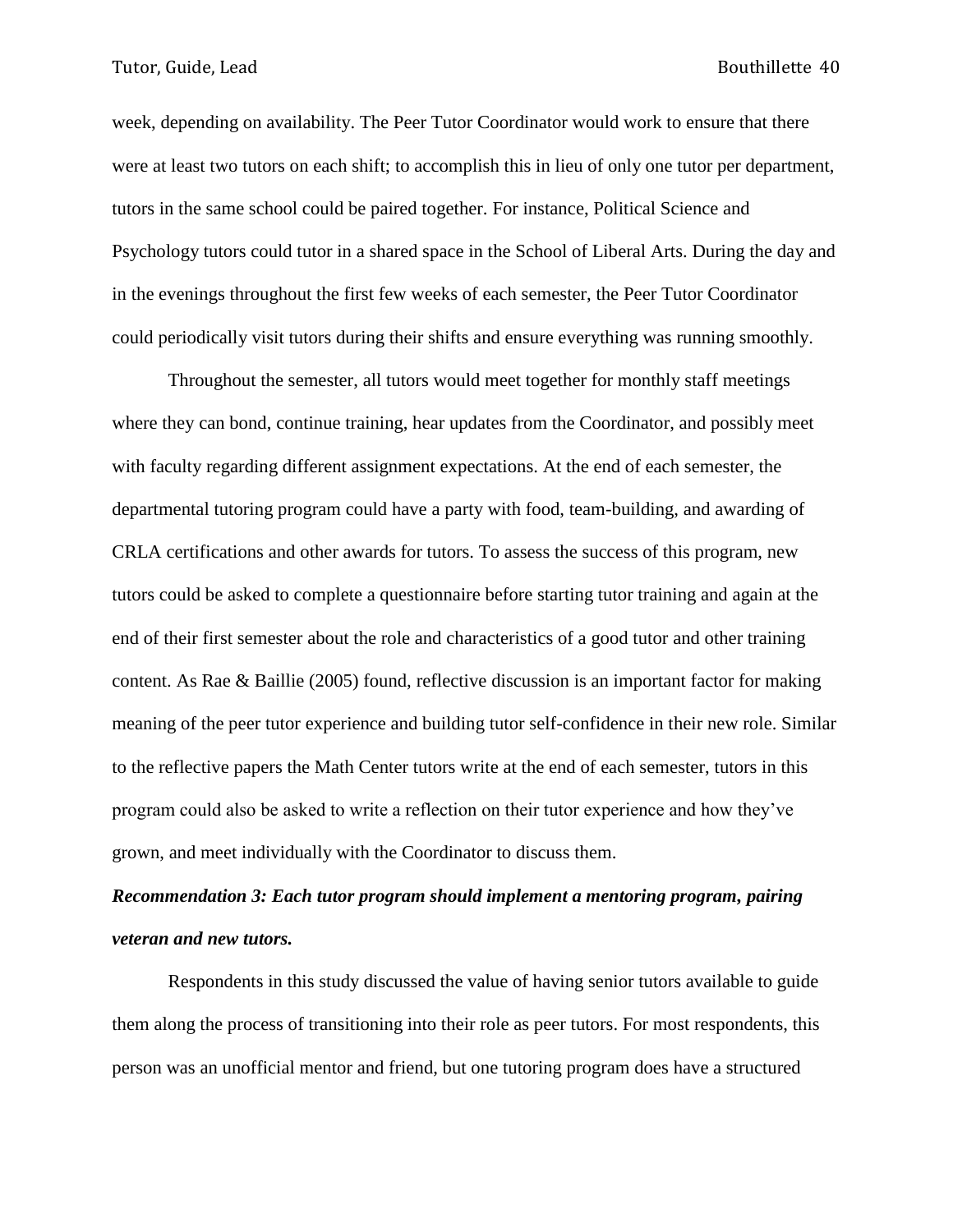week, depending on availability. The Peer Tutor Coordinator would work to ensure that there were at least two tutors on each shift; to accomplish this in lieu of only one tutor per department, tutors in the same school could be paired together. For instance, Political Science and Psychology tutors could tutor in a shared space in the School of Liberal Arts. During the day and in the evenings throughout the first few weeks of each semester, the Peer Tutor Coordinator could periodically visit tutors during their shifts and ensure everything was running smoothly.

Throughout the semester, all tutors would meet together for monthly staff meetings where they can bond, continue training, hear updates from the Coordinator, and possibly meet with faculty regarding different assignment expectations. At the end of each semester, the departmental tutoring program could have a party with food, team-building, and awarding of CRLA certifications and other awards for tutors. To assess the success of this program, new tutors could be asked to complete a questionnaire before starting tutor training and again at the end of their first semester about the role and characteristics of a good tutor and other training content. As Rae & Baillie (2005) found, reflective discussion is an important factor for making meaning of the peer tutor experience and building tutor self-confidence in their new role. Similar to the reflective papers the Math Center tutors write at the end of each semester, tutors in this program could also be asked to write a reflection on their tutor experience and how they've grown, and meet individually with the Coordinator to discuss them.

***Recommendation 3: Each tutor program should implement a mentoring program, pairing veteran and new tutors.***

Respondents in this study discussed the value of having senior tutors available to guide them along the process of transitioning into their role as peer tutors. For most respondents, this person was an unofficial mentor and friend, but one tutoring program does have a structured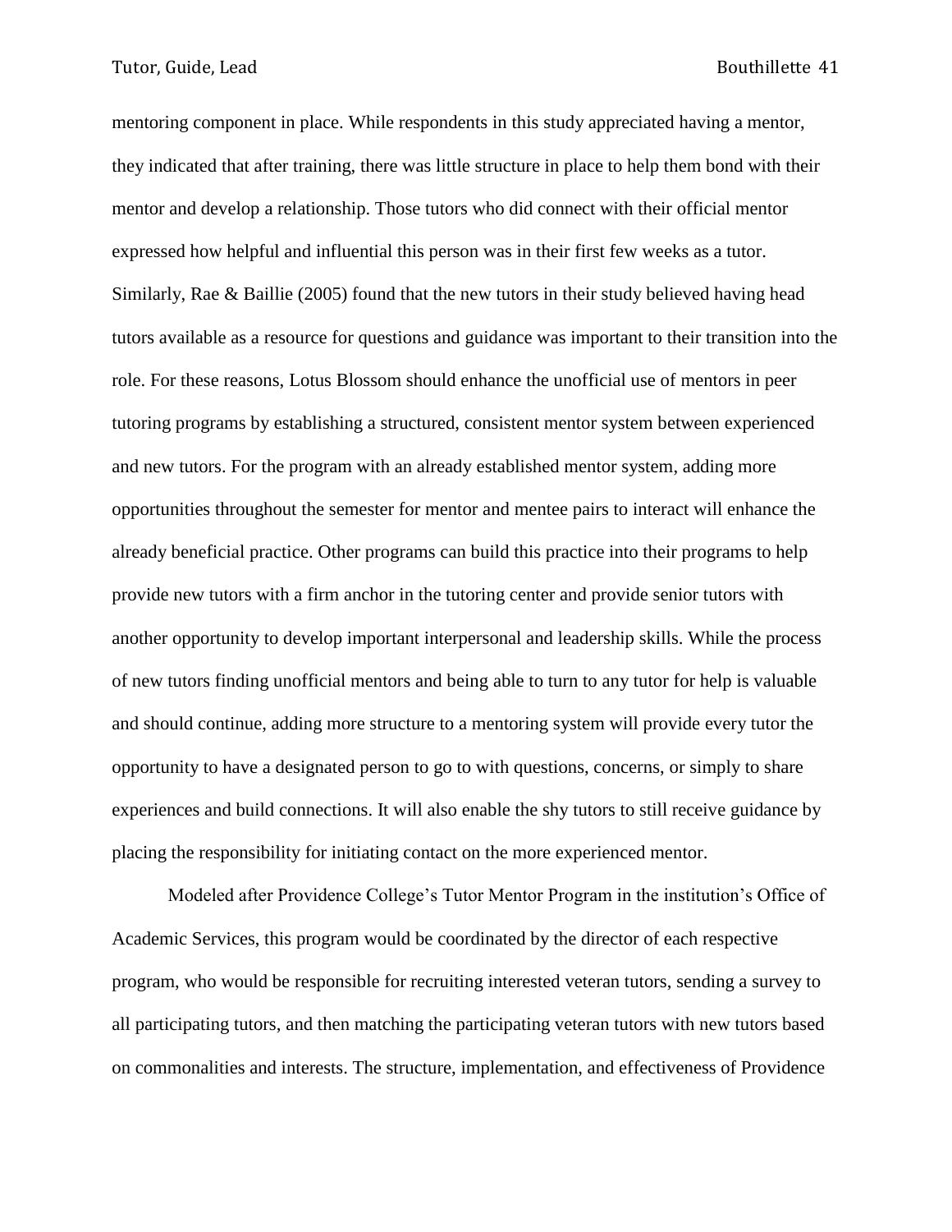mentoring component in place. While respondents in this study appreciated having a mentor, they indicated that after training, there was little structure in place to help them bond with their mentor and develop a relationship. Those tutors who did connect with their official mentor expressed how helpful and influential this person was in their first few weeks as a tutor. Similarly, Rae & Baillie (2005) found that the new tutors in their study believed having head tutors available as a resource for questions and guidance was important to their transition into the role. For these reasons, Lotus Blossom should enhance the unofficial use of mentors in peer tutoring programs by establishing a structured, consistent mentor system between experienced and new tutors. For the program with an already established mentor system, adding more opportunities throughout the semester for mentor and mentee pairs to interact will enhance the already beneficial practice. Other programs can build this practice into their programs to help provide new tutors with a firm anchor in the tutoring center and provide senior tutors with another opportunity to develop important interpersonal and leadership skills. While the process of new tutors finding unofficial mentors and being able to turn to any tutor for help is valuable and should continue, adding more structure to a mentoring system will provide every tutor the opportunity to have a designated person to go to with questions, concerns, or simply to share experiences and build connections. It will also enable the shy tutors to still receive guidance by placing the responsibility for initiating contact on the more experienced mentor.

Modeled after Providence College's Tutor Mentor Program in the institution's Office of Academic Services, this program would be coordinated by the director of each respective program, who would be responsible for recruiting interested veteran tutors, sending a survey to all participating tutors, and then matching the participating veteran tutors with new tutors based on commonalities and interests. The structure, implementation, and effectiveness of Providence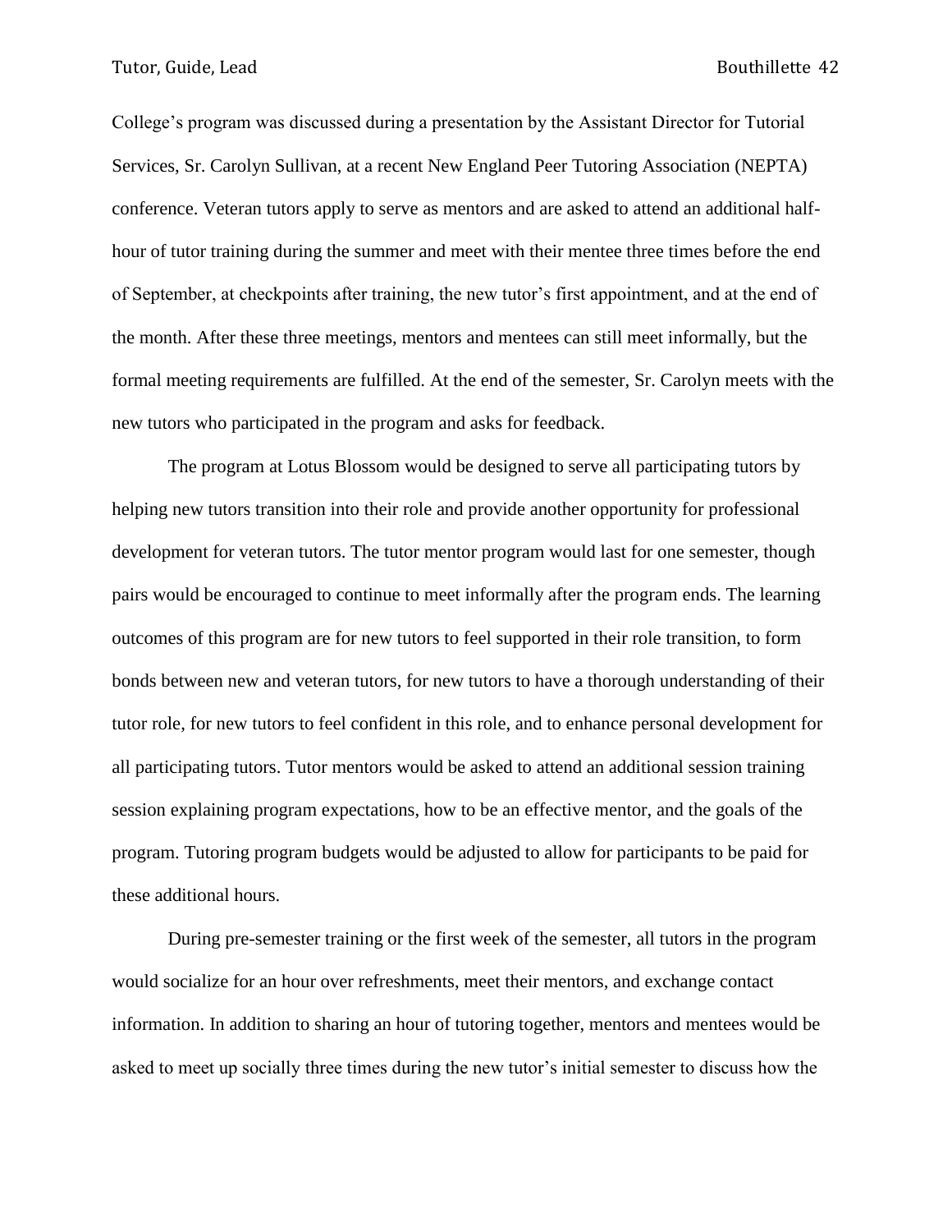College's program was discussed during a presentation by the Assistant Director for Tutorial Services, Sr. Carolyn Sullivan, at a recent New England Peer Tutoring Association (NEPTA) conference. Veteran tutors apply to serve as mentors and are asked to attend an additional half-hour of tutor training during the summer and meet with their mentee three times before the end of September, at checkpoints after training, the new tutor's first appointment, and at the end of the month. After these three meetings, mentors and mentees can still meet informally, but the formal meeting requirements are fulfilled. At the end of the semester, Sr. Carolyn meets with the new tutors who participated in the program and asks for feedback.

The program at Lotus Blossom would be designed to serve all participating tutors by helping new tutors transition into their role and provide another opportunity for professional development for veteran tutors. The tutor mentor program would last for one semester, though pairs would be encouraged to continue to meet informally after the program ends. The learning outcomes of this program are for new tutors to feel supported in their role transition, to form bonds between new and veteran tutors, for new tutors to have a thorough understanding of their tutor role, for new tutors to feel confident in this role, and to enhance personal development for all participating tutors. Tutor mentors would be asked to attend an additional session training session explaining program expectations, how to be an effective mentor, and the goals of the program. Tutoring program budgets would be adjusted to allow for participants to be paid for these additional hours.

During pre-semester training or the first week of the semester, all tutors in the program would socialize for an hour over refreshments, meet their mentors, and exchange contact information. In addition to sharing an hour of tutoring together, mentors and mentees would be asked to meet up socially three times during the new tutor's initial semester to discuss how the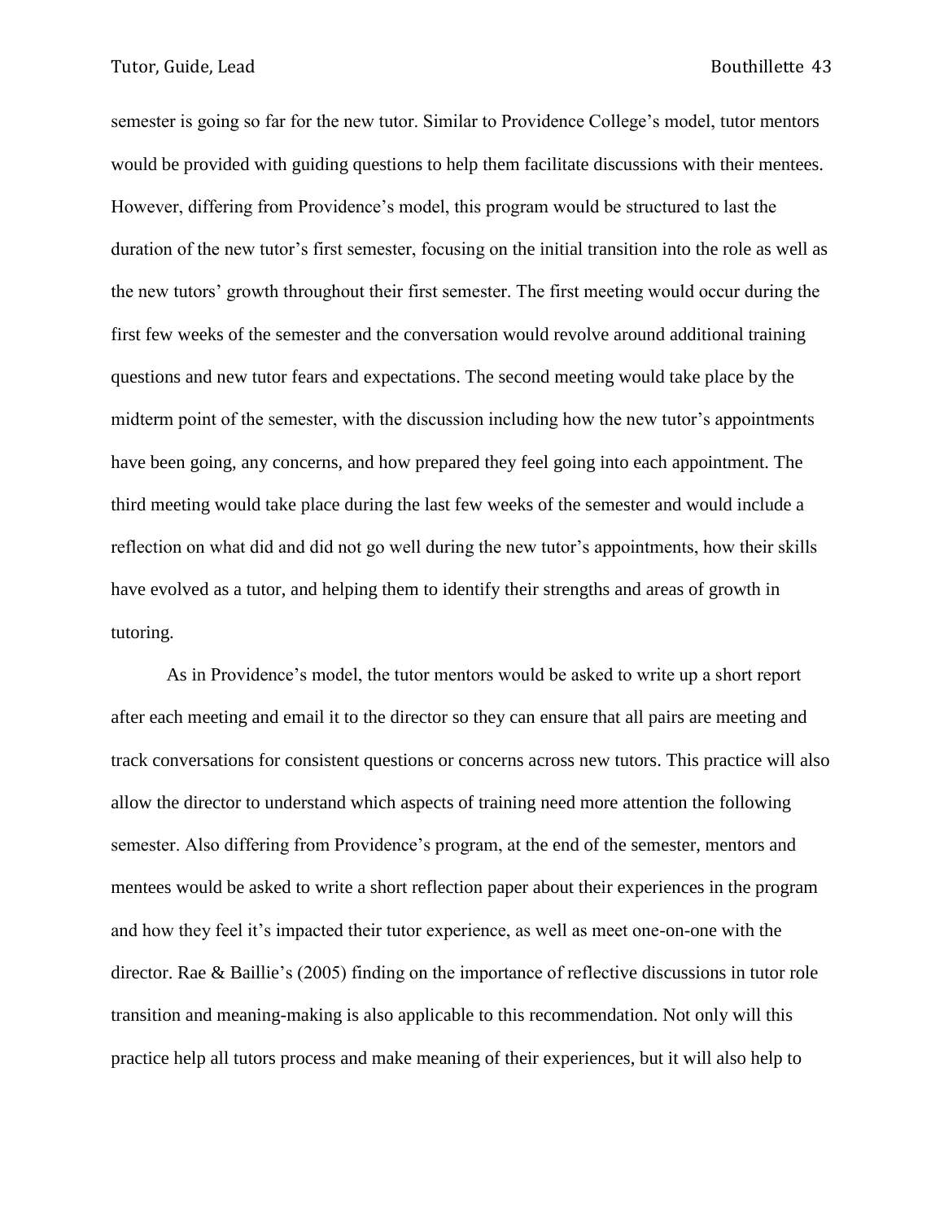semester is going so far for the new tutor. Similar to Providence College's model, tutor mentors would be provided with guiding questions to help them facilitate discussions with their mentees. However, differing from Providence's model, this program would be structured to last the duration of the new tutor's first semester, focusing on the initial transition into the role as well as the new tutors' growth throughout their first semester. The first meeting would occur during the first few weeks of the semester and the conversation would revolve around additional training questions and new tutor fears and expectations. The second meeting would take place by the midterm point of the semester, with the discussion including how the new tutor's appointments have been going, any concerns, and how prepared they feel going into each appointment. The third meeting would take place during the last few weeks of the semester and would include a reflection on what did and did not go well during the new tutor's appointments, how their skills have evolved as a tutor, and helping them to identify their strengths and areas of growth in tutoring.

As in Providence's model, the tutor mentors would be asked to write up a short report after each meeting and email it to the director so they can ensure that all pairs are meeting and track conversations for consistent questions or concerns across new tutors. This practice will also allow the director to understand which aspects of training need more attention the following semester. Also differing from Providence's program, at the end of the semester, mentors and mentees would be asked to write a short reflection paper about their experiences in the program and how they feel it's impacted their tutor experience, as well as meet one-on-one with the director. Rae & Baillie's (2005) finding on the importance of reflective discussions in tutor role transition and meaning-making is also applicable to this recommendation. Not only will this practice help all tutors process and make meaning of their experiences, but it will also help to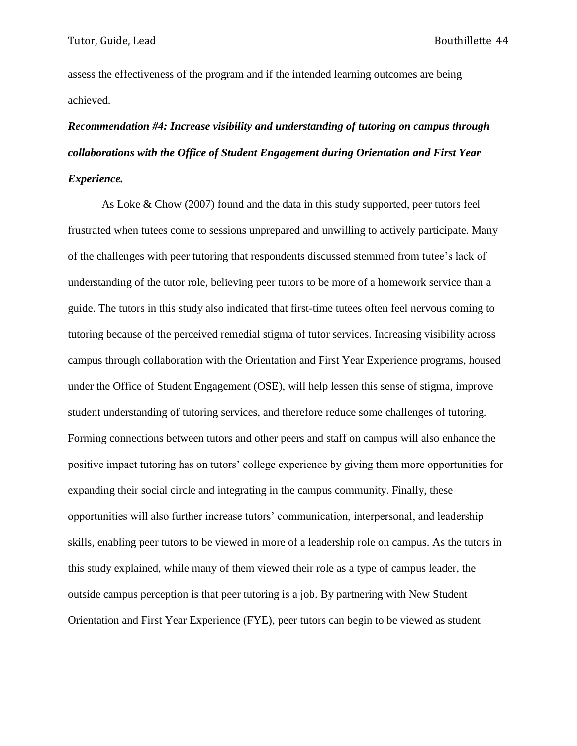assess the effectiveness of the program and if the intended learning outcomes are being achieved.

***Recommendation #4: Increase visibility and understanding of tutoring on campus through collaborations with the Office of Student Engagement during Orientation and First Year Experience.***

As Loke & Chow (2007) found and the data in this study supported, peer tutors feel frustrated when tutees come to sessions unprepared and unwilling to actively participate. Many of the challenges with peer tutoring that respondents discussed stemmed from tutee's lack of understanding of the tutor role, believing peer tutors to be more of a homework service than a guide. The tutors in this study also indicated that first-time tutees often feel nervous coming to tutoring because of the perceived remedial stigma of tutor services. Increasing visibility across campus through collaboration with the Orientation and First Year Experience programs, housed under the Office of Student Engagement (OSE), will help lessen this sense of stigma, improve student understanding of tutoring services, and therefore reduce some challenges of tutoring. Forming connections between tutors and other peers and staff on campus will also enhance the positive impact tutoring has on tutors' college experience by giving them more opportunities for expanding their social circle and integrating in the campus community. Finally, these opportunities will also further increase tutors' communication, interpersonal, and leadership skills, enabling peer tutors to be viewed in more of a leadership role on campus. As the tutors in this study explained, while many of them viewed their role as a type of campus leader, the outside campus perception is that peer tutoring is a job. By partnering with New Student Orientation and First Year Experience (FYE), peer tutors can begin to be viewed as student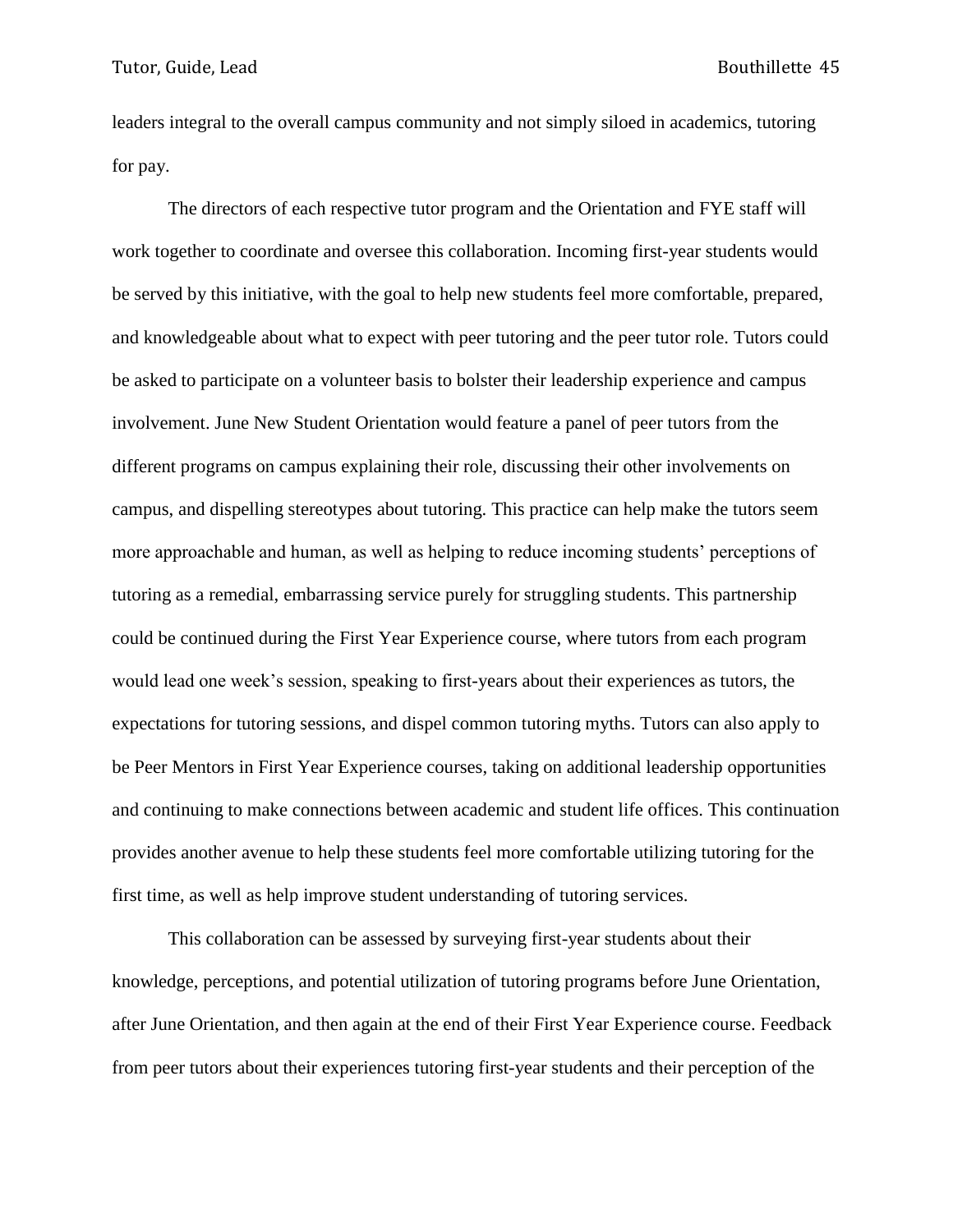leaders integral to the overall campus community and not simply siloed in academics, tutoring for pay.

The directors of each respective tutor program and the Orientation and FYE staff will work together to coordinate and oversee this collaboration. Incoming first-year students would be served by this initiative, with the goal to help new students feel more comfortable, prepared, and knowledgeable about what to expect with peer tutoring and the peer tutor role. Tutors could be asked to participate on a volunteer basis to bolster their leadership experience and campus involvement. June New Student Orientation would feature a panel of peer tutors from the different programs on campus explaining their role, discussing their other involvements on campus, and dispelling stereotypes about tutoring. This practice can help make the tutors seem more approachable and human, as well as helping to reduce incoming students' perceptions of tutoring as a remedial, embarrassing service purely for struggling students. This partnership could be continued during the First Year Experience course, where tutors from each program would lead one week's session, speaking to first-years about their experiences as tutors, the expectations for tutoring sessions, and dispel common tutoring myths. Tutors can also apply to be Peer Mentors in First Year Experience courses, taking on additional leadership opportunities and continuing to make connections between academic and student life offices. This continuation provides another avenue to help these students feel more comfortable utilizing tutoring for the first time, as well as help improve student understanding of tutoring services.

This collaboration can be assessed by surveying first-year students about their knowledge, perceptions, and potential utilization of tutoring programs before June Orientation, after June Orientation, and then again at the end of their First Year Experience course. Feedback from peer tutors about their experiences tutoring first-year students and their perception of the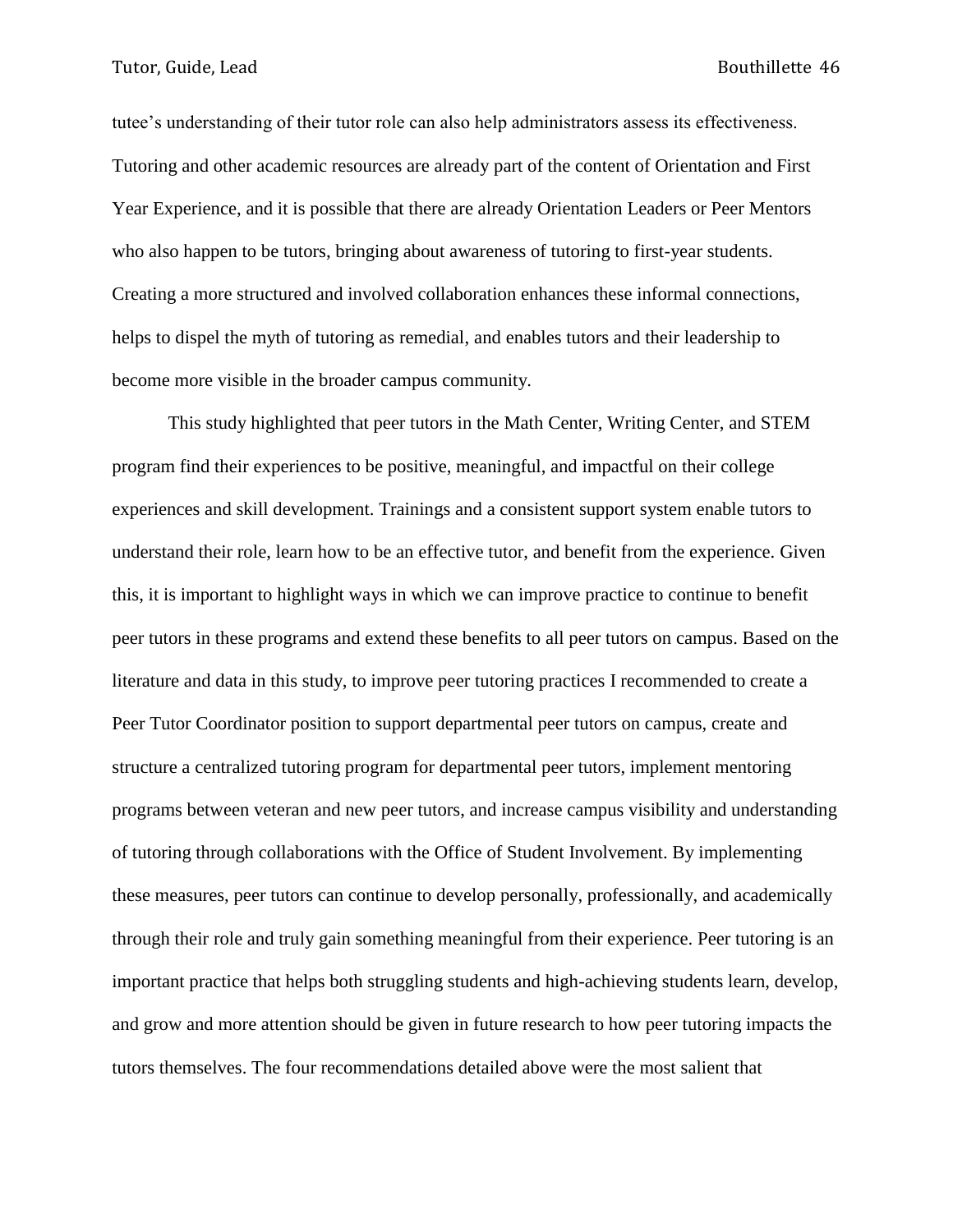tutee's understanding of their tutor role can also help administrators assess its effectiveness. Tutoring and other academic resources are already part of the content of Orientation and First Year Experience, and it is possible that there are already Orientation Leaders or Peer Mentors who also happen to be tutors, bringing about awareness of tutoring to first-year students. Creating a more structured and involved collaboration enhances these informal connections, helps to dispel the myth of tutoring as remedial, and enables tutors and their leadership to become more visible in the broader campus community.

This study highlighted that peer tutors in the Math Center, Writing Center, and STEM program find their experiences to be positive, meaningful, and impactful on their college experiences and skill development. Trainings and a consistent support system enable tutors to understand their role, learn how to be an effective tutor, and benefit from the experience. Given this, it is important to highlight ways in which we can improve practice to continue to benefit peer tutors in these programs and extend these benefits to all peer tutors on campus. Based on the literature and data in this study, to improve peer tutoring practices I recommended to create a Peer Tutor Coordinator position to support departmental peer tutors on campus, create and structure a centralized tutoring program for departmental peer tutors, implement mentoring programs between veteran and new peer tutors, and increase campus visibility and understanding of tutoring through collaborations with the Office of Student Involvement. By implementing these measures, peer tutors can continue to develop personally, professionally, and academically through their role and truly gain something meaningful from their experience. Peer tutoring is an important practice that helps both struggling students and high-achieving students learn, develop, and grow and more attention should be given in future research to how peer tutoring impacts the tutors themselves. The four recommendations detailed above were the most salient that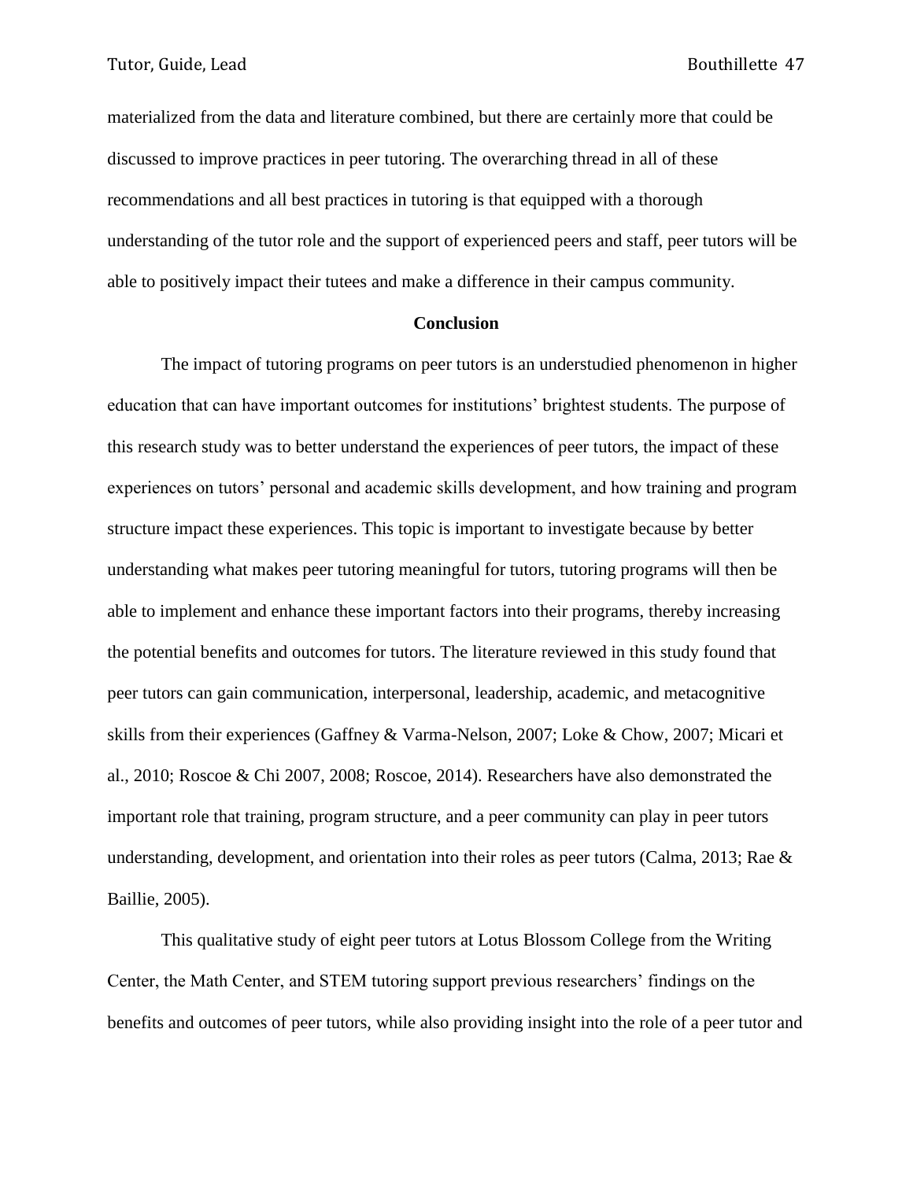materialized from the data and literature combined, but there are certainly more that could be discussed to improve practices in peer tutoring. The overarching thread in all of these recommendations and all best practices in tutoring is that equipped with a thorough understanding of the tutor role and the support of experienced peers and staff, peer tutors will be able to positively impact their tutees and make a difference in their campus community.

## Conclusion

The impact of tutoring programs on peer tutors is an understudied phenomenon in higher education that can have important outcomes for institutions' brightest students. The purpose of this research study was to better understand the experiences of peer tutors, the impact of these experiences on tutors' personal and academic skills development, and how training and program structure impact these experiences. This topic is important to investigate because by better understanding what makes peer tutoring meaningful for tutors, tutoring programs will then be able to implement and enhance these important factors into their programs, thereby increasing the potential benefits and outcomes for tutors. The literature reviewed in this study found that peer tutors can gain communication, interpersonal, leadership, academic, and metacognitive skills from their experiences (Gaffney & Varma-Nelson, 2007; Loke & Chow, 2007; Micari et al., 2010; Roscoe & Chi 2007, 2008; Roscoe, 2014). Researchers have also demonstrated the important role that training, program structure, and a peer community can play in peer tutors understanding, development, and orientation into their roles as peer tutors (Calma, 2013; Rae & Baillie, 2005).

This qualitative study of eight peer tutors at Lotus Blossom College from the Writing Center, the Math Center, and STEM tutoring support previous researchers' findings on the benefits and outcomes of peer tutors, while also providing insight into the role of a peer tutor and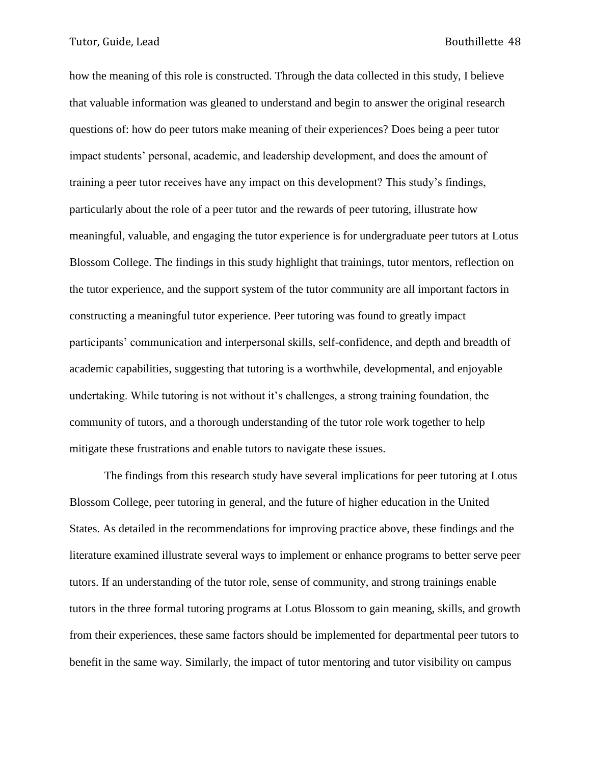how the meaning of this role is constructed. Through the data collected in this study, I believe that valuable information was gleaned to understand and begin to answer the original research questions of: how do peer tutors make meaning of their experiences? Does being a peer tutor impact students' personal, academic, and leadership development, and does the amount of training a peer tutor receives have any impact on this development? This study's findings, particularly about the role of a peer tutor and the rewards of peer tutoring, illustrate how meaningful, valuable, and engaging the tutor experience is for undergraduate peer tutors at Lotus Blossom College. The findings in this study highlight that trainings, tutor mentors, reflection on the tutor experience, and the support system of the tutor community are all important factors in constructing a meaningful tutor experience. Peer tutoring was found to greatly impact participants' communication and interpersonal skills, self-confidence, and depth and breadth of academic capabilities, suggesting that tutoring is a worthwhile, developmental, and enjoyable undertaking. While tutoring is not without it's challenges, a strong training foundation, the community of tutors, and a thorough understanding of the tutor role work together to help mitigate these frustrations and enable tutors to navigate these issues.

The findings from this research study have several implications for peer tutoring at Lotus Blossom College, peer tutoring in general, and the future of higher education in the United States. As detailed in the recommendations for improving practice above, these findings and the literature examined illustrate several ways to implement or enhance programs to better serve peer tutors. If an understanding of the tutor role, sense of community, and strong trainings enable tutors in the three formal tutoring programs at Lotus Blossom to gain meaning, skills, and growth from their experiences, these same factors should be implemented for departmental peer tutors to benefit in the same way. Similarly, the impact of tutor mentoring and tutor visibility on campus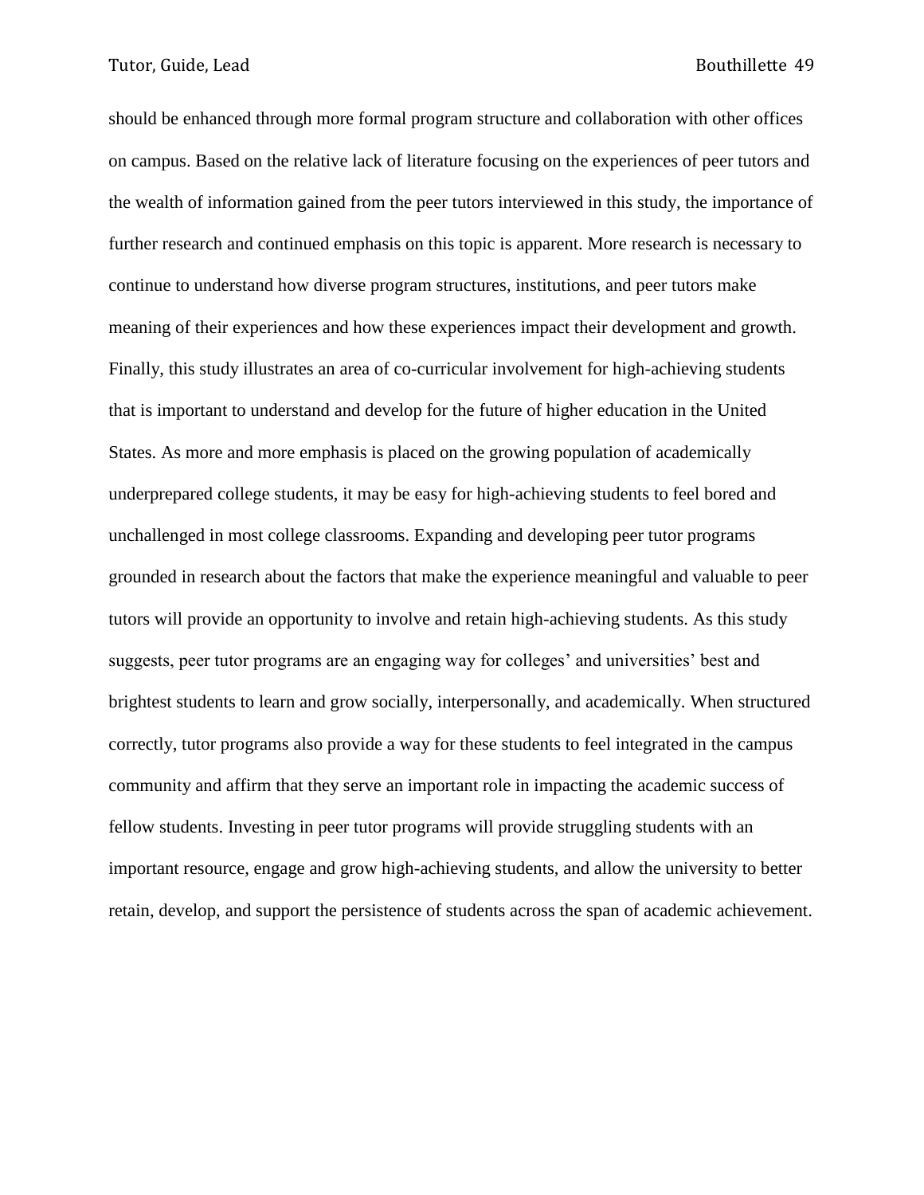should be enhanced through more formal program structure and collaboration with other offices on campus. Based on the relative lack of literature focusing on the experiences of peer tutors and the wealth of information gained from the peer tutors interviewed in this study, the importance of further research and continued emphasis on this topic is apparent. More research is necessary to continue to understand how diverse program structures, institutions, and peer tutors make meaning of their experiences and how these experiences impact their development and growth. Finally, this study illustrates an area of co-curricular involvement for high-achieving students that is important to understand and develop for the future of higher education in the United States. As more and more emphasis is placed on the growing population of academically underprepared college students, it may be easy for high-achieving students to feel bored and unchallenged in most college classrooms. Expanding and developing peer tutor programs grounded in research about the factors that make the experience meaningful and valuable to peer tutors will provide an opportunity to involve and retain high-achieving students. As this study suggests, peer tutor programs are an engaging way for colleges' and universities' best and brightest students to learn and grow socially, interpersonally, and academically. When structured correctly, tutor programs also provide a way for these students to feel integrated in the campus community and affirm that they serve an important role in impacting the academic success of fellow students. Investing in peer tutor programs will provide struggling students with an important resource, engage and grow high-achieving students, and allow the university to better retain, develop, and support the persistence of students across the span of academic achievement.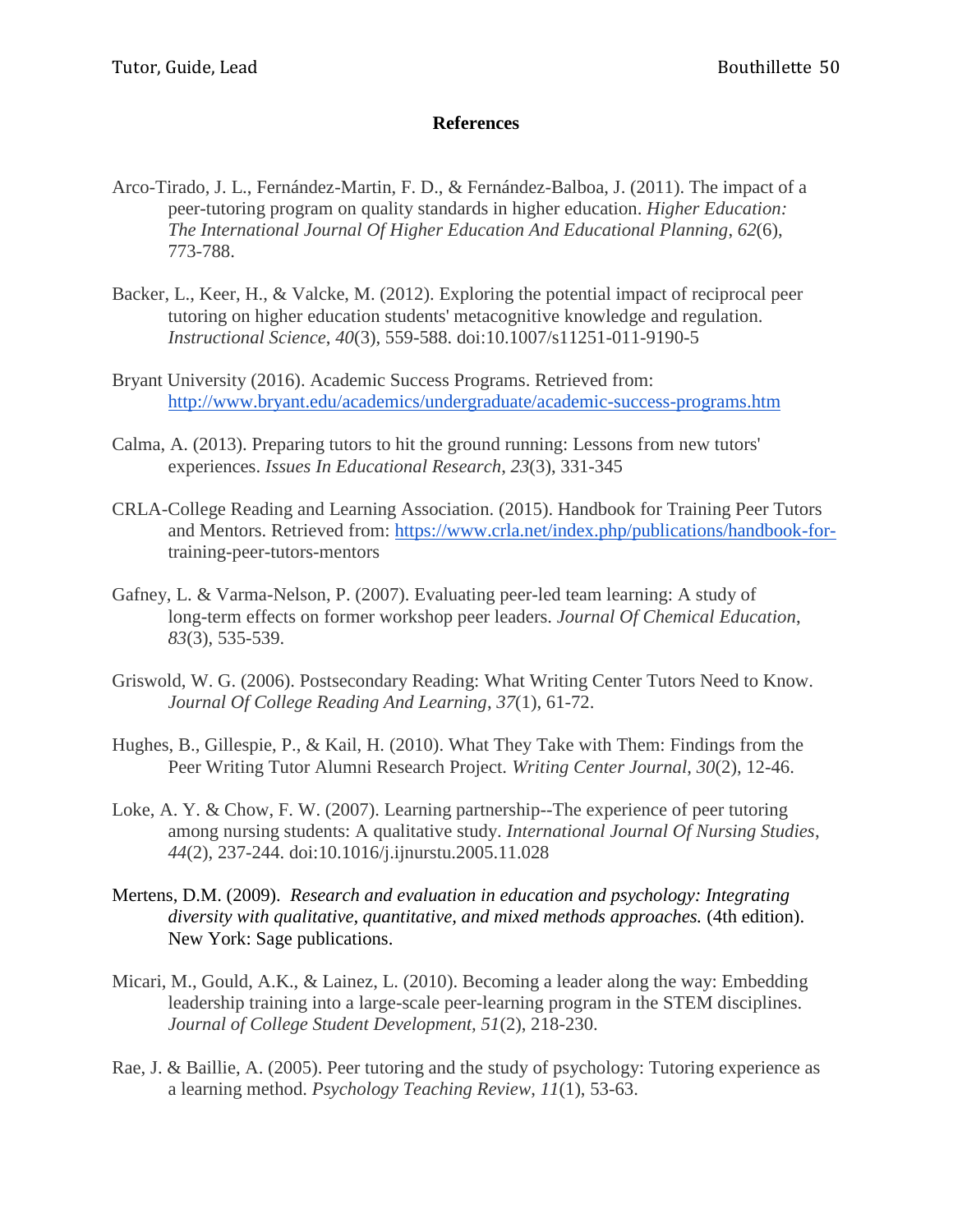## References

Arco-Tirado, J. L., Fernández-Martin, F. D., & Fernández-Balboa, J. (2011). The impact of a peer-tutoring program on quality standards in higher education. *Higher Education: The International Journal Of Higher Education And Educational Planning*, *62*(6), 773-788.

Backer, L., Keer, H., & Valcke, M. (2012). Exploring the potential impact of reciprocal peer tutoring on higher education students' metacognitive knowledge and regulation. *Instructional Science*, *40*(3), 559-588. doi:10.1007/s11251-011-9190-5

Bryant University (2016). Academic Success Programs. Retrieved from: http://www.bryant.edu/academics/undergraduate/academic-success-programs.htm

Calma, A. (2013). Preparing tutors to hit the ground running: Lessons from new tutors' experiences. *Issues In Educational Research*, *23*(3), 331-345

CRLA-College Reading and Learning Association. (2015). Handbook for Training Peer Tutors and Mentors. Retrieved from: https://www.crla.net/index.php/publications/handbook-for-training-peer-tutors-mentors

Gafney, L. & Varma-Nelson, P. (2007). Evaluating peer-led team learning: A study of long-term effects on former workshop peer leaders. *Journal Of Chemical Education*, *83*(3), 535-539.

Griswold, W. G. (2006). Postsecondary Reading: What Writing Center Tutors Need to Know. *Journal Of College Reading And Learning*, *37*(1), 61-72.

Hughes, B., Gillespie, P., & Kail, H. (2010). What They Take with Them: Findings from the Peer Writing Tutor Alumni Research Project. *Writing Center Journal*, *30*(2), 12-46.

Loke, A. Y. & Chow, F. W. (2007). Learning partnership--The experience of peer tutoring among nursing students: A qualitative study. *International Journal Of Nursing Studies*, *44*(2), 237-244. doi:10.1016/j.ijnurstu.2005.11.028

Mertens, D.M. (2009). *Research and evaluation in education and psychology: Integrating diversity with qualitative, quantitative, and mixed methods approaches.* (4th edition). New York: Sage publications.

Micari, M., Gould, A.K., & Lainez, L. (2010). Becoming a leader along the way: Embedding leadership training into a large-scale peer-learning program in the STEM disciplines. *Journal of College Student Development*, *51*(2), 218-230.

Rae, J. & Baillie, A. (2005). Peer tutoring and the study of psychology: Tutoring experience as a learning method. *Psychology Teaching Review*, *11*(1), 53-63.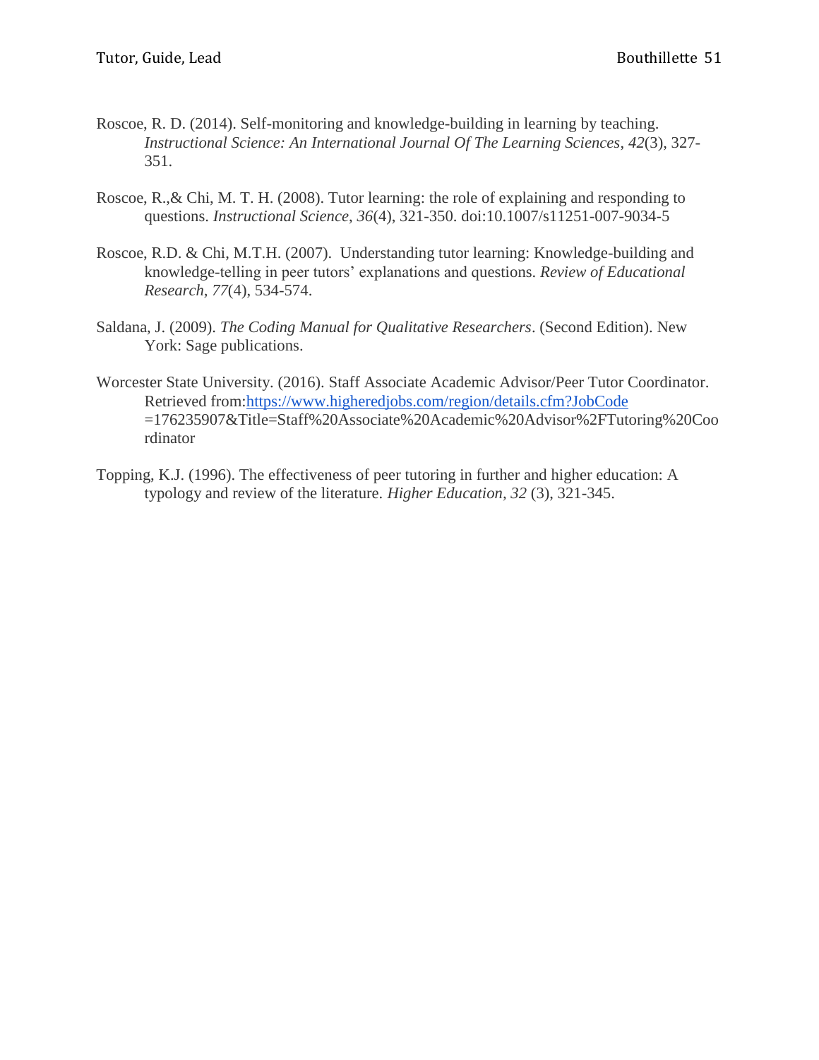Roscoe, R. D. (2014). Self-monitoring and knowledge-building in learning by teaching. *Instructional Science: An International Journal Of The Learning Sciences*, *42*(3), 327-351.

Roscoe, R.,& Chi, M. T. H. (2008). Tutor learning: the role of explaining and responding to questions. *Instructional Science*, *36*(4), 321-350. doi:10.1007/s11251-007-9034-5

Roscoe, R.D. & Chi, M.T.H. (2007). Understanding tutor learning: Knowledge-building and knowledge-telling in peer tutors' explanations and questions. *Review of Educational Research, 77*(4), 534-574.

Saldana, J. (2009). *The Coding Manual for Qualitative Researchers*. (Second Edition). New York: Sage publications.

Worcester State University. (2016). Staff Associate Academic Advisor/Peer Tutor Coordinator. Retrieved from:https://www.higheredjobs.com/region/details.cfm?JobCode=176235907&Title=Staff%20Associate%20Academic%20Advisor%2FTutoring%20Coordinator

Topping, K.J. (1996). The effectiveness of peer tutoring in further and higher education: A typology and review of the literature. *Higher Education*, *32* (3), 321-345.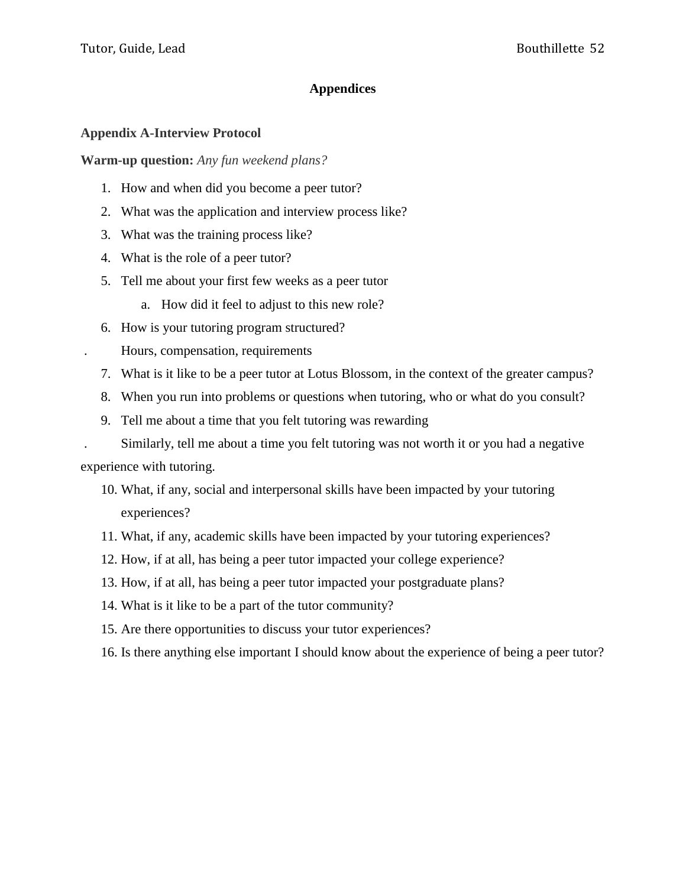# Appendices

## Appendix A-Interview Protocol

**Warm-up question:** *Any fun weekend plans?*

1. How and when did you become a peer tutor?
2. What was the application and interview process like?
3. What was the training process like?
4. What is the role of a peer tutor?
5. Tell me about your first few weeks as a peer tutor
   a. How did it feel to adjust to this new role?
6. How is your tutoring program structured?

. Hours, compensation, requirements

7. What is it like to be a peer tutor at Lotus Blossom, in the context of the greater campus?
8. When you run into problems or questions when tutoring, who or what do you consult?
9. Tell me about a time that you felt tutoring was rewarding

. Similarly, tell me about a time you felt tutoring was not worth it or you had a negative experience with tutoring.

10. What, if any, social and interpersonal skills have been impacted by your tutoring experiences?
11. What, if any, academic skills have been impacted by your tutoring experiences?
12. How, if at all, has being a peer tutor impacted your college experience?
13. How, if at all, has being a peer tutor impacted your postgraduate plans?
14. What is it like to be a part of the tutor community?
15. Are there opportunities to discuss your tutor experiences?
16. Is there anything else important I should know about the experience of being a peer tutor?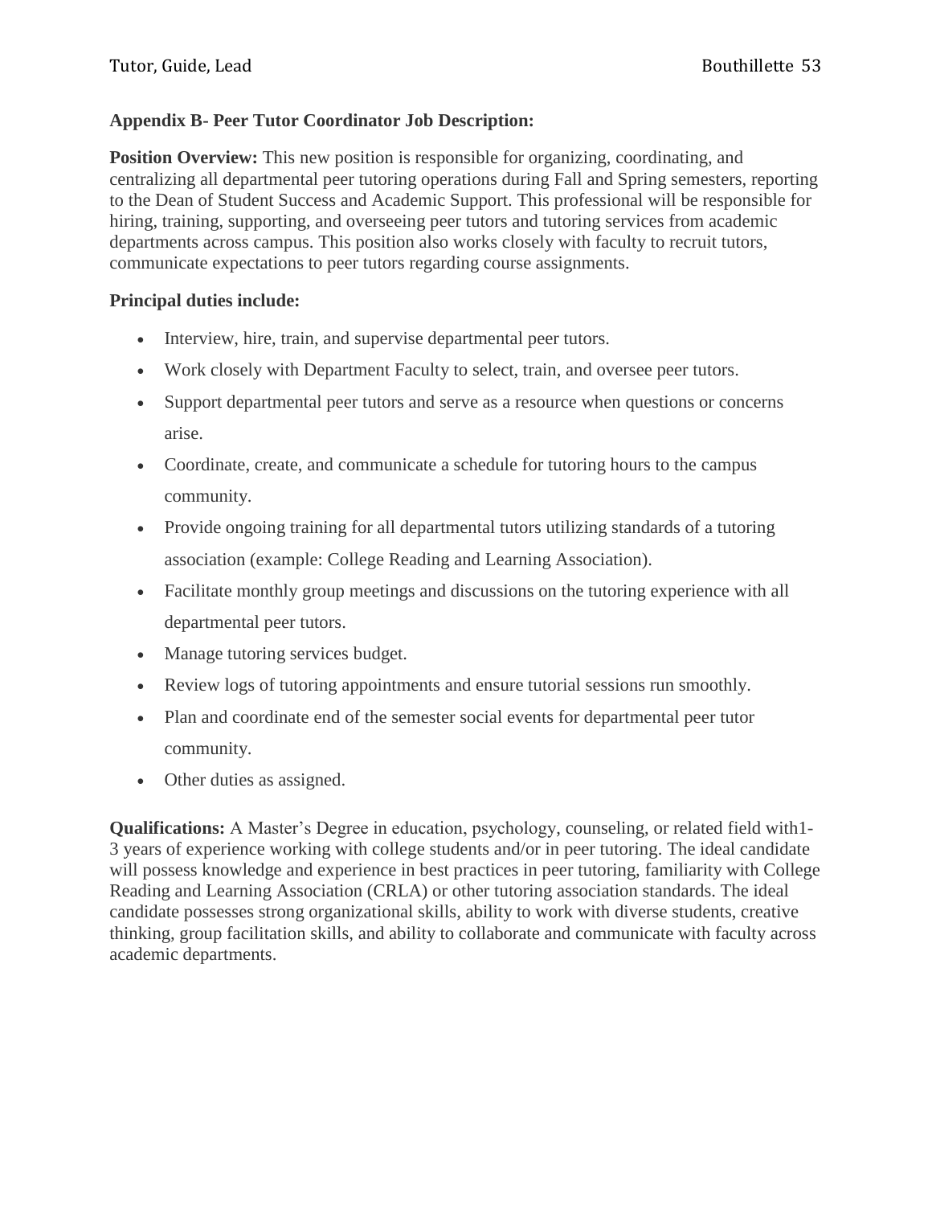## Appendix B- Peer Tutor Coordinator Job Description:

**Position Overview:** This new position is responsible for organizing, coordinating, and centralizing all departmental peer tutoring operations during Fall and Spring semesters, reporting to the Dean of Student Success and Academic Support. This professional will be responsible for hiring, training, supporting, and overseeing peer tutors and tutoring services from academic departments across campus. This position also works closely with faculty to recruit tutors, communicate expectations to peer tutors regarding course assignments.

**Principal duties include:**

- Interview, hire, train, and supervise departmental peer tutors.
- Work closely with Department Faculty to select, train, and oversee peer tutors.
- Support departmental peer tutors and serve as a resource when questions or concerns arise.
- Coordinate, create, and communicate a schedule for tutoring hours to the campus community.
- Provide ongoing training for all departmental tutors utilizing standards of a tutoring association (example: College Reading and Learning Association).
- Facilitate monthly group meetings and discussions on the tutoring experience with all departmental peer tutors.
- Manage tutoring services budget.
- Review logs of tutoring appointments and ensure tutorial sessions run smoothly.
- Plan and coordinate end of the semester social events for departmental peer tutor community.
- Other duties as assigned.

**Qualifications:** A Master's Degree in education, psychology, counseling, or related field with1-3 years of experience working with college students and/or in peer tutoring. The ideal candidate will possess knowledge and experience in best practices in peer tutoring, familiarity with College Reading and Learning Association (CRLA) or other tutoring association standards. The ideal candidate possesses strong organizational skills, ability to work with diverse students, creative thinking, group facilitation skills, and ability to collaborate and communicate with faculty across academic departments.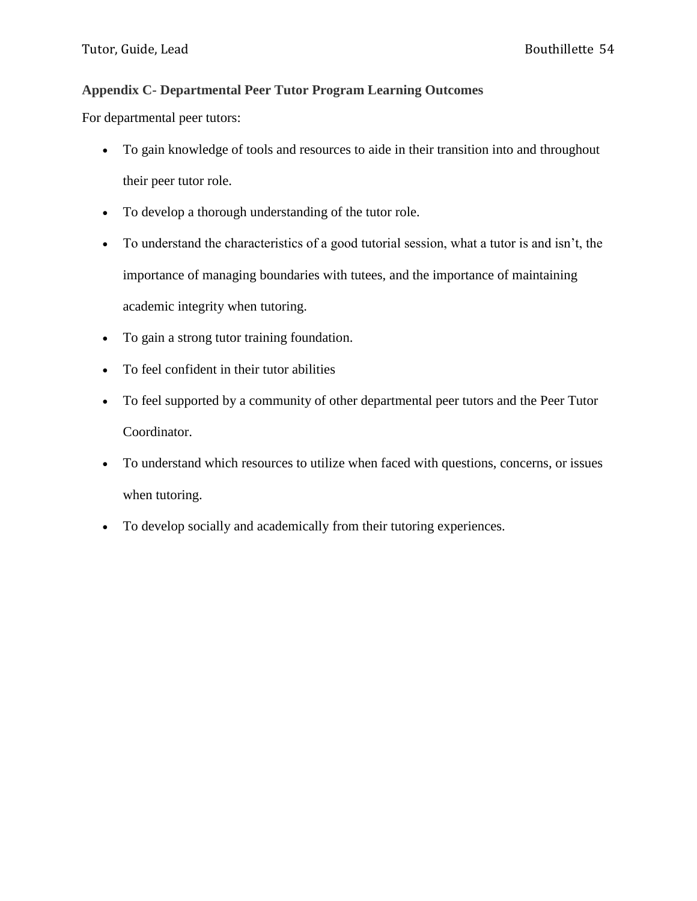## Appendix C- Departmental Peer Tutor Program Learning Outcomes

For departmental peer tutors:

- To gain knowledge of tools and resources to aide in their transition into and throughout their peer tutor role.
- To develop a thorough understanding of the tutor role.
- To understand the characteristics of a good tutorial session, what a tutor is and isn't, the importance of managing boundaries with tutees, and the importance of maintaining academic integrity when tutoring.
- To gain a strong tutor training foundation.
- To feel confident in their tutor abilities
- To feel supported by a community of other departmental peer tutors and the Peer Tutor Coordinator.
- To understand which resources to utilize when faced with questions, concerns, or issues when tutoring.
- To develop socially and academically from their tutoring experiences.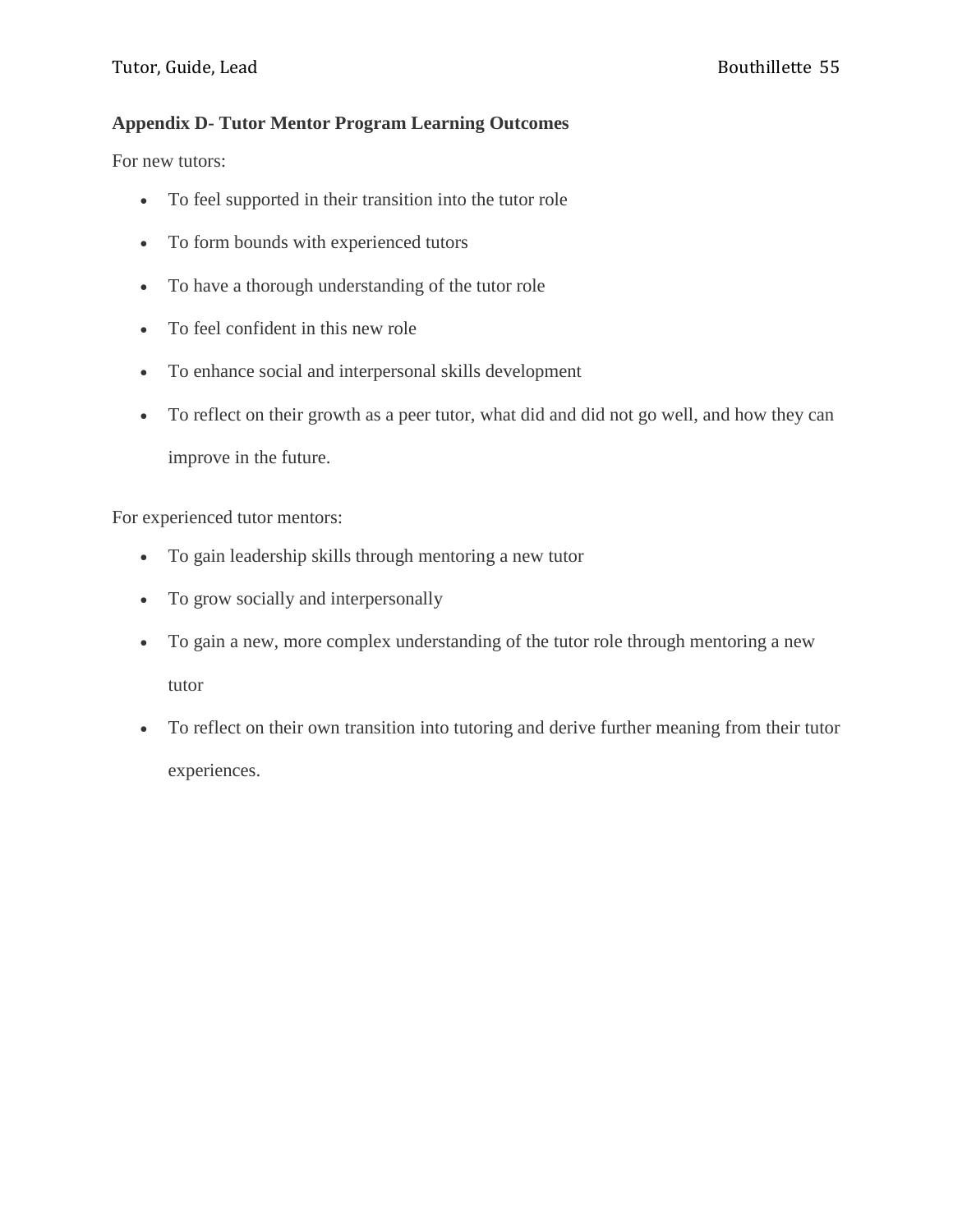## Appendix D- Tutor Mentor Program Learning Outcomes

For new tutors:

- To feel supported in their transition into the tutor role
- To form bounds with experienced tutors
- To have a thorough understanding of the tutor role
- To feel confident in this new role
- To enhance social and interpersonal skills development
- To reflect on their growth as a peer tutor, what did and did not go well, and how they can improve in the future.

For experienced tutor mentors:

- To gain leadership skills through mentoring a new tutor
- To grow socially and interpersonally
- To gain a new, more complex understanding of the tutor role through mentoring a new tutor
- To reflect on their own transition into tutoring and derive further meaning from their tutor experiences.